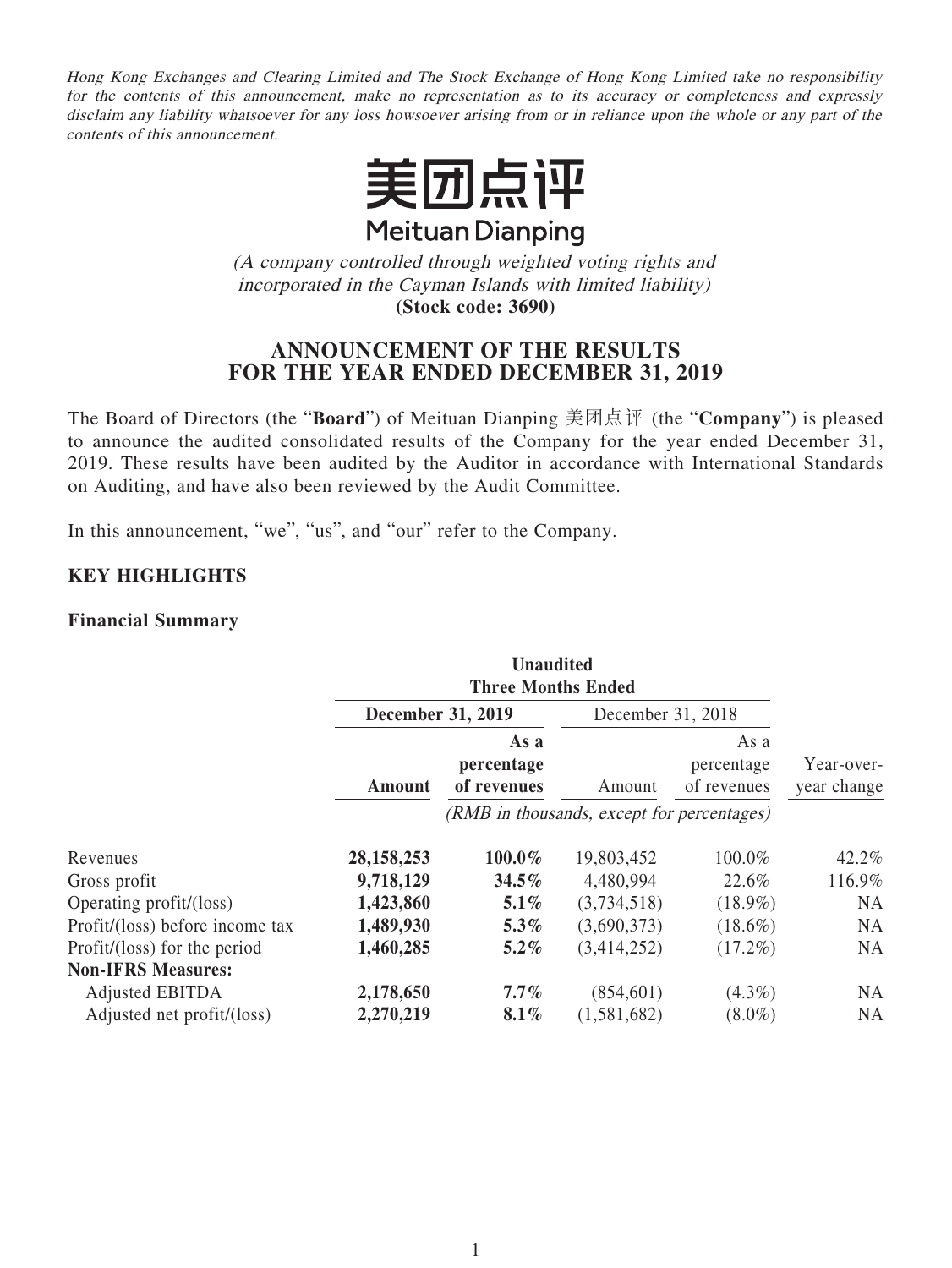*Hong Kong Exchanges and Clearing Limited and The Stock Exchange of Hong Kong Limited take no responsibility for the contents of this announcement, make no representation as to its accuracy or completeness and expressly disclaim any liability whatsoever for any loss howsoever arising from or in reliance upon the whole or any part of the contents of this announcement.*

# 美团点评
# Meituan Dianping

*(A company controlled through weighted voting rights and incorporated in the Cayman Islands with limited liability)*
**(Stock code: 3690)**

## ANNOUNCEMENT OF THE RESULTS FOR THE YEAR ENDED DECEMBER 31, 2019

The Board of Directors (the "**Board**") of Meituan Dianping 美团点评 (the "**Company**") is pleased to announce the audited consolidated results of the Company for the year ended December 31, 2019. These results have been audited by the Auditor in accordance with International Standards on Auditing, and have also been reviewed by the Audit Committee.

In this announcement, "we", "us", and "our" refer to the Company.

### KEY HIGHLIGHTS

#### Financial Summary

| | **Unaudited Three Months Ended** | | | | |
|---|---|---|---|---|---|
| | **December 31, 2019** | | December 31, 2018 | | |
| | **Amount** | **As a percentage of revenues** | Amount | As a percentage of revenues | Year-over-year change |
| | *(RMB in thousands, except for percentages)* | | | | |
| Revenues | **28,158,253** | **100.0%** | 19,803,452 | 100.0% | 42.2% |
| Gross profit | **9,718,129** | **34.5%** | 4,480,994 | 22.6% | 116.9% |
| Operating profit/(loss) | **1,423,860** | **5.1%** | (3,734,518) | (18.9%) | NA |
| Profit/(loss) before income tax | **1,489,930** | **5.3%** | (3,690,373) | (18.6%) | NA |
| Profit/(loss) for the period | **1,460,285** | **5.2%** | (3,414,252) | (17.2%) | NA |
| **Non-IFRS Measures:** | | | | | |
| Adjusted EBITDA | **2,178,650** | **7.7%** | (854,601) | (4.3%) | NA |
| Adjusted net profit/(loss) | **2,270,219** | **8.1%** | (1,581,682) | (8.0%) | NA |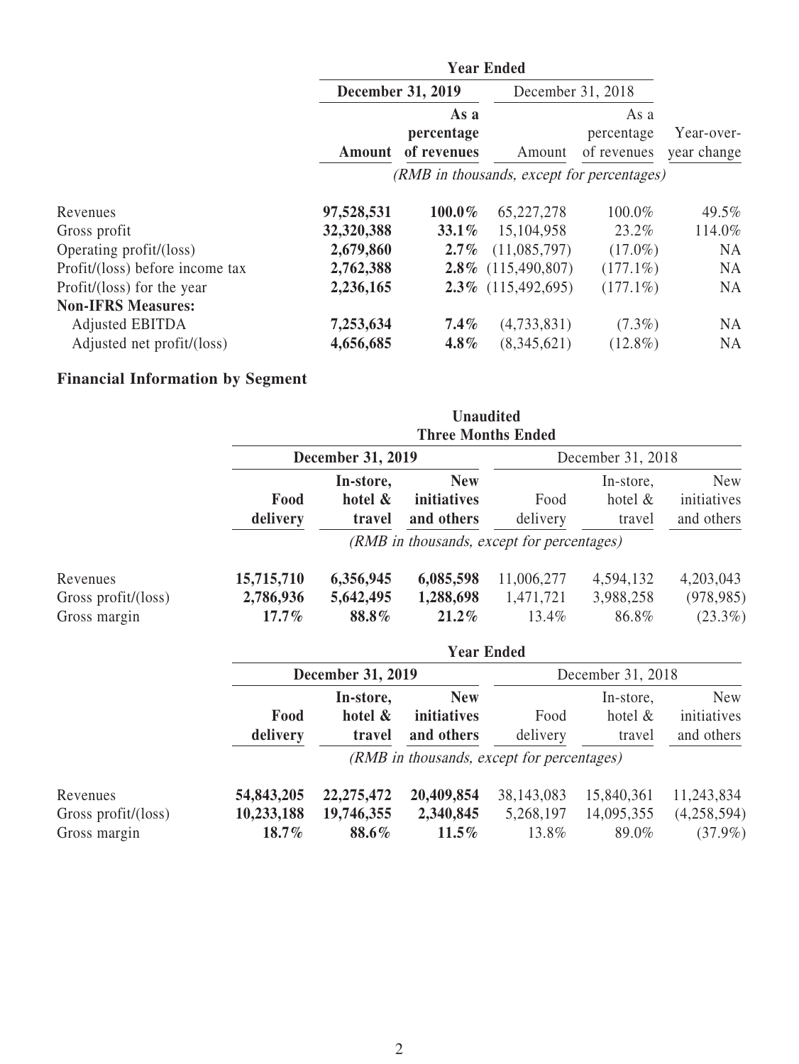| | Year Ended | | | | |
|---|---|---|---|---|---|
| | **December 31, 2019** | | December 31, 2018 | | |
| | **Amount** | **As a percentage of revenues** | Amount | As a percentage of revenues | Year-over-year change |
| | *(RMB in thousands, except for percentages)* | | | | |
| Revenues | **97,528,531** | **100.0%** | 65,227,278 | 100.0% | 49.5% |
| Gross profit | **32,320,388** | **33.1%** | 15,104,958 | 23.2% | 114.0% |
| Operating profit/(loss) | **2,679,860** | **2.7%** | (11,085,797) | (17.0%) | NA |
| Profit/(loss) before income tax | **2,762,388** | **2.8%** | (115,490,807) | (177.1%) | NA |
| Profit/(loss) for the year | **2,236,165** | **2.3%** | (115,492,695) | (177.1%) | NA |
| **Non-IFRS Measures:** | | | | | |
| Adjusted EBITDA | **7,253,634** | **7.4%** | (4,733,831) | (7.3%) | NA |
| Adjusted net profit/(loss) | **4,656,685** | **4.8%** | (8,345,621) | (12.8%) | NA |

## Financial Information by Segment

| | Unaudited Three Months Ended | | | | | |
|---|---|---|---|---|---|---|
| | **December 31, 2019** | | | December 31, 2018 | | |
| | **Food delivery** | **In-store, hotel & travel** | **New initiatives and others** | Food delivery | In-store, hotel & travel | New initiatives and others |
| | *(RMB in thousands, except for percentages)* | | | | | |
| Revenues | **15,715,710** | **6,356,945** | **6,085,598** | 11,006,277 | 4,594,132 | 4,203,043 |
| Gross profit/(loss) | **2,786,936** | **5,642,495** | **1,288,698** | 1,471,721 | 3,988,258 | (978,985) |
| Gross margin | **17.7%** | **88.8%** | **21.2%** | 13.4% | 86.8% | (23.3%) |

| | Year Ended | | | | | |
|---|---|---|---|---|---|---|
| | **December 31, 2019** | | | December 31, 2018 | | |
| | **Food delivery** | **In-store, hotel & travel** | **New initiatives and others** | Food delivery | In-store, hotel & travel | New initiatives and others |
| | *(RMB in thousands, except for percentages)* | | | | | |
| Revenues | **54,843,205** | **22,275,472** | **20,409,854** | 38,143,083 | 15,840,361 | 11,243,834 |
| Gross profit/(loss) | **10,233,188** | **19,746,355** | **2,340,845** | 5,268,197 | 14,095,355 | (4,258,594) |
| Gross margin | **18.7%** | **88.6%** | **11.5%** | 13.8% | 89.0% | (37.9%) |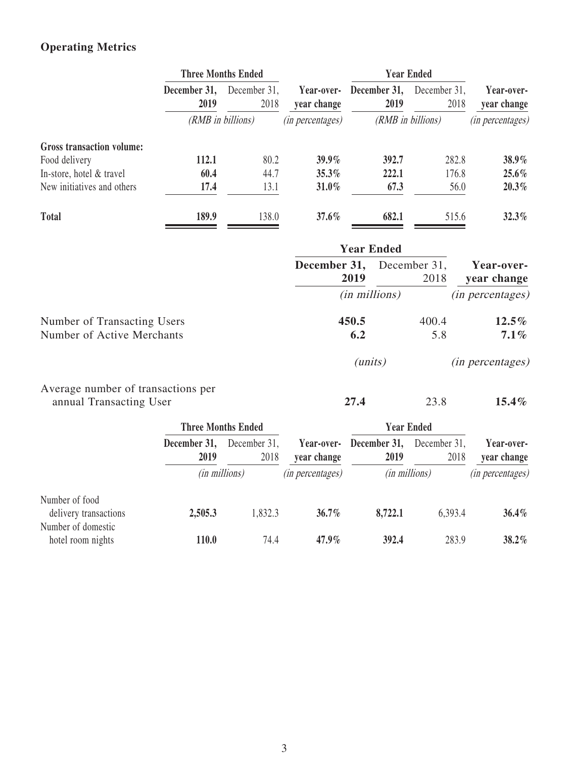## Operating Metrics

| | Three Months Ended | | | Year Ended | | |
|---|---|---|---|---|---|---|
| | **December 31, 2019** | December 31, 2018 | **Year-over-year change** | **December 31, 2019** | December 31, 2018 | **Year-over-year change** |
| | *(RMB in billions)* | | *(in percentages)* | *(RMB in billions)* | | *(in percentages)* |
| **Gross transaction volume:** | | | | | | |
| Food delivery | **112.1** | 80.2 | **39.9%** | **392.7** | 282.8 | **38.9%** |
| In-store, hotel & travel | **60.4** | 44.7 | **35.3%** | **222.1** | 176.8 | **25.6%** |
| New initiatives and others | **17.4** | 13.1 | **31.0%** | **67.3** | 56.0 | **20.3%** |
| **Total** | **189.9** | 138.0 | **37.6%** | **682.1** | 515.6 | **32.3%** |

| | Year Ended | | |
|---|---|---|---|
| | **December 31, 2019** | December 31, 2018 | **Year-over-year change** |
| | *(in millions)* | | *(in percentages)* |
| Number of Transacting Users | **450.5** | 400.4 | **12.5%** |
| Number of Active Merchants | **6.2** | 5.8 | **7.1%** |
| | *(units)* | | *(in percentages)* |
| Average number of transactions per annual Transacting User | **27.4** | 23.8 | **15.4%** |

| | Three Months Ended | | | Year Ended | | |
|---|---|---|---|---|---|---|
| | **December 31, 2019** | December 31, 2018 | **Year-over-year change** | **December 31, 2019** | December 31, 2018 | **Year-over-year change** |
| | *(in millions)* | | *(in percentages)* | *(in millions)* | | *(in percentages)* |
| Number of food delivery transactions | **2,505.3** | 1,832.3 | **36.7%** | **8,722.1** | 6,393.4 | **36.4%** |
| Number of domestic hotel room nights | **110.0** | 74.4 | **47.9%** | **392.4** | 283.9 | **38.2%** |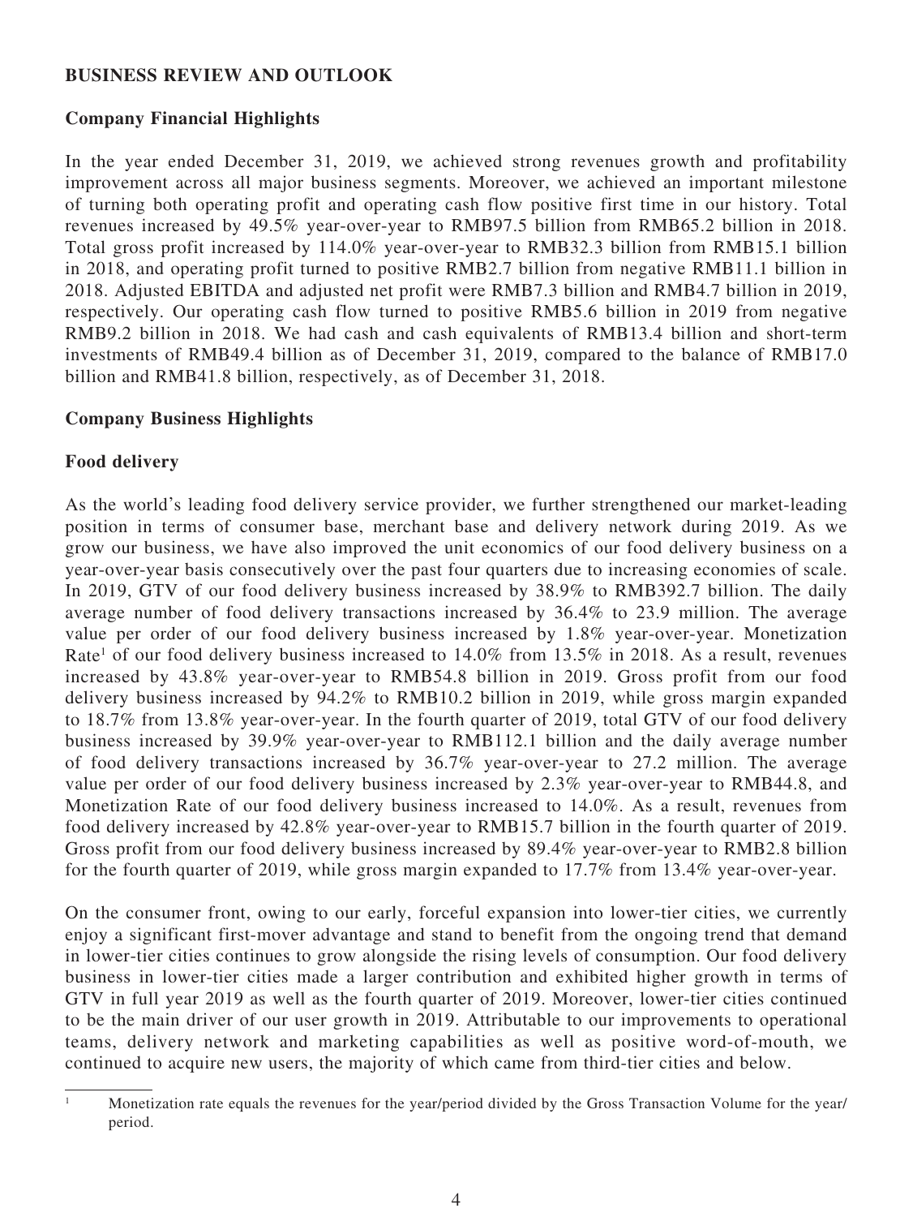## BUSINESS REVIEW AND OUTLOOK

### Company Financial Highlights

In the year ended December 31, 2019, we achieved strong revenues growth and profitability improvement across all major business segments. Moreover, we achieved an important milestone of turning both operating profit and operating cash flow positive first time in our history. Total revenues increased by 49.5% year-over-year to RMB97.5 billion from RMB65.2 billion in 2018. Total gross profit increased by 114.0% year-over-year to RMB32.3 billion from RMB15.1 billion in 2018, and operating profit turned to positive RMB2.7 billion from negative RMB11.1 billion in 2018. Adjusted EBITDA and adjusted net profit were RMB7.3 billion and RMB4.7 billion in 2019, respectively. Our operating cash flow turned to positive RMB5.6 billion in 2019 from negative RMB9.2 billion in 2018. We had cash and cash equivalents of RMB13.4 billion and short-term investments of RMB49.4 billion as of December 31, 2019, compared to the balance of RMB17.0 billion and RMB41.8 billion, respectively, as of December 31, 2018.

### Company Business Highlights

### Food delivery

As the world's leading food delivery service provider, we further strengthened our market-leading position in terms of consumer base, merchant base and delivery network during 2019. As we grow our business, we have also improved the unit economics of our food delivery business on a year-over-year basis consecutively over the past four quarters due to increasing economies of scale. In 2019, GTV of our food delivery business increased by 38.9% to RMB392.7 billion. The daily average number of food delivery transactions increased by 36.4% to 23.9 million. The average value per order of our food delivery business increased by 1.8% year-over-year. Monetization Rate[1] of our food delivery business increased to 14.0% from 13.5% in 2018. As a result, revenues increased by 43.8% year-over-year to RMB54.8 billion in 2019. Gross profit from our food delivery business increased by 94.2% to RMB10.2 billion in 2019, while gross margin expanded to 18.7% from 13.8% year-over-year. In the fourth quarter of 2019, total GTV of our food delivery business increased by 39.9% year-over-year to RMB112.1 billion and the daily average number of food delivery transactions increased by 36.7% year-over-year to 27.2 million. The average value per order of our food delivery business increased by 2.3% year-over-year to RMB44.8, and Monetization Rate of our food delivery business increased to 14.0%. As a result, revenues from food delivery increased by 42.8% year-over-year to RMB15.7 billion in the fourth quarter of 2019. Gross profit from our food delivery business increased by 89.4% year-over-year to RMB2.8 billion for the fourth quarter of 2019, while gross margin expanded to 17.7% from 13.4% year-over-year.

On the consumer front, owing to our early, forceful expansion into lower-tier cities, we currently enjoy a significant first-mover advantage and stand to benefit from the ongoing trend that demand in lower-tier cities continues to grow alongside the rising levels of consumption. Our food delivery business in lower-tier cities made a larger contribution and exhibited higher growth in terms of GTV in full year 2019 as well as the fourth quarter of 2019. Moreover, lower-tier cities continued to be the main driver of our user growth in 2019. Attributable to our improvements to operational teams, delivery network and marketing capabilities as well as positive word-of-mouth, we continued to acquire new users, the majority of which came from third-tier cities and below.

---

[1] Monetization rate equals the revenues for the year/period divided by the Gross Transaction Volume for the year/period.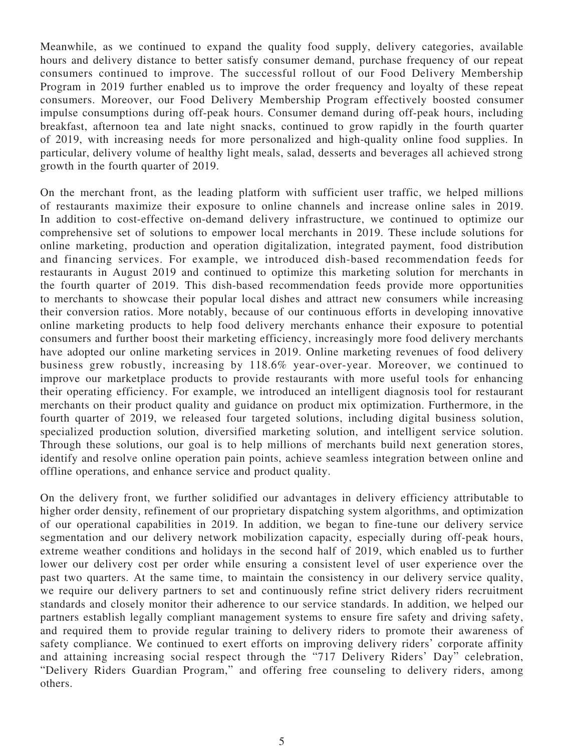Meanwhile, as we continued to expand the quality food supply, delivery categories, available hours and delivery distance to better satisfy consumer demand, purchase frequency of our repeat consumers continued to improve. The successful rollout of our Food Delivery Membership Program in 2019 further enabled us to improve the order frequency and loyalty of these repeat consumers. Moreover, our Food Delivery Membership Program effectively boosted consumer impulse consumptions during off-peak hours. Consumer demand during off-peak hours, including breakfast, afternoon tea and late night snacks, continued to grow rapidly in the fourth quarter of 2019, with increasing needs for more personalized and high-quality online food supplies. In particular, delivery volume of healthy light meals, salad, desserts and beverages all achieved strong growth in the fourth quarter of 2019.

On the merchant front, as the leading platform with sufficient user traffic, we helped millions of restaurants maximize their exposure to online channels and increase online sales in 2019. In addition to cost-effective on-demand delivery infrastructure, we continued to optimize our comprehensive set of solutions to empower local merchants in 2019. These include solutions for online marketing, production and operation digitalization, integrated payment, food distribution and financing services. For example, we introduced dish-based recommendation feeds for restaurants in August 2019 and continued to optimize this marketing solution for merchants in the fourth quarter of 2019. This dish-based recommendation feeds provide more opportunities to merchants to showcase their popular local dishes and attract new consumers while increasing their conversion ratios. More notably, because of our continuous efforts in developing innovative online marketing products to help food delivery merchants enhance their exposure to potential consumers and further boost their marketing efficiency, increasingly more food delivery merchants have adopted our online marketing services in 2019. Online marketing revenues of food delivery business grew robustly, increasing by 118.6% year-over-year. Moreover, we continued to improve our marketplace products to provide restaurants with more useful tools for enhancing their operating efficiency. For example, we introduced an intelligent diagnosis tool for restaurant merchants on their product quality and guidance on product mix optimization. Furthermore, in the fourth quarter of 2019, we released four targeted solutions, including digital business solution, specialized production solution, diversified marketing solution, and intelligent service solution. Through these solutions, our goal is to help millions of merchants build next generation stores, identify and resolve online operation pain points, achieve seamless integration between online and offline operations, and enhance service and product quality.

On the delivery front, we further solidified our advantages in delivery efficiency attributable to higher order density, refinement of our proprietary dispatching system algorithms, and optimization of our operational capabilities in 2019. In addition, we began to fine-tune our delivery service segmentation and our delivery network mobilization capacity, especially during off-peak hours, extreme weather conditions and holidays in the second half of 2019, which enabled us to further lower our delivery cost per order while ensuring a consistent level of user experience over the past two quarters. At the same time, to maintain the consistency in our delivery service quality, we require our delivery partners to set and continuously refine strict delivery riders recruitment standards and closely monitor their adherence to our service standards. In addition, we helped our partners establish legally compliant management systems to ensure fire safety and driving safety, and required them to provide regular training to delivery riders to promote their awareness of safety compliance. We continued to exert efforts on improving delivery riders' corporate affinity and attaining increasing social respect through the "717 Delivery Riders' Day" celebration, "Delivery Riders Guardian Program," and offering free counseling to delivery riders, among others.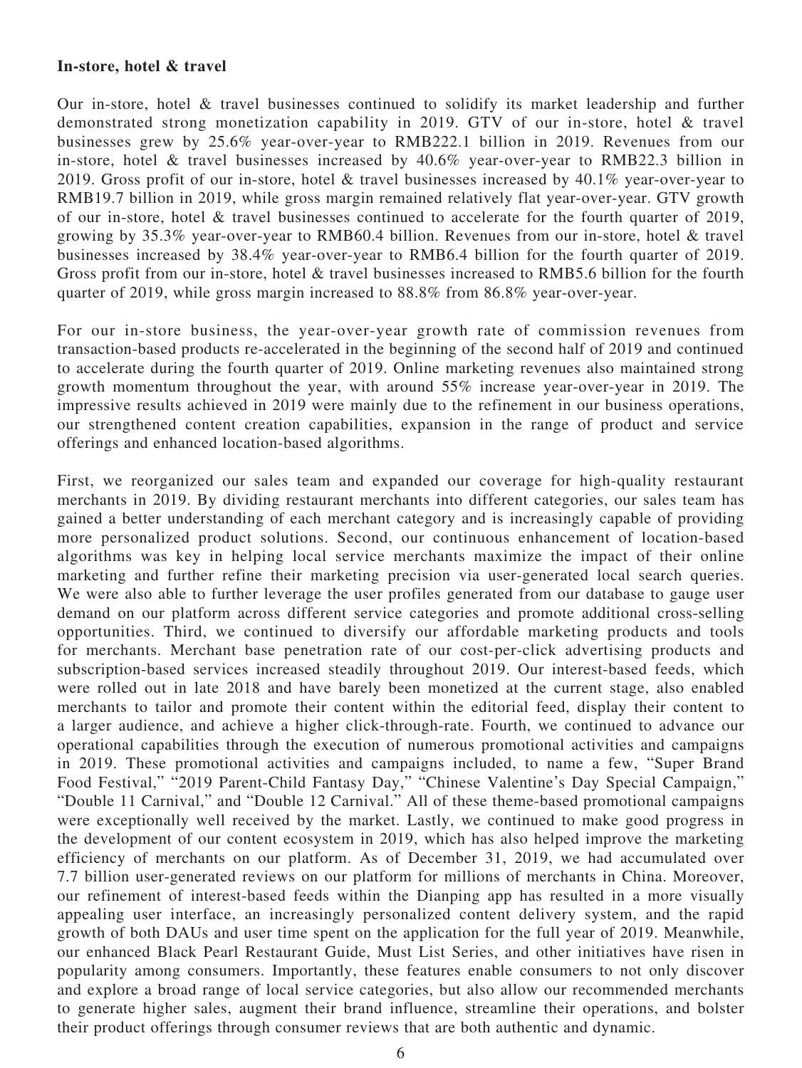**In-store, hotel & travel**

Our in-store, hotel & travel businesses continued to solidify its market leadership and further demonstrated strong monetization capability in 2019. GTV of our in-store, hotel & travel businesses grew by 25.6% year-over-year to RMB222.1 billion in 2019. Revenues from our in-store, hotel & travel businesses increased by 40.6% year-over-year to RMB22.3 billion in 2019. Gross profit of our in-store, hotel & travel businesses increased by 40.1% year-over-year to RMB19.7 billion in 2019, while gross margin remained relatively flat year-over-year. GTV growth of our in-store, hotel & travel businesses continued to accelerate for the fourth quarter of 2019, growing by 35.3% year-over-year to RMB60.4 billion. Revenues from our in-store, hotel & travel businesses increased by 38.4% year-over-year to RMB6.4 billion for the fourth quarter of 2019. Gross profit from our in-store, hotel & travel businesses increased to RMB5.6 billion for the fourth quarter of 2019, while gross margin increased to 88.8% from 86.8% year-over-year.

For our in-store business, the year-over-year growth rate of commission revenues from transaction-based products re-accelerated in the beginning of the second half of 2019 and continued to accelerate during the fourth quarter of 2019. Online marketing revenues also maintained strong growth momentum throughout the year, with around 55% increase year-over-year in 2019. The impressive results achieved in 2019 were mainly due to the refinement in our business operations, our strengthened content creation capabilities, expansion in the range of product and service offerings and enhanced location-based algorithms.

First, we reorganized our sales team and expanded our coverage for high-quality restaurant merchants in 2019. By dividing restaurant merchants into different categories, our sales team has gained a better understanding of each merchant category and is increasingly capable of providing more personalized product solutions. Second, our continuous enhancement of location-based algorithms was key in helping local service merchants maximize the impact of their online marketing and further refine their marketing precision via user-generated local search queries. We were also able to further leverage the user profiles generated from our database to gauge user demand on our platform across different service categories and promote additional cross-selling opportunities. Third, we continued to diversify our affordable marketing products and tools for merchants. Merchant base penetration rate of our cost-per-click advertising products and subscription-based services increased steadily throughout 2019. Our interest-based feeds, which were rolled out in late 2018 and have barely been monetized at the current stage, also enabled merchants to tailor and promote their content within the editorial feed, display their content to a larger audience, and achieve a higher click-through-rate. Fourth, we continued to advance our operational capabilities through the execution of numerous promotional activities and campaigns in 2019. These promotional activities and campaigns included, to name a few, "Super Brand Food Festival," "2019 Parent-Child Fantasy Day," "Chinese Valentine's Day Special Campaign," "Double 11 Carnival," and "Double 12 Carnival." All of these theme-based promotional campaigns were exceptionally well received by the market. Lastly, we continued to make good progress in the development of our content ecosystem in 2019, which has also helped improve the marketing efficiency of merchants on our platform. As of December 31, 2019, we had accumulated over 7.7 billion user-generated reviews on our platform for millions of merchants in China. Moreover, our refinement of interest-based feeds within the Dianping app has resulted in a more visually appealing user interface, an increasingly personalized content delivery system, and the rapid growth of both DAUs and user time spent on the application for the full year of 2019. Meanwhile, our enhanced Black Pearl Restaurant Guide, Must List Series, and other initiatives have risen in popularity among consumers. Importantly, these features enable consumers to not only discover and explore a broad range of local service categories, but also allow our recommended merchants to generate higher sales, augment their brand influence, streamline their operations, and bolster their product offerings through consumer reviews that are both authentic and dynamic.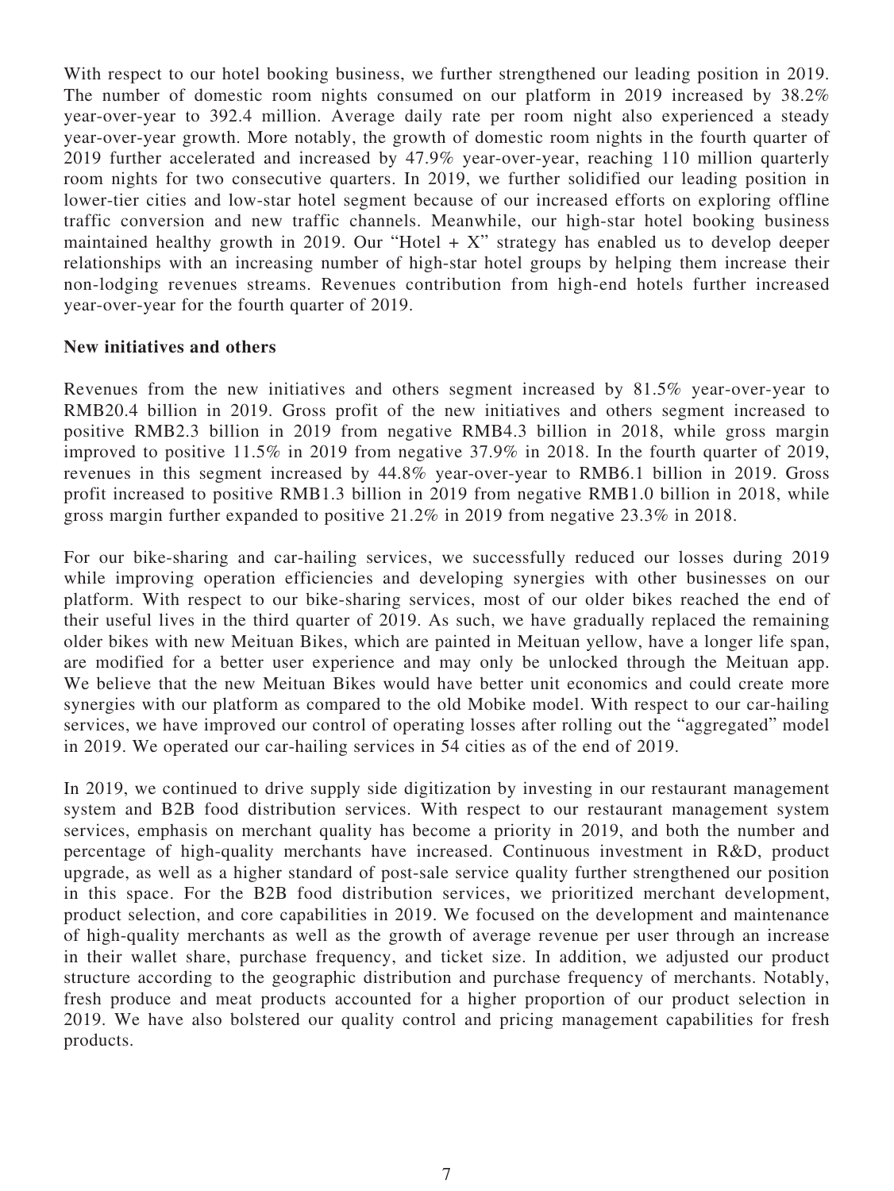With respect to our hotel booking business, we further strengthened our leading position in 2019. The number of domestic room nights consumed on our platform in 2019 increased by 38.2% year-over-year to 392.4 million. Average daily rate per room night also experienced a steady year-over-year growth. More notably, the growth of domestic room nights in the fourth quarter of 2019 further accelerated and increased by 47.9% year-over-year, reaching 110 million quarterly room nights for two consecutive quarters. In 2019, we further solidified our leading position in lower-tier cities and low-star hotel segment because of our increased efforts on exploring offline traffic conversion and new traffic channels. Meanwhile, our high-star hotel booking business maintained healthy growth in 2019. Our "Hotel + X" strategy has enabled us to develop deeper relationships with an increasing number of high-star hotel groups by helping them increase their non-lodging revenues streams. Revenues contribution from high-end hotels further increased year-over-year for the fourth quarter of 2019.

**New initiatives and others**

Revenues from the new initiatives and others segment increased by 81.5% year-over-year to RMB20.4 billion in 2019. Gross profit of the new initiatives and others segment increased to positive RMB2.3 billion in 2019 from negative RMB4.3 billion in 2018, while gross margin improved to positive 11.5% in 2019 from negative 37.9% in 2018. In the fourth quarter of 2019, revenues in this segment increased by 44.8% year-over-year to RMB6.1 billion in 2019. Gross profit increased to positive RMB1.3 billion in 2019 from negative RMB1.0 billion in 2018, while gross margin further expanded to positive 21.2% in 2019 from negative 23.3% in 2018.

For our bike-sharing and car-hailing services, we successfully reduced our losses during 2019 while improving operation efficiencies and developing synergies with other businesses on our platform. With respect to our bike-sharing services, most of our older bikes reached the end of their useful lives in the third quarter of 2019. As such, we have gradually replaced the remaining older bikes with new Meituan Bikes, which are painted in Meituan yellow, have a longer life span, are modified for a better user experience and may only be unlocked through the Meituan app. We believe that the new Meituan Bikes would have better unit economics and could create more synergies with our platform as compared to the old Mobike model. With respect to our car-hailing services, we have improved our control of operating losses after rolling out the "aggregated" model in 2019. We operated our car-hailing services in 54 cities as of the end of 2019.

In 2019, we continued to drive supply side digitization by investing in our restaurant management system and B2B food distribution services. With respect to our restaurant management system services, emphasis on merchant quality has become a priority in 2019, and both the number and percentage of high-quality merchants have increased. Continuous investment in R&D, product upgrade, as well as a higher standard of post-sale service quality further strengthened our position in this space. For the B2B food distribution services, we prioritized merchant development, product selection, and core capabilities in 2019. We focused on the development and maintenance of high-quality merchants as well as the growth of average revenue per user through an increase in their wallet share, purchase frequency, and ticket size. In addition, we adjusted our product structure according to the geographic distribution and purchase frequency of merchants. Notably, fresh produce and meat products accounted for a higher proportion of our product selection in 2019. We have also bolstered our quality control and pricing management capabilities for fresh products.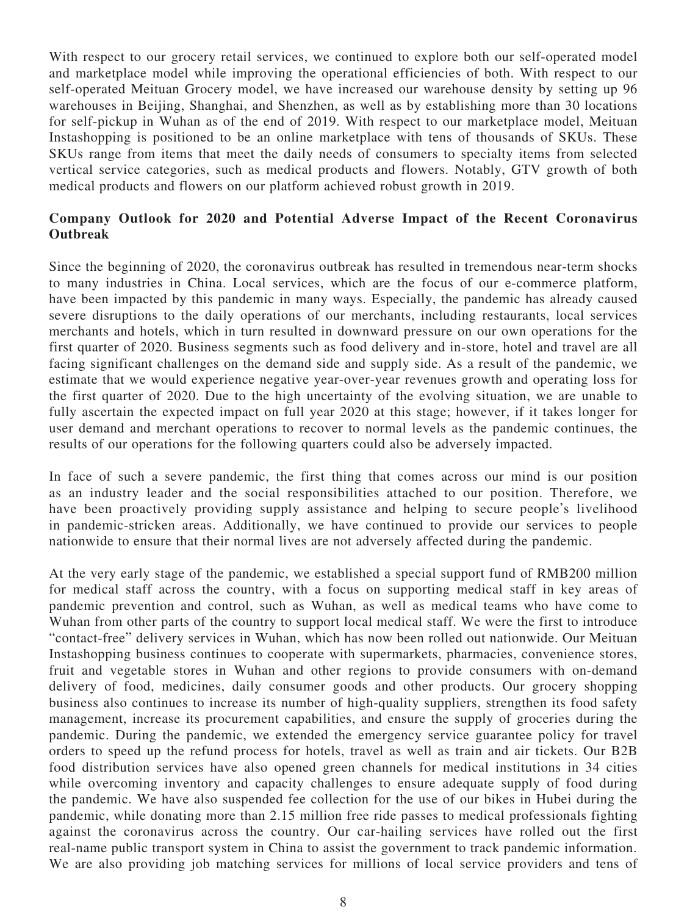With respect to our grocery retail services, we continued to explore both our self-operated model and marketplace model while improving the operational efficiencies of both. With respect to our self-operated Meituan Grocery model, we have increased our warehouse density by setting up 96 warehouses in Beijing, Shanghai, and Shenzhen, as well as by establishing more than 30 locations for self-pickup in Wuhan as of the end of 2019. With respect to our marketplace model, Meituan Instashopping is positioned to be an online marketplace with tens of thousands of SKUs. These SKUs range from items that meet the daily needs of consumers to specialty items from selected vertical service categories, such as medical products and flowers. Notably, GTV growth of both medical products and flowers on our platform achieved robust growth in 2019.

**Company Outlook for 2020 and Potential Adverse Impact of the Recent Coronavirus Outbreak**

Since the beginning of 2020, the coronavirus outbreak has resulted in tremendous near-term shocks to many industries in China. Local services, which are the focus of our e-commerce platform, have been impacted by this pandemic in many ways. Especially, the pandemic has already caused severe disruptions to the daily operations of our merchants, including restaurants, local services merchants and hotels, which in turn resulted in downward pressure on our own operations for the first quarter of 2020. Business segments such as food delivery and in-store, hotel and travel are all facing significant challenges on the demand side and supply side. As a result of the pandemic, we estimate that we would experience negative year-over-year revenues growth and operating loss for the first quarter of 2020. Due to the high uncertainty of the evolving situation, we are unable to fully ascertain the expected impact on full year 2020 at this stage; however, if it takes longer for user demand and merchant operations to recover to normal levels as the pandemic continues, the results of our operations for the following quarters could also be adversely impacted.

In face of such a severe pandemic, the first thing that comes across our mind is our position as an industry leader and the social responsibilities attached to our position. Therefore, we have been proactively providing supply assistance and helping to secure people's livelihood in pandemic-stricken areas. Additionally, we have continued to provide our services to people nationwide to ensure that their normal lives are not adversely affected during the pandemic.

At the very early stage of the pandemic, we established a special support fund of RMB200 million for medical staff across the country, with a focus on supporting medical staff in key areas of pandemic prevention and control, such as Wuhan, as well as medical teams who have come to Wuhan from other parts of the country to support local medical staff. We were the first to introduce "contact-free" delivery services in Wuhan, which has now been rolled out nationwide. Our Meituan Instashopping business continues to cooperate with supermarkets, pharmacies, convenience stores, fruit and vegetable stores in Wuhan and other regions to provide consumers with on-demand delivery of food, medicines, daily consumer goods and other products. Our grocery shopping business also continues to increase its number of high-quality suppliers, strengthen its food safety management, increase its procurement capabilities, and ensure the supply of groceries during the pandemic. During the pandemic, we extended the emergency service guarantee policy for travel orders to speed up the refund process for hotels, travel as well as train and air tickets. Our B2B food distribution services have also opened green channels for medical institutions in 34 cities while overcoming inventory and capacity challenges to ensure adequate supply of food during the pandemic. We have also suspended fee collection for the use of our bikes in Hubei during the pandemic, while donating more than 2.15 million free ride passes to medical professionals fighting against the coronavirus across the country. Our car-hailing services have rolled out the first real-name public transport system in China to assist the government to track pandemic information. We are also providing job matching services for millions of local service providers and tens of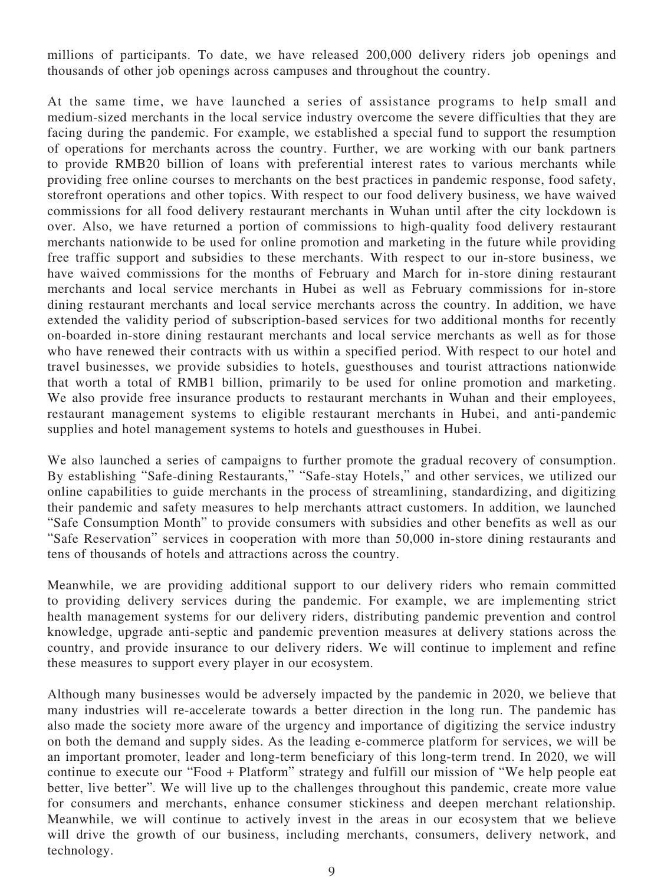millions of participants. To date, we have released 200,000 delivery riders job openings and thousands of other job openings across campuses and throughout the country.

At the same time, we have launched a series of assistance programs to help small and medium-sized merchants in the local service industry overcome the severe difficulties that they are facing during the pandemic. For example, we established a special fund to support the resumption of operations for merchants across the country. Further, we are working with our bank partners to provide RMB20 billion of loans with preferential interest rates to various merchants while providing free online courses to merchants on the best practices in pandemic response, food safety, storefront operations and other topics. With respect to our food delivery business, we have waived commissions for all food delivery restaurant merchants in Wuhan until after the city lockdown is over. Also, we have returned a portion of commissions to high-quality food delivery restaurant merchants nationwide to be used for online promotion and marketing in the future while providing free traffic support and subsidies to these merchants. With respect to our in-store business, we have waived commissions for the months of February and March for in-store dining restaurant merchants and local service merchants in Hubei as well as February commissions for in-store dining restaurant merchants and local service merchants across the country. In addition, we have extended the validity period of subscription-based services for two additional months for recently on-boarded in-store dining restaurant merchants and local service merchants as well as for those who have renewed their contracts with us within a specified period. With respect to our hotel and travel businesses, we provide subsidies to hotels, guesthouses and tourist attractions nationwide that worth a total of RMB1 billion, primarily to be used for online promotion and marketing. We also provide free insurance products to restaurant merchants in Wuhan and their employees, restaurant management systems to eligible restaurant merchants in Hubei, and anti-pandemic supplies and hotel management systems to hotels and guesthouses in Hubei.

We also launched a series of campaigns to further promote the gradual recovery of consumption. By establishing "Safe-dining Restaurants," "Safe-stay Hotels," and other services, we utilized our online capabilities to guide merchants in the process of streamlining, standardizing, and digitizing their pandemic and safety measures to help merchants attract customers. In addition, we launched "Safe Consumption Month" to provide consumers with subsidies and other benefits as well as our "Safe Reservation" services in cooperation with more than 50,000 in-store dining restaurants and tens of thousands of hotels and attractions across the country.

Meanwhile, we are providing additional support to our delivery riders who remain committed to providing delivery services during the pandemic. For example, we are implementing strict health management systems for our delivery riders, distributing pandemic prevention and control knowledge, upgrade anti-septic and pandemic prevention measures at delivery stations across the country, and provide insurance to our delivery riders. We will continue to implement and refine these measures to support every player in our ecosystem.

Although many businesses would be adversely impacted by the pandemic in 2020, we believe that many industries will re-accelerate towards a better direction in the long run. The pandemic has also made the society more aware of the urgency and importance of digitizing the service industry on both the demand and supply sides. As the leading e-commerce platform for services, we will be an important promoter, leader and long-term beneficiary of this long-term trend. In 2020, we will continue to execute our "Food + Platform" strategy and fulfill our mission of "We help people eat better, live better". We will live up to the challenges throughout this pandemic, create more value for consumers and merchants, enhance consumer stickiness and deepen merchant relationship. Meanwhile, we will continue to actively invest in the areas in our ecosystem that we believe will drive the growth of our business, including merchants, consumers, delivery network, and technology.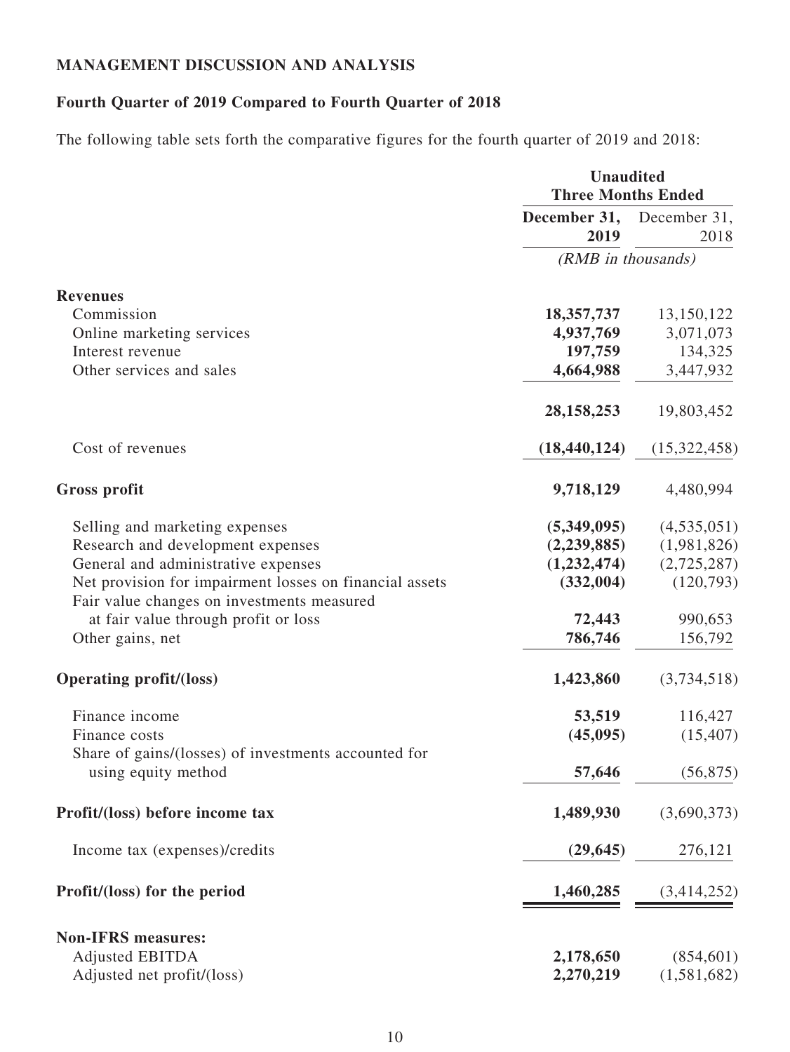## MANAGEMENT DISCUSSION AND ANALYSIS

### Fourth Quarter of 2019 Compared to Fourth Quarter of 2018

The following table sets forth the comparative figures for the fourth quarter of 2019 and 2018:

| | Unaudited Three Months Ended | |
|---|---|---|
| | **December 31, 2019** | December 31, 2018 |
| | *(RMB in thousands)* | |
| **Revenues** | | |
| Commission | **18,357,737** | 13,150,122 |
| Online marketing services | **4,937,769** | 3,071,073 |
| Interest revenue | **197,759** | 134,325 |
| Other services and sales | **4,664,988** | 3,447,932 |
| | **28,158,253** | 19,803,452 |
| Cost of revenues | **(18,440,124)** | (15,322,458) |
| **Gross profit** | **9,718,129** | 4,480,994 |
| Selling and marketing expenses | **(5,349,095)** | (4,535,051) |
| Research and development expenses | **(2,239,885)** | (1,981,826) |
| General and administrative expenses | **(1,232,474)** | (2,725,287) |
| Net provision for impairment losses on financial assets | **(332,004)** | (120,793) |
| Fair value changes on investments measured at fair value through profit or loss | **72,443** | 990,653 |
| Other gains, net | **786,746** | 156,792 |
| **Operating profit/(loss)** | **1,423,860** | (3,734,518) |
| Finance income | **53,519** | 116,427 |
| Finance costs | **(45,095)** | (15,407) |
| Share of gains/(losses) of investments accounted for using equity method | **57,646** | (56,875) |
| **Profit/(loss) before income tax** | **1,489,930** | (3,690,373) |
| Income tax (expenses)/credits | **(29,645)** | 276,121 |
| **Profit/(loss) for the period** | **1,460,285** | (3,414,252) |
| **Non-IFRS measures:** | | |
| Adjusted EBITDA | **2,178,650** | (854,601) |
| Adjusted net profit/(loss) | **2,270,219** | (1,581,682) |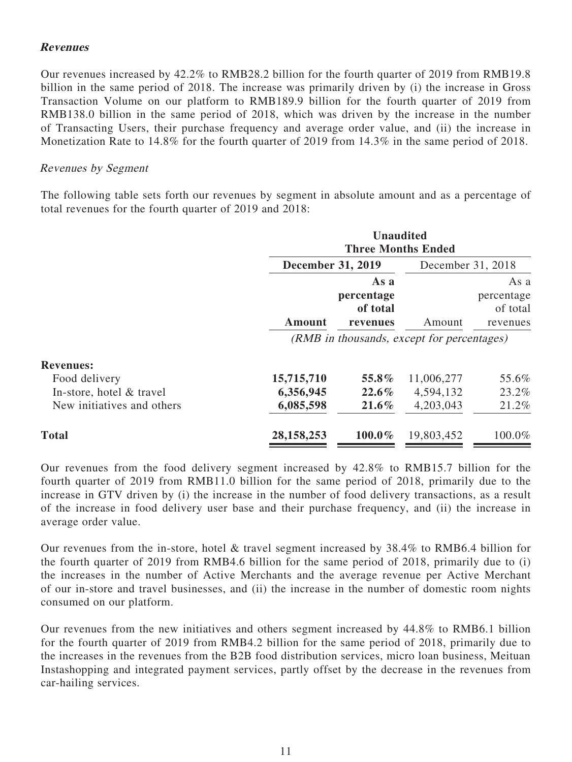### *Revenues*

Our revenues increased by 42.2% to RMB28.2 billion for the fourth quarter of 2019 from RMB19.8 billion in the same period of 2018. The increase was primarily driven by (i) the increase in Gross Transaction Volume on our platform to RMB189.9 billion for the fourth quarter of 2019 from RMB138.0 billion in the same period of 2018, which was driven by the increase in the number of Transacting Users, their purchase frequency and average order value, and (ii) the increase in Monetization Rate to 14.8% for the fourth quarter of 2019 from 14.3% in the same period of 2018.

#### *Revenues by Segment*

The following table sets forth our revenues by segment in absolute amount and as a percentage of total revenues for the fourth quarter of 2019 and 2018:

| | **Unaudited Three Months Ended** | | | |
|---|---|---|---|---|
| | **December 31, 2019** | | December 31, 2018 | |
| | **Amount** | **As a percentage of total revenues** | Amount | As a percentage of total revenues |
| | *(RMB in thousands, except for percentages)* | | | |
| **Revenues:** | | | | |
| Food delivery | **15,715,710** | **55.8%** | 11,006,277 | 55.6% |
| In-store, hotel & travel | **6,356,945** | **22.6%** | 4,594,132 | 23.2% |
| New initiatives and others | **6,085,598** | **21.6%** | 4,203,043 | 21.2% |
| **Total** | **28,158,253** | **100.0%** | 19,803,452 | 100.0% |

Our revenues from the food delivery segment increased by 42.8% to RMB15.7 billion for the fourth quarter of 2019 from RMB11.0 billion for the same period of 2018, primarily due to the increase in GTV driven by (i) the increase in the number of food delivery transactions, as a result of the increase in food delivery user base and their purchase frequency, and (ii) the increase in average order value.

Our revenues from the in-store, hotel & travel segment increased by 38.4% to RMB6.4 billion for the fourth quarter of 2019 from RMB4.6 billion for the same period of 2018, primarily due to (i) the increases in the number of Active Merchants and the average revenue per Active Merchant of our in-store and travel businesses, and (ii) the increase in the number of domestic room nights consumed on our platform.

Our revenues from the new initiatives and others segment increased by 44.8% to RMB6.1 billion for the fourth quarter of 2019 from RMB4.2 billion for the same period of 2018, primarily due to the increases in the revenues from the B2B food distribution services, micro loan business, Meituan Instashopping and integrated payment services, partly offset by the decrease in the revenues from car-hailing services.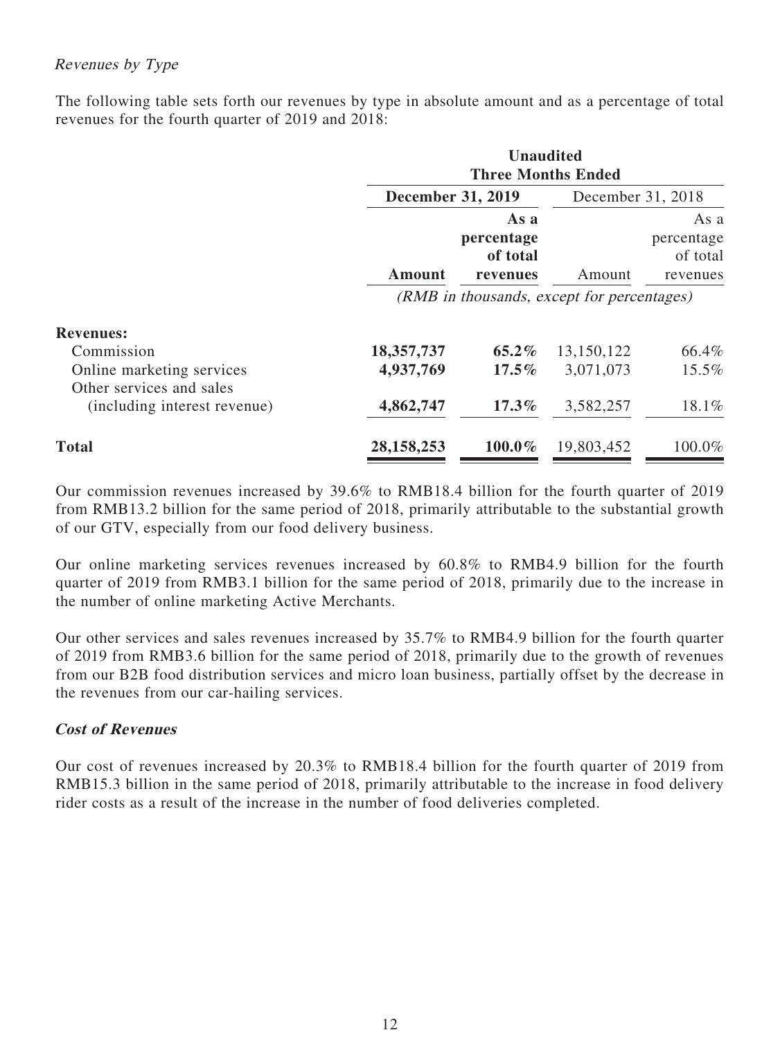*Revenues by Type*

The following table sets forth our revenues by type in absolute amount and as a percentage of total revenues for the fourth quarter of 2019 and 2018:

| | **Unaudited Three Months Ended** | | | |
|---|---|---|---|---|
| | **December 31, 2019** | | December 31, 2018 | |
| | **Amount** | **As a percentage of total revenues** | Amount | As a percentage of total revenues |
| | *(RMB in thousands, except for percentages)* | | | |
| **Revenues:** | | | | |
| Commission | **18,357,737** | **65.2%** | 13,150,122 | 66.4% |
| Online marketing services | **4,937,769** | **17.5%** | 3,071,073 | 15.5% |
| Other services and sales (including interest revenue) | **4,862,747** | **17.3%** | 3,582,257 | 18.1% |
| **Total** | **28,158,253** | **100.0%** | 19,803,452 | 100.0% |

Our commission revenues increased by 39.6% to RMB18.4 billion for the fourth quarter of 2019 from RMB13.2 billion for the same period of 2018, primarily attributable to the substantial growth of our GTV, especially from our food delivery business.

Our online marketing services revenues increased by 60.8% to RMB4.9 billion for the fourth quarter of 2019 from RMB3.1 billion for the same period of 2018, primarily due to the increase in the number of online marketing Active Merchants.

Our other services and sales revenues increased by 35.7% to RMB4.9 billion for the fourth quarter of 2019 from RMB3.6 billion for the same period of 2018, primarily due to the growth of revenues from our B2B food distribution services and micro loan business, partially offset by the decrease in the revenues from our car-hailing services.

***Cost of Revenues***

Our cost of revenues increased by 20.3% to RMB18.4 billion for the fourth quarter of 2019 from RMB15.3 billion in the same period of 2018, primarily attributable to the increase in food delivery rider costs as a result of the increase in the number of food deliveries completed.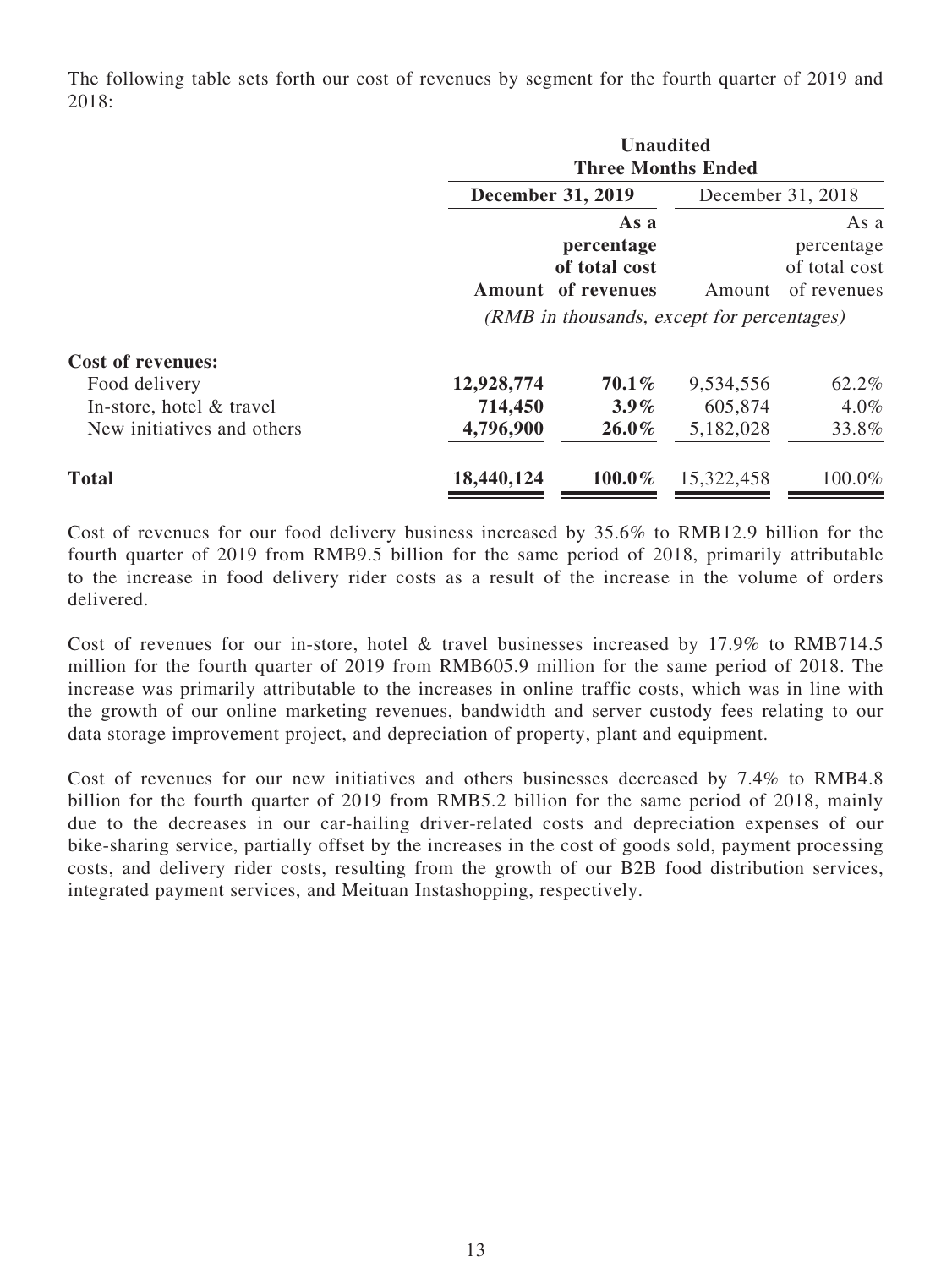The following table sets forth our cost of revenues by segment for the fourth quarter of 2019 and 2018:

| | **Unaudited Three Months Ended** | | | |
|---|---|---|---|---|
| | **December 31, 2019** | | December 31, 2018 | |
| | **Amount** | **As a percentage of total cost of revenues** | Amount | As a percentage of total cost of revenues |
| | *(RMB in thousands, except for percentages)* | | | |
| **Cost of revenues:** | | | | |
| Food delivery | **12,928,774** | **70.1%** | 9,534,556 | 62.2% |
| In-store, hotel & travel | **714,450** | **3.9%** | 605,874 | 4.0% |
| New initiatives and others | **4,796,900** | **26.0%** | 5,182,028 | 33.8% |
| **Total** | **18,440,124** | **100.0%** | 15,322,458 | 100.0% |

Cost of revenues for our food delivery business increased by 35.6% to RMB12.9 billion for the fourth quarter of 2019 from RMB9.5 billion for the same period of 2018, primarily attributable to the increase in food delivery rider costs as a result of the increase in the volume of orders delivered.

Cost of revenues for our in-store, hotel & travel businesses increased by 17.9% to RMB714.5 million for the fourth quarter of 2019 from RMB605.9 million for the same period of 2018. The increase was primarily attributable to the increases in online traffic costs, which was in line with the growth of our online marketing revenues, bandwidth and server custody fees relating to our data storage improvement project, and depreciation of property, plant and equipment.

Cost of revenues for our new initiatives and others businesses decreased by 7.4% to RMB4.8 billion for the fourth quarter of 2019 from RMB5.2 billion for the same period of 2018, mainly due to the decreases in our car-hailing driver-related costs and depreciation expenses of our bike-sharing service, partially offset by the increases in the cost of goods sold, payment processing costs, and delivery rider costs, resulting from the growth of our B2B food distribution services, integrated payment services, and Meituan Instashopping, respectively.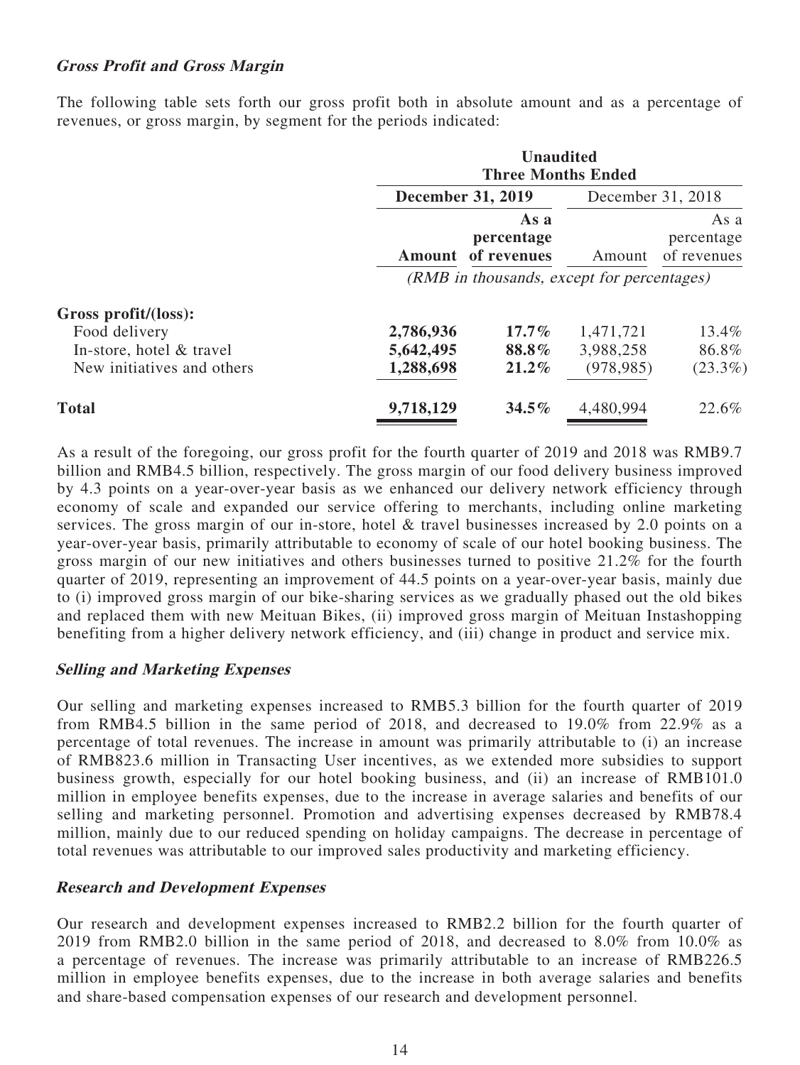### *Gross Profit and Gross Margin*

The following table sets forth our gross profit both in absolute amount and as a percentage of revenues, or gross margin, by segment for the periods indicated:

| | Unaudited Three Months Ended | | | |
|---|---|---|---|---|
| | **December 31, 2019** | | December 31, 2018 | |
| | **Amount** | **As a percentage of revenues** | Amount | As a percentage of revenues |
| | *(RMB in thousands, except for percentages)* | | | |
| **Gross profit/(loss):** | | | | |
| Food delivery | **2,786,936** | **17.7%** | 1,471,721 | 13.4% |
| In-store, hotel & travel | **5,642,495** | **88.8%** | 3,988,258 | 86.8% |
| New initiatives and others | **1,288,698** | **21.2%** | (978,985) | (23.3%) |
| **Total** | **9,718,129** | **34.5%** | 4,480,994 | 22.6% |

As a result of the foregoing, our gross profit for the fourth quarter of 2019 and 2018 was RMB9.7 billion and RMB4.5 billion, respectively. The gross margin of our food delivery business improved by 4.3 points on a year-over-year basis as we enhanced our delivery network efficiency through economy of scale and expanded our service offering to merchants, including online marketing services. The gross margin of our in-store, hotel & travel businesses increased by 2.0 points on a year-over-year basis, primarily attributable to economy of scale of our hotel booking business. The gross margin of our new initiatives and others businesses turned to positive 21.2% for the fourth quarter of 2019, representing an improvement of 44.5 points on a year-over-year basis, mainly due to (i) improved gross margin of our bike-sharing services as we gradually phased out the old bikes and replaced them with new Meituan Bikes, (ii) improved gross margin of Meituan Instashopping benefiting from a higher delivery network efficiency, and (iii) change in product and service mix.

### *Selling and Marketing Expenses*

Our selling and marketing expenses increased to RMB5.3 billion for the fourth quarter of 2019 from RMB4.5 billion in the same period of 2018, and decreased to 19.0% from 22.9% as a percentage of total revenues. The increase in amount was primarily attributable to (i) an increase of RMB823.6 million in Transacting User incentives, as we extended more subsidies to support business growth, especially for our hotel booking business, and (ii) an increase of RMB101.0 million in employee benefits expenses, due to the increase in average salaries and benefits of our selling and marketing personnel. Promotion and advertising expenses decreased by RMB78.4 million, mainly due to our reduced spending on holiday campaigns. The decrease in percentage of total revenues was attributable to our improved sales productivity and marketing efficiency.

### *Research and Development Expenses*

Our research and development expenses increased to RMB2.2 billion for the fourth quarter of 2019 from RMB2.0 billion in the same period of 2018, and decreased to 8.0% from 10.0% as a percentage of revenues. The increase was primarily attributable to an increase of RMB226.5 million in employee benefits expenses, due to the increase in both average salaries and benefits and share-based compensation expenses of our research and development personnel.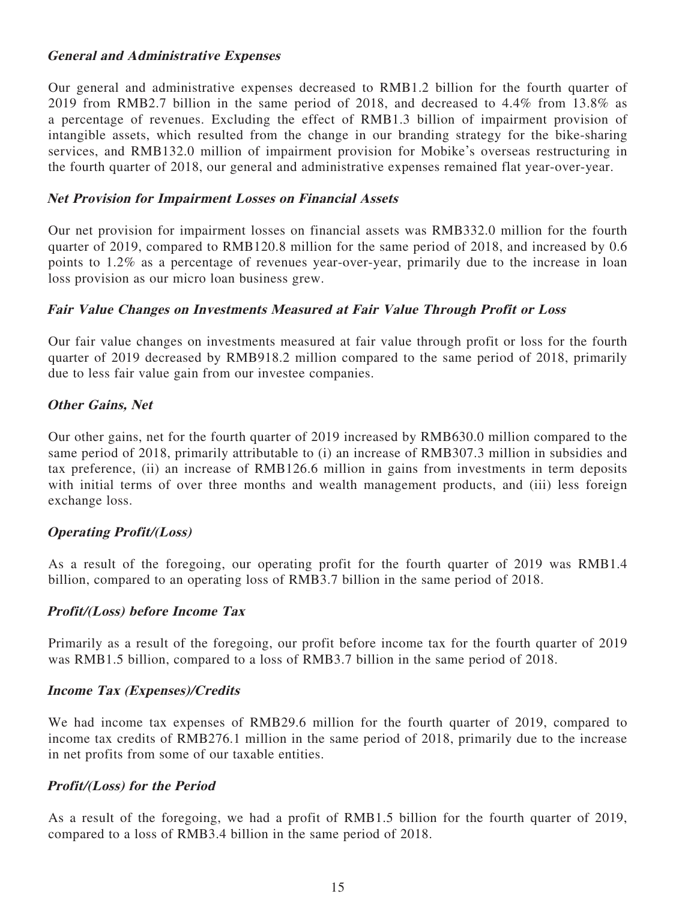***General and Administrative Expenses***

Our general and administrative expenses decreased to RMB1.2 billion for the fourth quarter of 2019 from RMB2.7 billion in the same period of 2018, and decreased to 4.4% from 13.8% as a percentage of revenues. Excluding the effect of RMB1.3 billion of impairment provision of intangible assets, which resulted from the change in our branding strategy for the bike-sharing services, and RMB132.0 million of impairment provision for Mobike's overseas restructuring in the fourth quarter of 2018, our general and administrative expenses remained flat year-over-year.

***Net Provision for Impairment Losses on Financial Assets***

Our net provision for impairment losses on financial assets was RMB332.0 million for the fourth quarter of 2019, compared to RMB120.8 million for the same period of 2018, and increased by 0.6 points to 1.2% as a percentage of revenues year-over-year, primarily due to the increase in loan loss provision as our micro loan business grew.

***Fair Value Changes on Investments Measured at Fair Value Through Profit or Loss***

Our fair value changes on investments measured at fair value through profit or loss for the fourth quarter of 2019 decreased by RMB918.2 million compared to the same period of 2018, primarily due to less fair value gain from our investee companies.

***Other Gains, Net***

Our other gains, net for the fourth quarter of 2019 increased by RMB630.0 million compared to the same period of 2018, primarily attributable to (i) an increase of RMB307.3 million in subsidies and tax preference, (ii) an increase of RMB126.6 million in gains from investments in term deposits with initial terms of over three months and wealth management products, and (iii) less foreign exchange loss.

***Operating Profit/(Loss)***

As a result of the foregoing, our operating profit for the fourth quarter of 2019 was RMB1.4 billion, compared to an operating loss of RMB3.7 billion in the same period of 2018.

***Profit/(Loss) before Income Tax***

Primarily as a result of the foregoing, our profit before income tax for the fourth quarter of 2019 was RMB1.5 billion, compared to a loss of RMB3.7 billion in the same period of 2018.

***Income Tax (Expenses)/Credits***

We had income tax expenses of RMB29.6 million for the fourth quarter of 2019, compared to income tax credits of RMB276.1 million in the same period of 2018, primarily due to the increase in net profits from some of our taxable entities.

***Profit/(Loss) for the Period***

As a result of the foregoing, we had a profit of RMB1.5 billion for the fourth quarter of 2019, compared to a loss of RMB3.4 billion in the same period of 2018.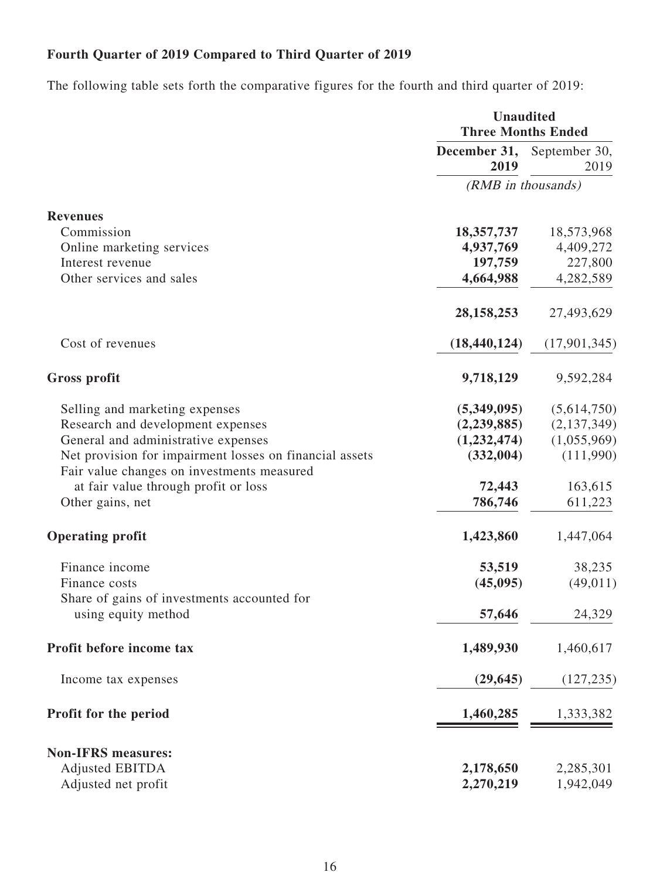### Fourth Quarter of 2019 Compared to Third Quarter of 2019

The following table sets forth the comparative figures for the fourth and third quarter of 2019:

| | Unaudited Three Months Ended | |
|---|---|---|
| | **December 31, 2019** | September 30, 2019 |
| | *(RMB in thousands)* | |
| **Revenues** | | |
| Commission | **18,357,737** | 18,573,968 |
| Online marketing services | **4,937,769** | 4,409,272 |
| Interest revenue | **197,759** | 227,800 |
| Other services and sales | **4,664,988** | 4,282,589 |
| | **28,158,253** | 27,493,629 |
| Cost of revenues | **(18,440,124)** | (17,901,345) |
| **Gross profit** | **9,718,129** | 9,592,284 |
| Selling and marketing expenses | **(5,349,095)** | (5,614,750) |
| Research and development expenses | **(2,239,885)** | (2,137,349) |
| General and administrative expenses | **(1,232,474)** | (1,055,969) |
| Net provision for impairment losses on financial assets | **(332,004)** | (111,990) |
| Fair value changes on investments measured at fair value through profit or loss | **72,443** | 163,615 |
| Other gains, net | **786,746** | 611,223 |
| **Operating profit** | **1,423,860** | 1,447,064 |
| Finance income | **53,519** | 38,235 |
| Finance costs | **(45,095)** | (49,011) |
| Share of gains of investments accounted for using equity method | **57,646** | 24,329 |
| **Profit before income tax** | **1,489,930** | 1,460,617 |
| Income tax expenses | **(29,645)** | (127,235) |
| **Profit for the period** | **1,460,285** | 1,333,382 |
| **Non-IFRS measures:** | | |
| Adjusted EBITDA | **2,178,650** | 2,285,301 |
| Adjusted net profit | **2,270,219** | 1,942,049 |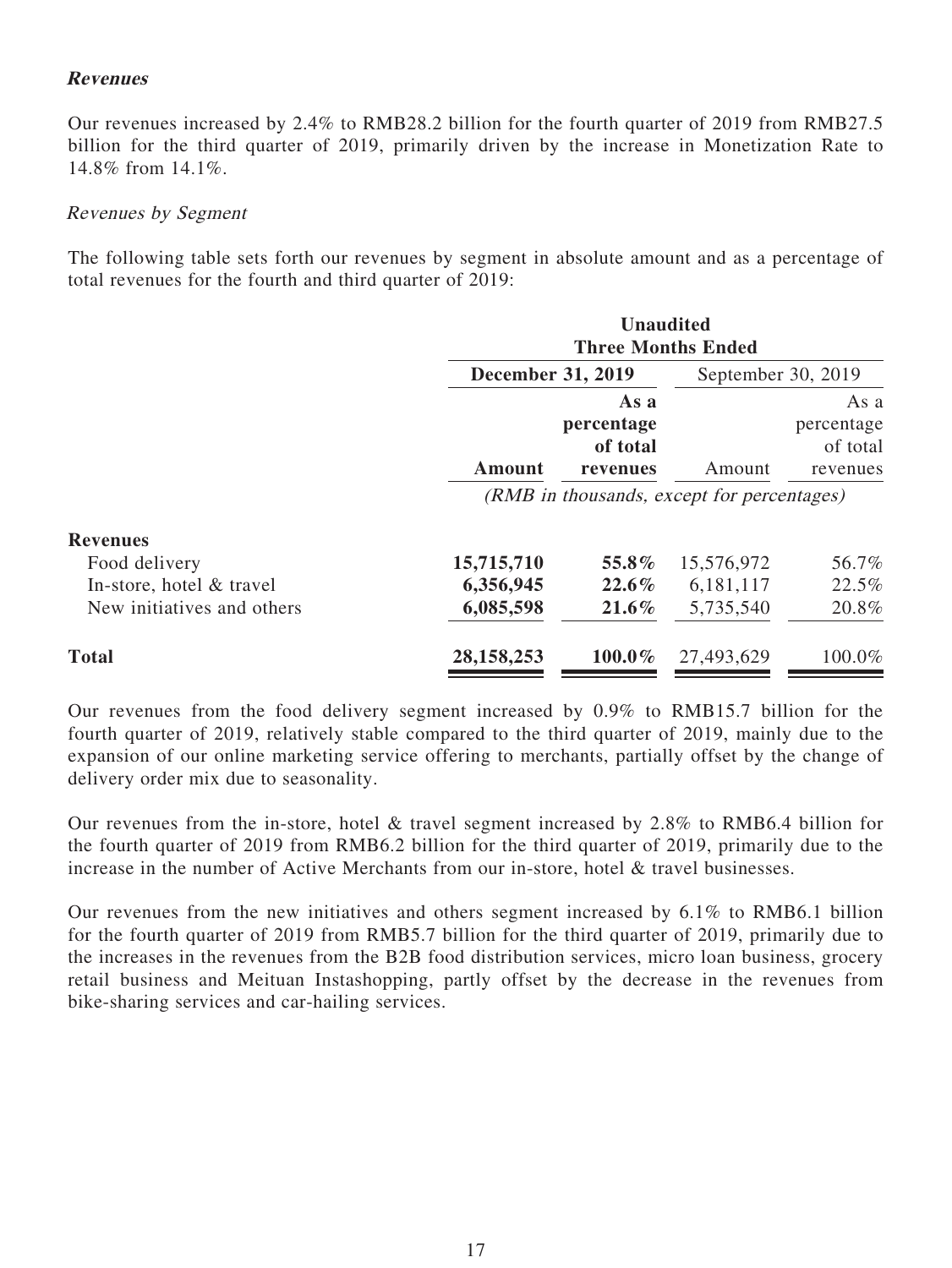***Revenues***

Our revenues increased by 2.4% to RMB28.2 billion for the fourth quarter of 2019 from RMB27.5 billion for the third quarter of 2019, primarily driven by the increase in Monetization Rate to 14.8% from 14.1%.

*Revenues by Segment*

The following table sets forth our revenues by segment in absolute amount and as a percentage of total revenues for the fourth and third quarter of 2019:

| | **Unaudited** | | | |
|---|---|---|---|---|
| | **Three Months Ended** | | | |
| | **December 31, 2019** | | September 30, 2019 | |
| | **Amount** | **As a percentage of total revenues** | Amount | As a percentage of total revenues |
| | *(RMB in thousands, except for percentages)* | | | |
| **Revenues** | | | | |
| Food delivery | **15,715,710** | **55.8%** | 15,576,972 | 56.7% |
| In-store, hotel & travel | **6,356,945** | **22.6%** | 6,181,117 | 22.5% |
| New initiatives and others | **6,085,598** | **21.6%** | 5,735,540 | 20.8% |
| **Total** | **28,158,253** | **100.0%** | 27,493,629 | 100.0% |

Our revenues from the food delivery segment increased by 0.9% to RMB15.7 billion for the fourth quarter of 2019, relatively stable compared to the third quarter of 2019, mainly due to the expansion of our online marketing service offering to merchants, partially offset by the change of delivery order mix due to seasonality.

Our revenues from the in-store, hotel & travel segment increased by 2.8% to RMB6.4 billion for the fourth quarter of 2019 from RMB6.2 billion for the third quarter of 2019, primarily due to the increase in the number of Active Merchants from our in-store, hotel & travel businesses.

Our revenues from the new initiatives and others segment increased by 6.1% to RMB6.1 billion for the fourth quarter of 2019 from RMB5.7 billion for the third quarter of 2019, primarily due to the increases in the revenues from the B2B food distribution services, micro loan business, grocery retail business and Meituan Instashopping, partly offset by the decrease in the revenues from bike-sharing services and car-hailing services.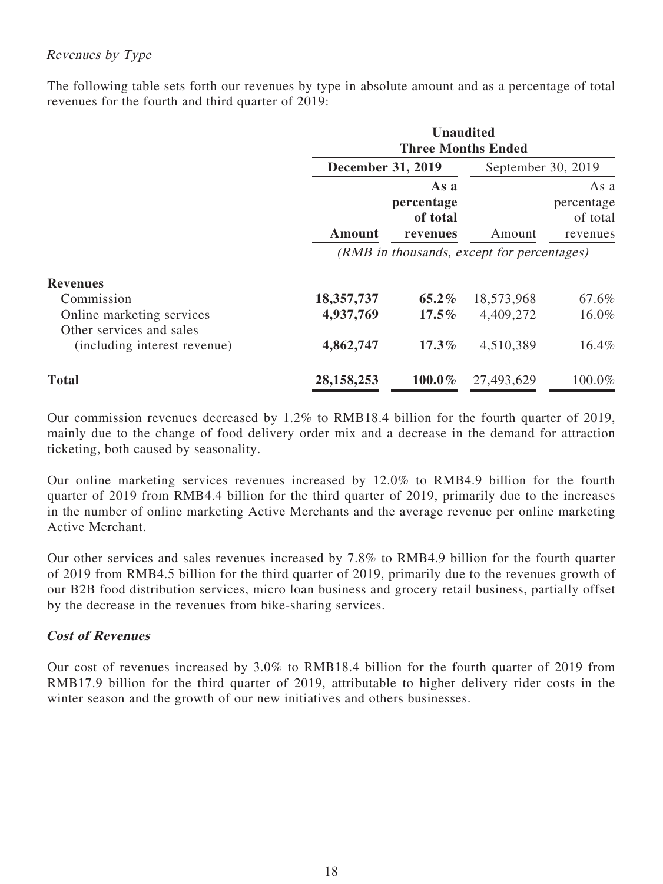*Revenues by Type*

The following table sets forth our revenues by type in absolute amount and as a percentage of total revenues for the fourth and third quarter of 2019:

| | Unaudited Three Months Ended | | | |
|---|---|---|---|---|
| | **December 31, 2019** | | September 30, 2019 | |
| | **Amount** | **As a percentage of total revenues** | Amount | As a percentage of total revenues |
| | *(RMB in thousands, except for percentages)* | | | |
| **Revenues** | | | | |
| Commission | **18,357,737** | **65.2%** | 18,573,968 | 67.6% |
| Online marketing services | **4,937,769** | **17.5%** | 4,409,272 | 16.0% |
| Other services and sales (including interest revenue) | **4,862,747** | **17.3%** | 4,510,389 | 16.4% |
| **Total** | **28,158,253** | **100.0%** | 27,493,629 | 100.0% |

Our commission revenues decreased by 1.2% to RMB18.4 billion for the fourth quarter of 2019, mainly due to the change of food delivery order mix and a decrease in the demand for attraction ticketing, both caused by seasonality.

Our online marketing services revenues increased by 12.0% to RMB4.9 billion for the fourth quarter of 2019 from RMB4.4 billion for the third quarter of 2019, primarily due to the increases in the number of online marketing Active Merchants and the average revenue per online marketing Active Merchant.

Our other services and sales revenues increased by 7.8% to RMB4.9 billion for the fourth quarter of 2019 from RMB4.5 billion for the third quarter of 2019, primarily due to the revenues growth of our B2B food distribution services, micro loan business and grocery retail business, partially offset by the decrease in the revenues from bike-sharing services.

***Cost of Revenues***

Our cost of revenues increased by 3.0% to RMB18.4 billion for the fourth quarter of 2019 from RMB17.9 billion for the third quarter of 2019, attributable to higher delivery rider costs in the winter season and the growth of our new initiatives and others businesses.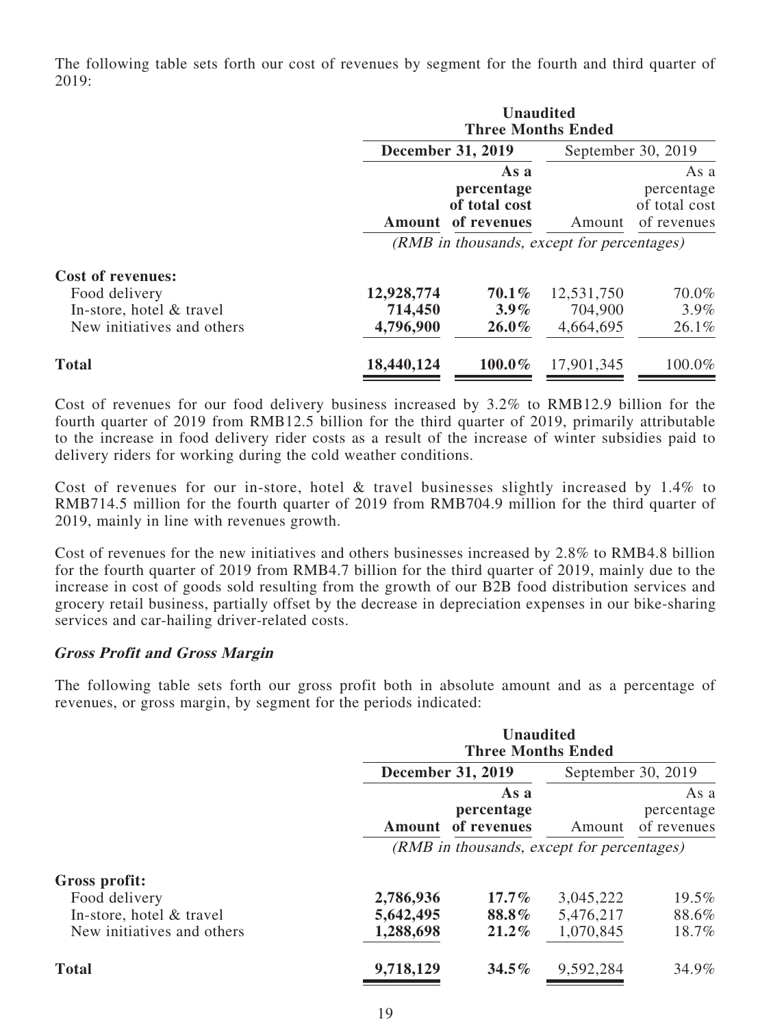The following table sets forth our cost of revenues by segment for the fourth and third quarter of 2019:

| | **Unaudited Three Months Ended** | | | |
|---|---|---|---|---|
| | **December 31, 2019** | | September 30, 2019 | |
| | **Amount** | **As a percentage of total cost of revenues** | Amount | As a percentage of total cost of revenues |
| | *(RMB in thousands, except for percentages)* | | | |
| **Cost of revenues:** | | | | |
| Food delivery | **12,928,774** | **70.1%** | 12,531,750 | 70.0% |
| In-store, hotel & travel | **714,450** | **3.9%** | 704,900 | 3.9% |
| New initiatives and others | **4,796,900** | **26.0%** | 4,664,695 | 26.1% |
| **Total** | **18,440,124** | **100.0%** | 17,901,345 | 100.0% |

Cost of revenues for our food delivery business increased by 3.2% to RMB12.9 billion for the fourth quarter of 2019 from RMB12.5 billion for the third quarter of 2019, primarily attributable to the increase in food delivery rider costs as a result of the increase of winter subsidies paid to delivery riders for working during the cold weather conditions.

Cost of revenues for our in-store, hotel & travel businesses slightly increased by 1.4% to RMB714.5 million for the fourth quarter of 2019 from RMB704.9 million for the third quarter of 2019, mainly in line with revenues growth.

Cost of revenues for the new initiatives and others businesses increased by 2.8% to RMB4.8 billion for the fourth quarter of 2019 from RMB4.7 billion for the third quarter of 2019, mainly due to the increase in cost of goods sold resulting from the growth of our B2B food distribution services and grocery retail business, partially offset by the decrease in depreciation expenses in our bike-sharing services and car-hailing driver-related costs.

### ***Gross Profit and Gross Margin***

The following table sets forth our gross profit both in absolute amount and as a percentage of revenues, or gross margin, by segment for the periods indicated:

| | **Unaudited Three Months Ended** | | | |
|---|---|---|---|---|
| | **December 31, 2019** | | September 30, 2019 | |
| | **Amount** | **As a percentage of revenues** | Amount | As a percentage of revenues |
| | *(RMB in thousands, except for percentages)* | | | |
| **Gross profit:** | | | | |
| Food delivery | **2,786,936** | **17.7%** | 3,045,222 | 19.5% |
| In-store, hotel & travel | **5,642,495** | **88.8%** | 5,476,217 | 88.6% |
| New initiatives and others | **1,288,698** | **21.2%** | 1,070,845 | 18.7% |
| **Total** | **9,718,129** | **34.5%** | 9,592,284 | 34.9% |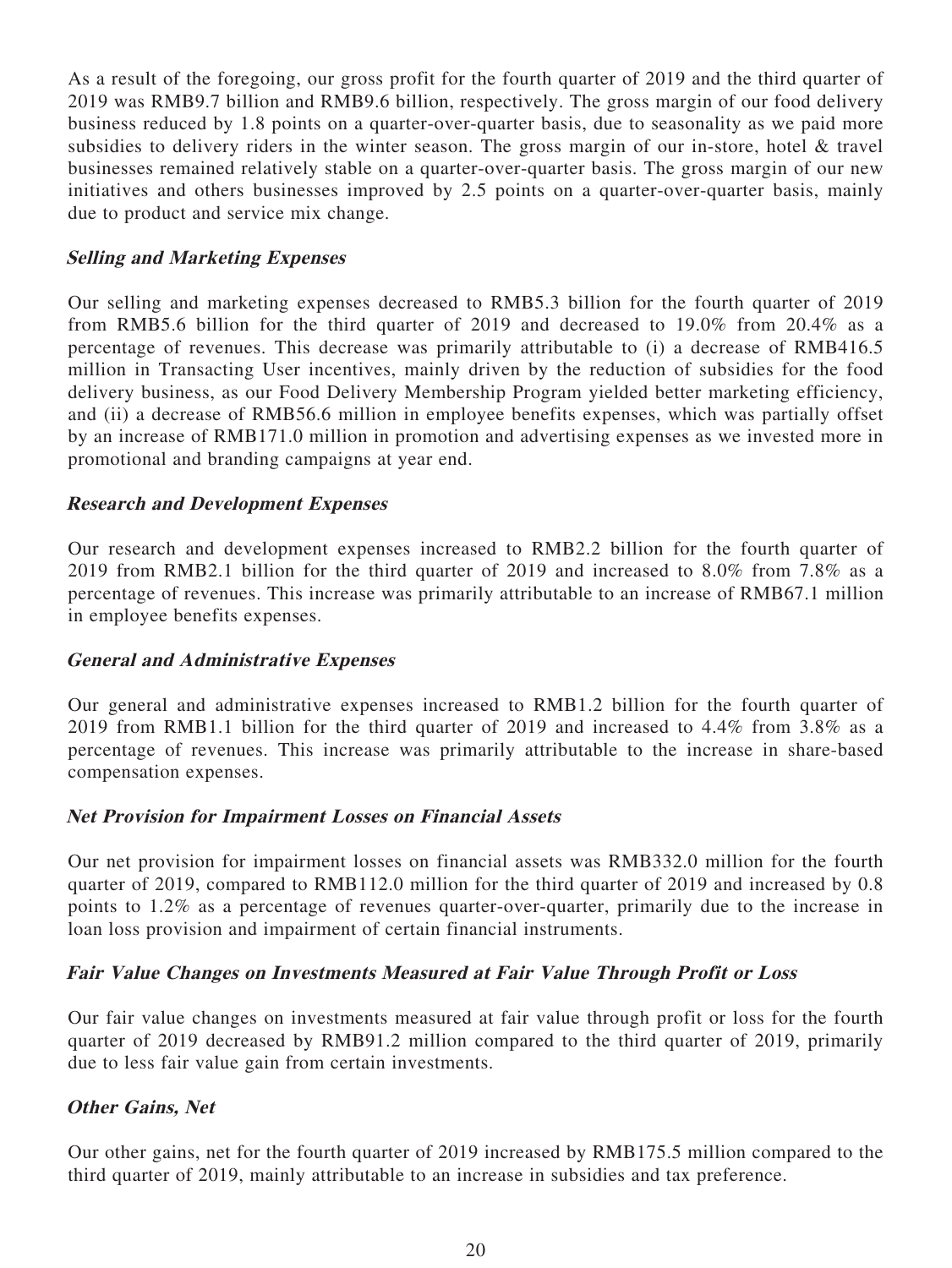As a result of the foregoing, our gross profit for the fourth quarter of 2019 and the third quarter of 2019 was RMB9.7 billion and RMB9.6 billion, respectively. The gross margin of our food delivery business reduced by 1.8 points on a quarter-over-quarter basis, due to seasonality as we paid more subsidies to delivery riders in the winter season. The gross margin of our in-store, hotel & travel businesses remained relatively stable on a quarter-over-quarter basis. The gross margin of our new initiatives and others businesses improved by 2.5 points on a quarter-over-quarter basis, mainly due to product and service mix change.

### ***Selling and Marketing Expenses***

Our selling and marketing expenses decreased to RMB5.3 billion for the fourth quarter of 2019 from RMB5.6 billion for the third quarter of 2019 and decreased to 19.0% from 20.4% as a percentage of revenues. This decrease was primarily attributable to (i) a decrease of RMB416.5 million in Transacting User incentives, mainly driven by the reduction of subsidies for the food delivery business, as our Food Delivery Membership Program yielded better marketing efficiency, and (ii) a decrease of RMB56.6 million in employee benefits expenses, which was partially offset by an increase of RMB171.0 million in promotion and advertising expenses as we invested more in promotional and branding campaigns at year end.

### ***Research and Development Expenses***

Our research and development expenses increased to RMB2.2 billion for the fourth quarter of 2019 from RMB2.1 billion for the third quarter of 2019 and increased to 8.0% from 7.8% as a percentage of revenues. This increase was primarily attributable to an increase of RMB67.1 million in employee benefits expenses.

### ***General and Administrative Expenses***

Our general and administrative expenses increased to RMB1.2 billion for the fourth quarter of 2019 from RMB1.1 billion for the third quarter of 2019 and increased to 4.4% from 3.8% as a percentage of revenues. This increase was primarily attributable to the increase in share-based compensation expenses.

### ***Net Provision for Impairment Losses on Financial Assets***

Our net provision for impairment losses on financial assets was RMB332.0 million for the fourth quarter of 2019, compared to RMB112.0 million for the third quarter of 2019 and increased by 0.8 points to 1.2% as a percentage of revenues quarter-over-quarter, primarily due to the increase in loan loss provision and impairment of certain financial instruments.

### ***Fair Value Changes on Investments Measured at Fair Value Through Profit or Loss***

Our fair value changes on investments measured at fair value through profit or loss for the fourth quarter of 2019 decreased by RMB91.2 million compared to the third quarter of 2019, primarily due to less fair value gain from certain investments.

### ***Other Gains, Net***

Our other gains, net for the fourth quarter of 2019 increased by RMB175.5 million compared to the third quarter of 2019, mainly attributable to an increase in subsidies and tax preference.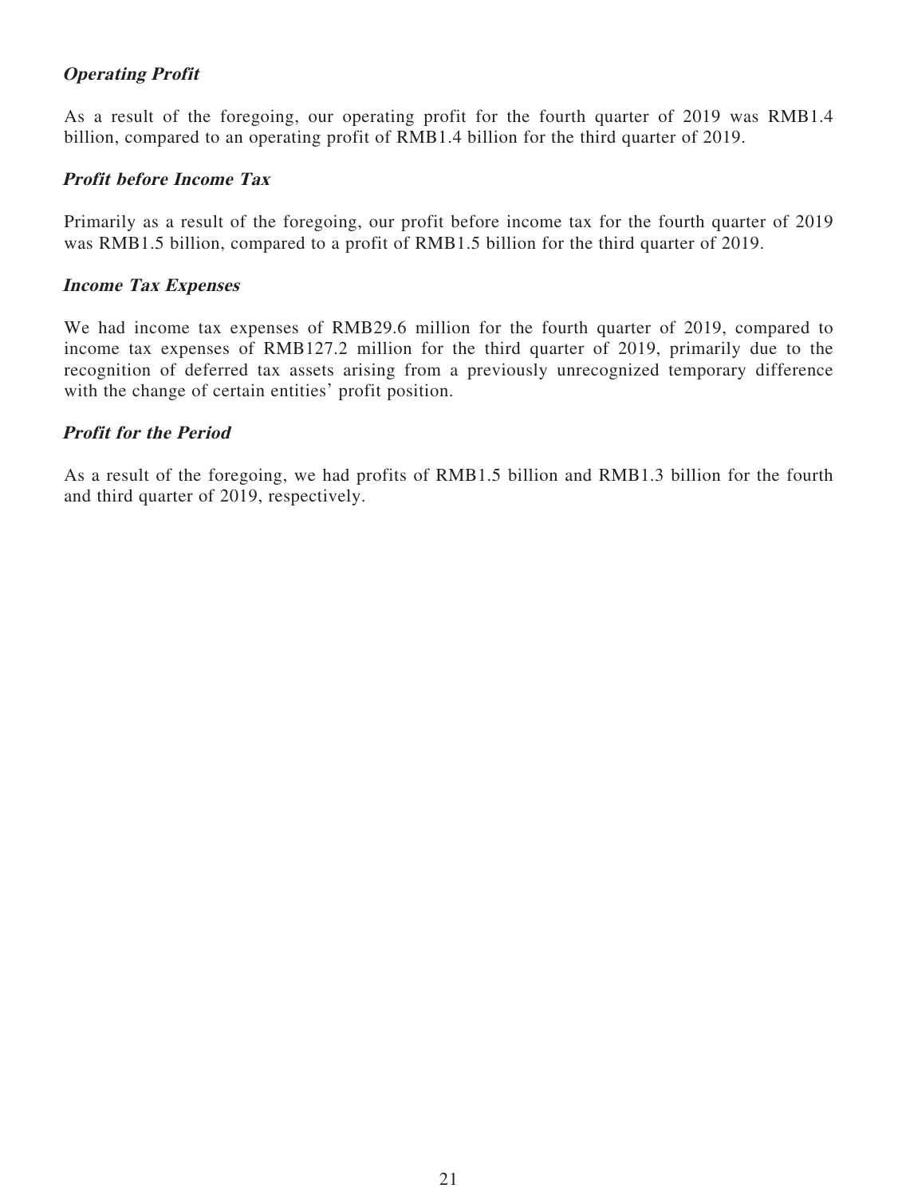***Operating Profit***

As a result of the foregoing, our operating profit for the fourth quarter of 2019 was RMB1.4 billion, compared to an operating profit of RMB1.4 billion for the third quarter of 2019.

***Profit before Income Tax***

Primarily as a result of the foregoing, our profit before income tax for the fourth quarter of 2019 was RMB1.5 billion, compared to a profit of RMB1.5 billion for the third quarter of 2019.

***Income Tax Expenses***

We had income tax expenses of RMB29.6 million for the fourth quarter of 2019, compared to income tax expenses of RMB127.2 million for the third quarter of 2019, primarily due to the recognition of deferred tax assets arising from a previously unrecognized temporary difference with the change of certain entities' profit position.

***Profit for the Period***

As a result of the foregoing, we had profits of RMB1.5 billion and RMB1.3 billion for the fourth and third quarter of 2019, respectively.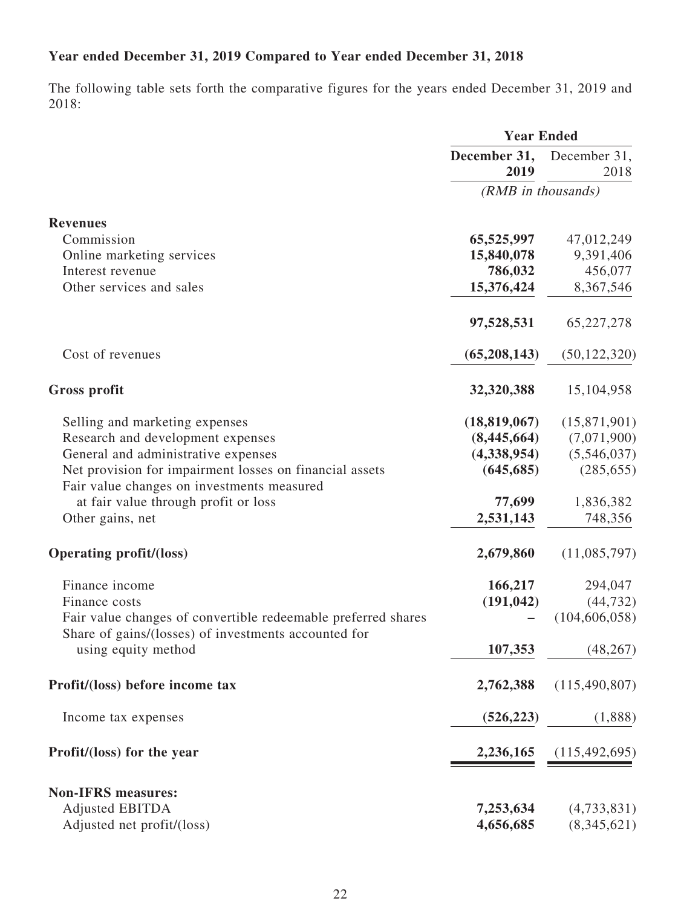**Year ended December 31, 2019 Compared to Year ended December 31, 2018**

The following table sets forth the comparative figures for the years ended December 31, 2019 and 2018:

| | Year Ended | |
|---|---|---|
| | **December 31, 2019** | December 31, 2018 |
| | *(RMB in thousands)* | |
| **Revenues** | | |
| Commission | **65,525,997** | 47,012,249 |
| Online marketing services | **15,840,078** | 9,391,406 |
| Interest revenue | **786,032** | 456,077 |
| Other services and sales | **15,376,424** | 8,367,546 |
| | **97,528,531** | 65,227,278 |
| Cost of revenues | **(65,208,143)** | (50,122,320) |
| **Gross profit** | **32,320,388** | 15,104,958 |
| Selling and marketing expenses | **(18,819,067)** | (15,871,901) |
| Research and development expenses | **(8,445,664)** | (7,071,900) |
| General and administrative expenses | **(4,338,954)** | (5,546,037) |
| Net provision for impairment losses on financial assets | **(645,685)** | (285,655) |
| Fair value changes on investments measured at fair value through profit or loss | **77,699** | 1,836,382 |
| Other gains, net | **2,531,143** | 748,356 |
| **Operating profit/(loss)** | **2,679,860** | (11,085,797) |
| Finance income | **166,217** | 294,047 |
| Finance costs | **(191,042)** | (44,732) |
| Fair value changes of convertible redeemable preferred shares | **–** | (104,606,058) |
| Share of gains/(losses) of investments accounted for using equity method | **107,353** | (48,267) |
| **Profit/(loss) before income tax** | **2,762,388** | (115,490,807) |
| Income tax expenses | **(526,223)** | (1,888) |
| **Profit/(loss) for the year** | **2,236,165** | (115,492,695) |
| **Non-IFRS measures:** | | |
| Adjusted EBITDA | **7,253,634** | (4,733,831) |
| Adjusted net profit/(loss) | **4,656,685** | (8,345,621) |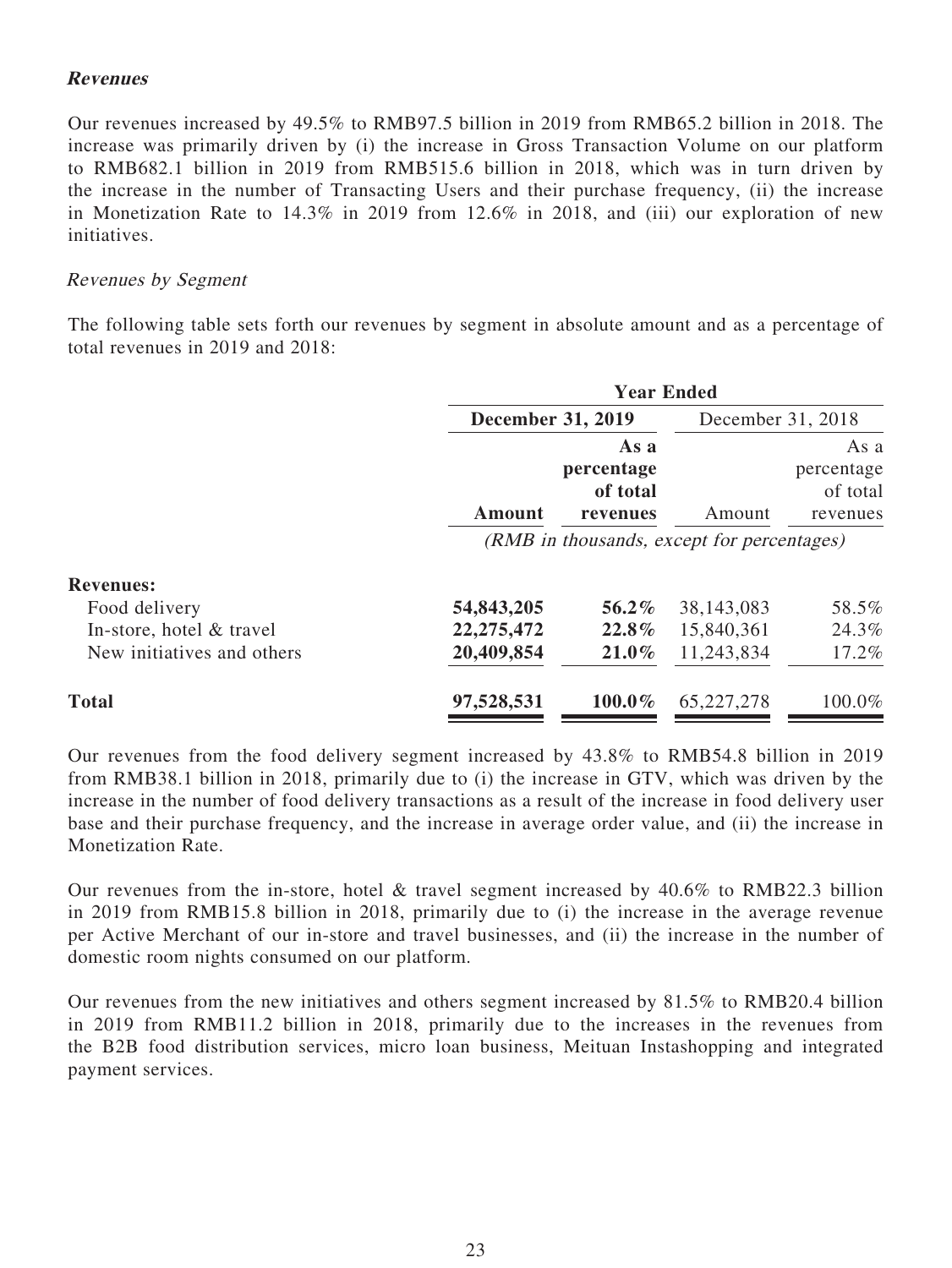### *Revenues*

Our revenues increased by 49.5% to RMB97.5 billion in 2019 from RMB65.2 billion in 2018. The increase was primarily driven by (i) the increase in Gross Transaction Volume on our platform to RMB682.1 billion in 2019 from RMB515.6 billion in 2018, which was in turn driven by the increase in the number of Transacting Users and their purchase frequency, (ii) the increase in Monetization Rate to 14.3% in 2019 from 12.6% in 2018, and (iii) our exploration of new initiatives.

*Revenues by Segment*

The following table sets forth our revenues by segment in absolute amount and as a percentage of total revenues in 2019 and 2018:

| | **Year Ended** | | | |
|---|---|---|---|---|
| | **December 31, 2019** | | December 31, 2018 | |
| | **Amount** | **As a percentage of total revenues** | Amount | As a percentage of total revenues |
| | *(RMB in thousands, except for percentages)* | | | |
| **Revenues:** | | | | |
| Food delivery | **54,843,205** | **56.2%** | 38,143,083 | 58.5% |
| In-store, hotel & travel | **22,275,472** | **22.8%** | 15,840,361 | 24.3% |
| New initiatives and others | **20,409,854** | **21.0%** | 11,243,834 | 17.2% |
| **Total** | **97,528,531** | **100.0%** | 65,227,278 | 100.0% |

Our revenues from the food delivery segment increased by 43.8% to RMB54.8 billion in 2019 from RMB38.1 billion in 2018, primarily due to (i) the increase in GTV, which was driven by the increase in the number of food delivery transactions as a result of the increase in food delivery user base and their purchase frequency, and the increase in average order value, and (ii) the increase in Monetization Rate.

Our revenues from the in-store, hotel & travel segment increased by 40.6% to RMB22.3 billion in 2019 from RMB15.8 billion in 2018, primarily due to (i) the increase in the average revenue per Active Merchant of our in-store and travel businesses, and (ii) the increase in the number of domestic room nights consumed on our platform.

Our revenues from the new initiatives and others segment increased by 81.5% to RMB20.4 billion in 2019 from RMB11.2 billion in 2018, primarily due to the increases in the revenues from the B2B food distribution services, micro loan business, Meituan Instashopping and integrated payment services.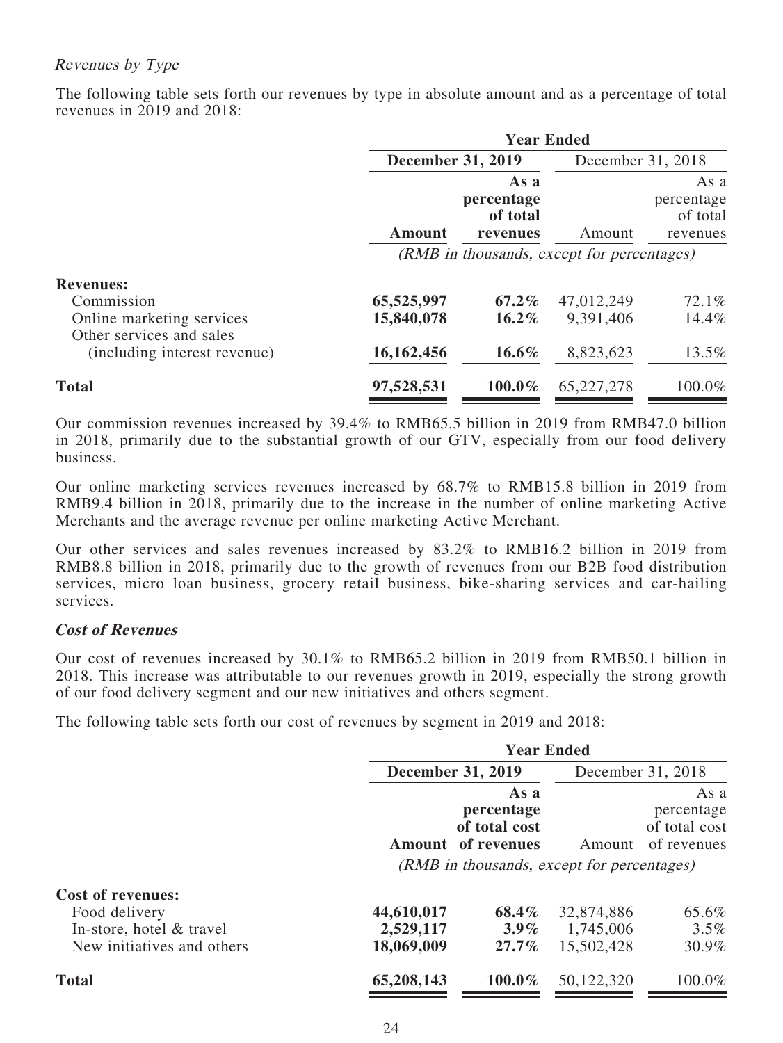### *Revenues by Type*

The following table sets forth our revenues by type in absolute amount and as a percentage of total revenues in 2019 and 2018:

| | Year Ended | | | |
|---|---|---|---|---|
| | **December 31, 2019** | | December 31, 2018 | |
| | **Amount** | **As a percentage of total revenues** | Amount | As a percentage of total revenues |
| | *(RMB in thousands, except for percentages)* | | | |
| **Revenues:** | | | | |
| Commission | **65,525,997** | **67.2%** | 47,012,249 | 72.1% |
| Online marketing services | **15,840,078** | **16.2%** | 9,391,406 | 14.4% |
| Other services and sales (including interest revenue) | **16,162,456** | **16.6%** | 8,823,623 | 13.5% |
| **Total** | **97,528,531** | **100.0%** | 65,227,278 | 100.0% |

Our commission revenues increased by 39.4% to RMB65.5 billion in 2019 from RMB47.0 billion in 2018, primarily due to the substantial growth of our GTV, especially from our food delivery business.

Our online marketing services revenues increased by 68.7% to RMB15.8 billion in 2019 from RMB9.4 billion in 2018, primarily due to the increase in the number of online marketing Active Merchants and the average revenue per online marketing Active Merchant.

Our other services and sales revenues increased by 83.2% to RMB16.2 billion in 2019 from RMB8.8 billion in 2018, primarily due to the growth of revenues from our B2B food distribution services, micro loan business, grocery retail business, bike-sharing services and car-hailing services.

### ***Cost of Revenues***

Our cost of revenues increased by 30.1% to RMB65.2 billion in 2019 from RMB50.1 billion in 2018. This increase was attributable to our revenues growth in 2019, especially the strong growth of our food delivery segment and our new initiatives and others segment.

The following table sets forth our cost of revenues by segment in 2019 and 2018:

| | Year Ended | | | |
|---|---|---|---|---|
| | **December 31, 2019** | | December 31, 2018 | |
| | **Amount** | **As a percentage of total cost of revenues** | Amount | As a percentage of total cost of revenues |
| | *(RMB in thousands, except for percentages)* | | | |
| **Cost of revenues:** | | | | |
| Food delivery | **44,610,017** | **68.4%** | 32,874,886 | 65.6% |
| In-store, hotel & travel | **2,529,117** | **3.9%** | 1,745,006 | 3.5% |
| New initiatives and others | **18,069,009** | **27.7%** | 15,502,428 | 30.9% |
| **Total** | **65,208,143** | **100.0%** | 50,122,320 | 100.0% |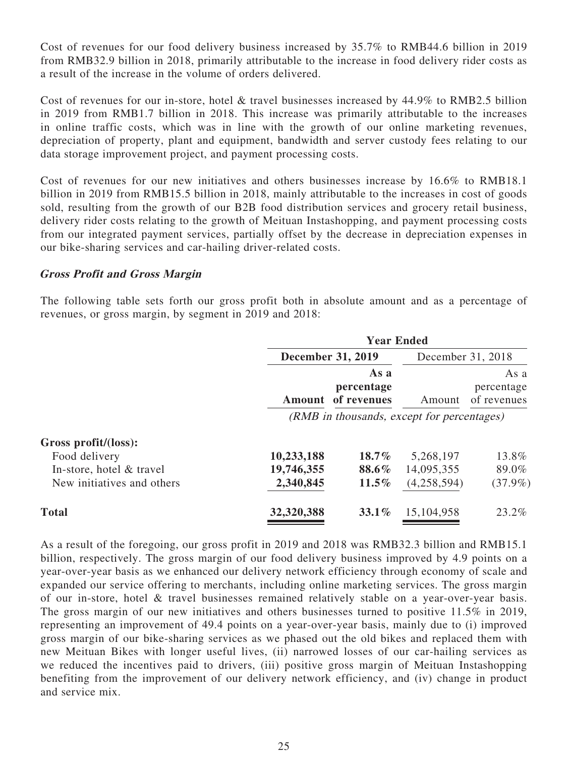Cost of revenues for our food delivery business increased by 35.7% to RMB44.6 billion in 2019 from RMB32.9 billion in 2018, primarily attributable to the increase in food delivery rider costs as a result of the increase in the volume of orders delivered.

Cost of revenues for our in-store, hotel & travel businesses increased by 44.9% to RMB2.5 billion in 2019 from RMB1.7 billion in 2018. This increase was primarily attributable to the increases in online traffic costs, which was in line with the growth of our online marketing revenues, depreciation of property, plant and equipment, bandwidth and server custody fees relating to our data storage improvement project, and payment processing costs.

Cost of revenues for our new initiatives and others businesses increase by 16.6% to RMB18.1 billion in 2019 from RMB15.5 billion in 2018, mainly attributable to the increases in cost of goods sold, resulting from the growth of our B2B food distribution services and grocery retail business, delivery rider costs relating to the growth of Meituan Instashopping, and payment processing costs from our integrated payment services, partially offset by the decrease in depreciation expenses in our bike-sharing services and car-hailing driver-related costs.

### ***Gross Profit and Gross Margin***

The following table sets forth our gross profit both in absolute amount and as a percentage of revenues, or gross margin, by segment in 2019 and 2018:

| | Year Ended | | | |
|---|---|---|---|---|
| | **December 31, 2019** | | December 31, 2018 | |
| | **Amount** | **As a percentage of revenues** | Amount | As a percentage of revenues |
| | *(RMB in thousands, except for percentages)* | | | |
| **Gross profit/(loss):** | | | | |
| Food delivery | **10,233,188** | **18.7%** | 5,268,197 | 13.8% |
| In-store, hotel & travel | **19,746,355** | **88.6%** | 14,095,355 | 89.0% |
| New initiatives and others | **2,340,845** | **11.5%** | (4,258,594) | (37.9%) |
| **Total** | **32,320,388** | **33.1%** | 15,104,958 | 23.2% |

As a result of the foregoing, our gross profit in 2019 and 2018 was RMB32.3 billion and RMB15.1 billion, respectively. The gross margin of our food delivery business improved by 4.9 points on a year-over-year basis as we enhanced our delivery network efficiency through economy of scale and expanded our service offering to merchants, including online marketing services. The gross margin of our in-store, hotel & travel businesses remained relatively stable on a year-over-year basis. The gross margin of our new initiatives and others businesses turned to positive 11.5% in 2019, representing an improvement of 49.4 points on a year-over-year basis, mainly due to (i) improved gross margin of our bike-sharing services as we phased out the old bikes and replaced them with new Meituan Bikes with longer useful lives, (ii) narrowed losses of our car-hailing services as we reduced the incentives paid to drivers, (iii) positive gross margin of Meituan Instashopping benefiting from the improvement of our delivery network efficiency, and (iv) change in product and service mix.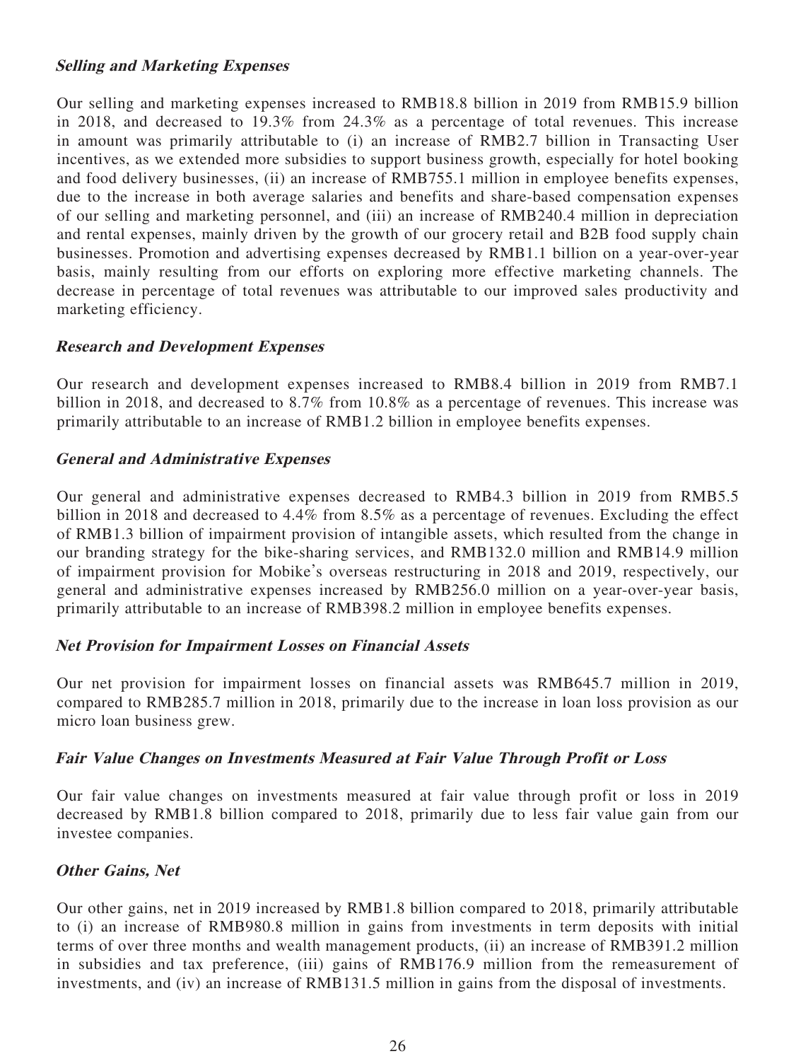***Selling and Marketing Expenses***

Our selling and marketing expenses increased to RMB18.8 billion in 2019 from RMB15.9 billion in 2018, and decreased to 19.3% from 24.3% as a percentage of total revenues. This increase in amount was primarily attributable to (i) an increase of RMB2.7 billion in Transacting User incentives, as we extended more subsidies to support business growth, especially for hotel booking and food delivery businesses, (ii) an increase of RMB755.1 million in employee benefits expenses, due to the increase in both average salaries and benefits and share-based compensation expenses of our selling and marketing personnel, and (iii) an increase of RMB240.4 million in depreciation and rental expenses, mainly driven by the growth of our grocery retail and B2B food supply chain businesses. Promotion and advertising expenses decreased by RMB1.1 billion on a year-over-year basis, mainly resulting from our efforts on exploring more effective marketing channels. The decrease in percentage of total revenues was attributable to our improved sales productivity and marketing efficiency.

***Research and Development Expenses***

Our research and development expenses increased to RMB8.4 billion in 2019 from RMB7.1 billion in 2018, and decreased to 8.7% from 10.8% as a percentage of revenues. This increase was primarily attributable to an increase of RMB1.2 billion in employee benefits expenses.

***General and Administrative Expenses***

Our general and administrative expenses decreased to RMB4.3 billion in 2019 from RMB5.5 billion in 2018 and decreased to 4.4% from 8.5% as a percentage of revenues. Excluding the effect of RMB1.3 billion of impairment provision of intangible assets, which resulted from the change in our branding strategy for the bike-sharing services, and RMB132.0 million and RMB14.9 million of impairment provision for Mobike's overseas restructuring in 2018 and 2019, respectively, our general and administrative expenses increased by RMB256.0 million on a year-over-year basis, primarily attributable to an increase of RMB398.2 million in employee benefits expenses.

***Net Provision for Impairment Losses on Financial Assets***

Our net provision for impairment losses on financial assets was RMB645.7 million in 2019, compared to RMB285.7 million in 2018, primarily due to the increase in loan loss provision as our micro loan business grew.

***Fair Value Changes on Investments Measured at Fair Value Through Profit or Loss***

Our fair value changes on investments measured at fair value through profit or loss in 2019 decreased by RMB1.8 billion compared to 2018, primarily due to less fair value gain from our investee companies.

***Other Gains, Net***

Our other gains, net in 2019 increased by RMB1.8 billion compared to 2018, primarily attributable to (i) an increase of RMB980.8 million in gains from investments in term deposits with initial terms of over three months and wealth management products, (ii) an increase of RMB391.2 million in subsidies and tax preference, (iii) gains of RMB176.9 million from the remeasurement of investments, and (iv) an increase of RMB131.5 million in gains from the disposal of investments.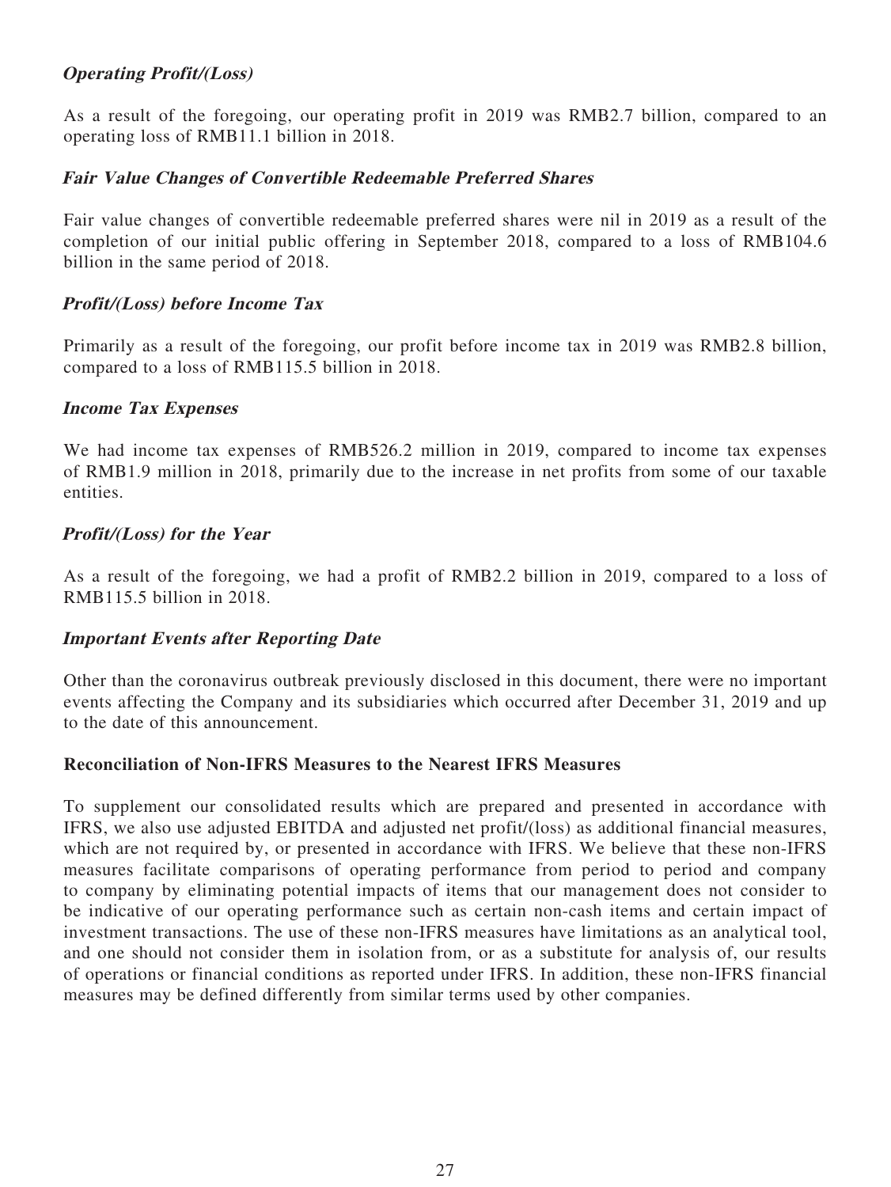### *Operating Profit/(Loss)*

As a result of the foregoing, our operating profit in 2019 was RMB2.7 billion, compared to an operating loss of RMB11.1 billion in 2018.

### *Fair Value Changes of Convertible Redeemable Preferred Shares*

Fair value changes of convertible redeemable preferred shares were nil in 2019 as a result of the completion of our initial public offering in September 2018, compared to a loss of RMB104.6 billion in the same period of 2018.

### *Profit/(Loss) before Income Tax*

Primarily as a result of the foregoing, our profit before income tax in 2019 was RMB2.8 billion, compared to a loss of RMB115.5 billion in 2018.

### *Income Tax Expenses*

We had income tax expenses of RMB526.2 million in 2019, compared to income tax expenses of RMB1.9 million in 2018, primarily due to the increase in net profits from some of our taxable entities.

### *Profit/(Loss) for the Year*

As a result of the foregoing, we had a profit of RMB2.2 billion in 2019, compared to a loss of RMB115.5 billion in 2018.

### *Important Events after Reporting Date*

Other than the coronavirus outbreak previously disclosed in this document, there were no important events affecting the Company and its subsidiaries which occurred after December 31, 2019 and up to the date of this announcement.

## Reconciliation of Non-IFRS Measures to the Nearest IFRS Measures

To supplement our consolidated results which are prepared and presented in accordance with IFRS, we also use adjusted EBITDA and adjusted net profit/(loss) as additional financial measures, which are not required by, or presented in accordance with IFRS. We believe that these non-IFRS measures facilitate comparisons of operating performance from period to period and company to company by eliminating potential impacts of items that our management does not consider to be indicative of our operating performance such as certain non-cash items and certain impact of investment transactions. The use of these non-IFRS measures have limitations as an analytical tool, and one should not consider them in isolation from, or as a substitute for analysis of, our results of operations or financial conditions as reported under IFRS. In addition, these non-IFRS financial measures may be defined differently from similar terms used by other companies.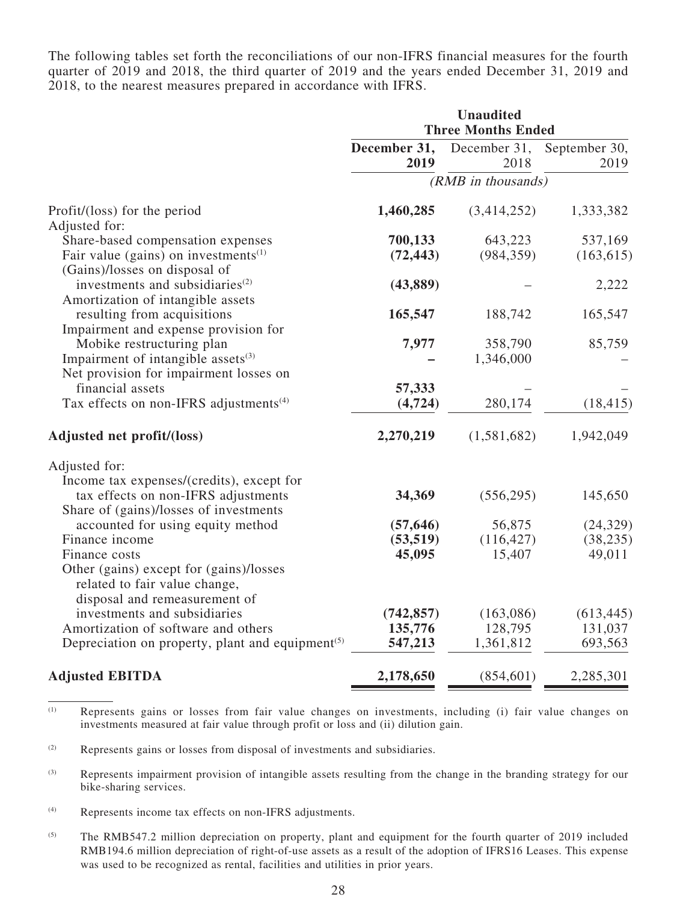The following tables set forth the reconciliations of our non-IFRS financial measures for the fourth quarter of 2019 and 2018, the third quarter of 2019 and the years ended December 31, 2019 and 2018, to the nearest measures prepared in accordance with IFRS.

| | Unaudited Three Months Ended | | |
|---|---|---|---|
| | **December 31, 2019** | December 31, 2018 | September 30, 2019 |
| | *(RMB in thousands)* | | |
| Profit/(loss) for the period | **1,460,285** | (3,414,252) | 1,333,382 |
| Adjusted for: | | | |
| Share-based compensation expenses | **700,133** | 643,223 | 537,169 |
| Fair value (gains) on investments[(1)] | **(72,443)** | (984,359) | (163,615) |
| (Gains)/losses on disposal of investments and subsidiaries[(2)] | **(43,889)** | – | 2,222 |
| Amortization of intangible assets resulting from acquisitions | **165,547** | 188,742 | 165,547 |
| Impairment and expense provision for Mobike restructuring plan | **7,977** | 358,790 | 85,759 |
| Impairment of intangible assets[(3)] | **–** | 1,346,000 | – |
| Net provision for impairment losses on financial assets | **57,333** | – | – |
| Tax effects on non-IFRS adjustments[(4)] | **(4,724)** | 280,174 | (18,415) |
| **Adjusted net profit/(loss)** | **2,270,219** | (1,581,682) | 1,942,049 |
| Adjusted for: | | | |
| Income tax expenses/(credits), except for tax effects on non-IFRS adjustments | **34,369** | (556,295) | 145,650 |
| Share of (gains)/losses of investments accounted for using equity method | **(57,646)** | 56,875 | (24,329) |
| Finance income | **(53,519)** | (116,427) | (38,235) |
| Finance costs | **45,095** | 15,407 | 49,011 |
| Other (gains) except for (gains)/losses related to fair value change, disposal and remeasurement of investments and subsidiaries | **(742,857)** | (163,086) | (613,445) |
| Amortization of software and others | **135,776** | 128,795 | 131,037 |
| Depreciation on property, plant and equipment[(5)] | **547,213** | 1,361,812 | 693,563 |
| **Adjusted EBITDA** | **2,178,650** | (854,601) | 2,285,301 |

(1) Represents gains or losses from fair value changes on investments, including (i) fair value changes on investments measured at fair value through profit or loss and (ii) dilution gain.

(2) Represents gains or losses from disposal of investments and subsidiaries.

(3) Represents impairment provision of intangible assets resulting from the change in the branding strategy for our bike-sharing services.

(4) Represents income tax effects on non-IFRS adjustments.

(5) The RMB547.2 million depreciation on property, plant and equipment for the fourth quarter of 2019 included RMB194.6 million depreciation of right-of-use assets as a result of the adoption of IFRS16 Leases. This expense was used to be recognized as rental, facilities and utilities in prior years.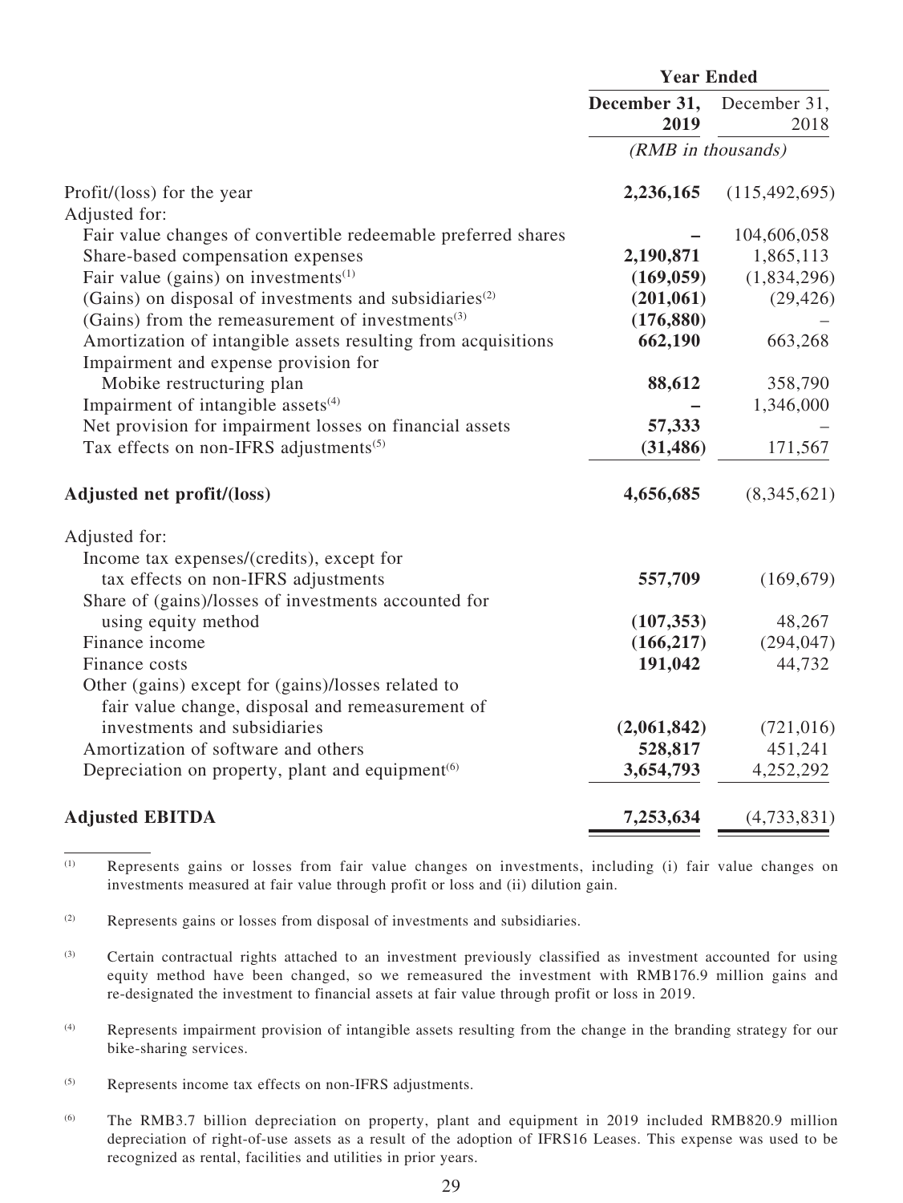| | Year Ended | |
|---|---|---|
| | **December 31, 2019** | December 31, 2018 |
| | *(RMB in thousands)* | |
| Profit/(loss) for the year | **2,236,165** | (115,492,695) |
| Adjusted for: | | |
| Fair value changes of convertible redeemable preferred shares | **–** | 104,606,058 |
| Share-based compensation expenses | **2,190,871** | 1,865,113 |
| Fair value (gains) on investments[(1)] | **(169,059)** | (1,834,296) |
| (Gains) on disposal of investments and subsidiaries[(2)] | **(201,061)** | (29,426) |
| (Gains) from the remeasurement of investments[(3)] | **(176,880)** | – |
| Amortization of intangible assets resulting from acquisitions | **662,190** | 663,268 |
| Impairment and expense provision for Mobike restructuring plan | **88,612** | 358,790 |
| Impairment of intangible assets[(4)] | **–** | 1,346,000 |
| Net provision for impairment losses on financial assets | **57,333** | – |
| Tax effects on non-IFRS adjustments[(5)] | **(31,486)** | 171,567 |
| **Adjusted net profit/(loss)** | **4,656,685** | (8,345,621) |
| Adjusted for: | | |
| Income tax expenses/(credits), except for tax effects on non-IFRS adjustments | **557,709** | (169,679) |
| Share of (gains)/losses of investments accounted for using equity method | **(107,353)** | 48,267 |
| Finance income | **(166,217)** | (294,047) |
| Finance costs | **191,042** | 44,732 |
| Other (gains) except for (gains)/losses related to fair value change, disposal and remeasurement of investments and subsidiaries | **(2,061,842)** | (721,016) |
| Amortization of software and others | **528,817** | 451,241 |
| Depreciation on property, plant and equipment[(6)] | **3,654,793** | 4,252,292 |
| **Adjusted EBITDA** | **7,253,634** | (4,733,831) |

(1) Represents gains or losses from fair value changes on investments, including (i) fair value changes on investments measured at fair value through profit or loss and (ii) dilution gain.

(2) Represents gains or losses from disposal of investments and subsidiaries.

(3) Certain contractual rights attached to an investment previously classified as investment accounted for using equity method have been changed, so we remeasured the investment with RMB176.9 million gains and re-designated the investment to financial assets at fair value through profit or loss in 2019.

(4) Represents impairment provision of intangible assets resulting from the change in the branding strategy for our bike-sharing services.

(5) Represents income tax effects on non-IFRS adjustments.

(6) The RMB3.7 billion depreciation on property, plant and equipment in 2019 included RMB820.9 million depreciation of right-of-use assets as a result of the adoption of IFRS16 Leases. This expense was used to be recognized as rental, facilities and utilities in prior years.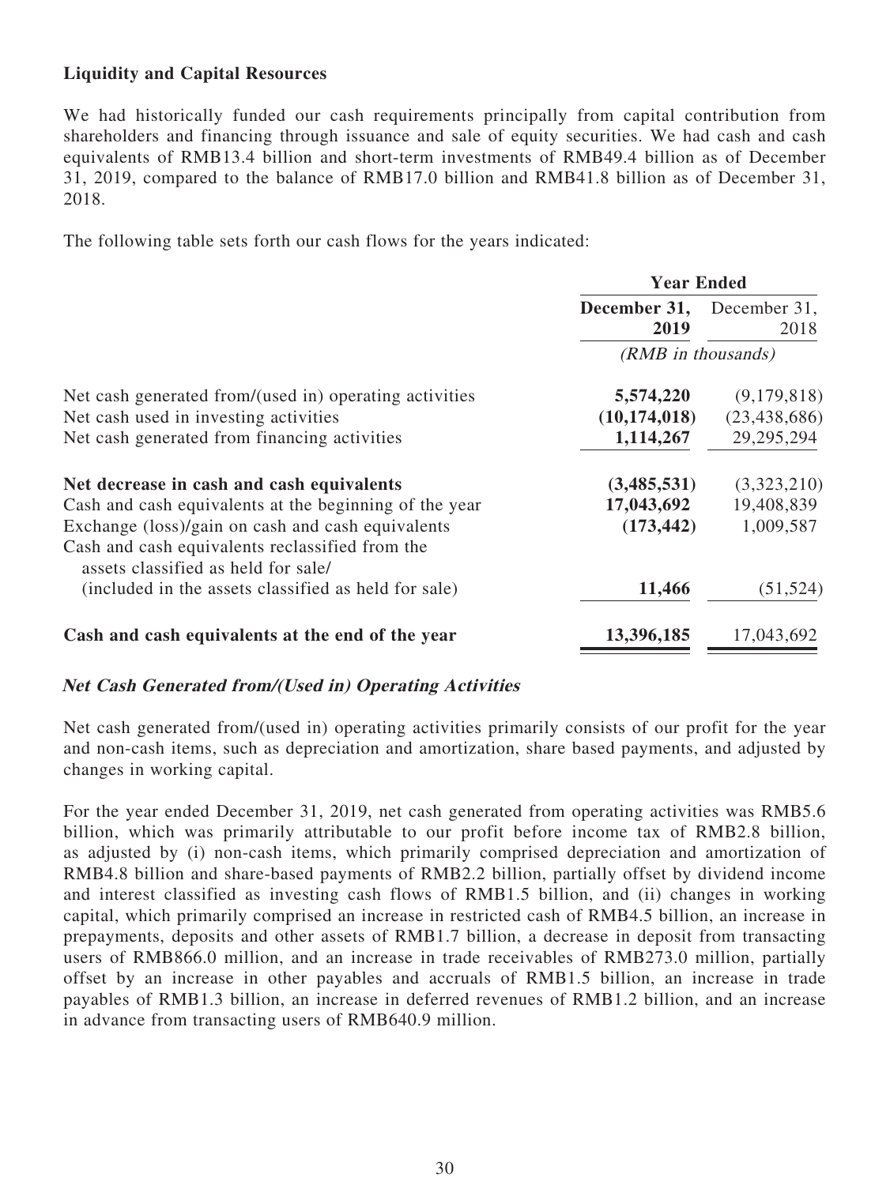**Liquidity and Capital Resources**

We had historically funded our cash requirements principally from capital contribution from shareholders and financing through issuance and sale of equity securities. We had cash and cash equivalents of RMB13.4 billion and short-term investments of RMB49.4 billion as of December 31, 2019, compared to the balance of RMB17.0 billion and RMB41.8 billion as of December 31, 2018.

The following table sets forth our cash flows for the years indicated:

| | Year Ended | |
|---|---|---|
| | **December 31, 2019** | December 31, 2018 |
| | *(RMB in thousands)* | |
| Net cash generated from/(used in) operating activities | **5,574,220** | (9,179,818) |
| Net cash used in investing activities | **(10,174,018)** | (23,438,686) |
| Net cash generated from financing activities | **1,114,267** | 29,295,294 |
| **Net decrease in cash and cash equivalents** | **(3,485,531)** | (3,323,210) |
| Cash and cash equivalents at the beginning of the year | **17,043,692** | 19,408,839 |
| Exchange (loss)/gain on cash and cash equivalents | **(173,442)** | 1,009,587 |
| Cash and cash equivalents reclassified from the assets classified as held for sale/ (included in the assets classified as held for sale) | **11,466** | (51,524) |
| **Cash and cash equivalents at the end of the year** | **13,396,185** | 17,043,692 |

***Net Cash Generated from/(Used in) Operating Activities***

Net cash generated from/(used in) operating activities primarily consists of our profit for the year and non-cash items, such as depreciation and amortization, share based payments, and adjusted by changes in working capital.

For the year ended December 31, 2019, net cash generated from operating activities was RMB5.6 billion, which was primarily attributable to our profit before income tax of RMB2.8 billion, as adjusted by (i) non-cash items, which primarily comprised depreciation and amortization of RMB4.8 billion and share-based payments of RMB2.2 billion, partially offset by dividend income and interest classified as investing cash flows of RMB1.5 billion, and (ii) changes in working capital, which primarily comprised an increase in restricted cash of RMB4.5 billion, an increase in prepayments, deposits and other assets of RMB1.7 billion, a decrease in deposit from transacting users of RMB866.0 million, and an increase in trade receivables of RMB273.0 million, partially offset by an increase in other payables and accruals of RMB1.5 billion, an increase in trade payables of RMB1.3 billion, an increase in deferred revenues of RMB1.2 billion, and an increase in advance from transacting users of RMB640.9 million.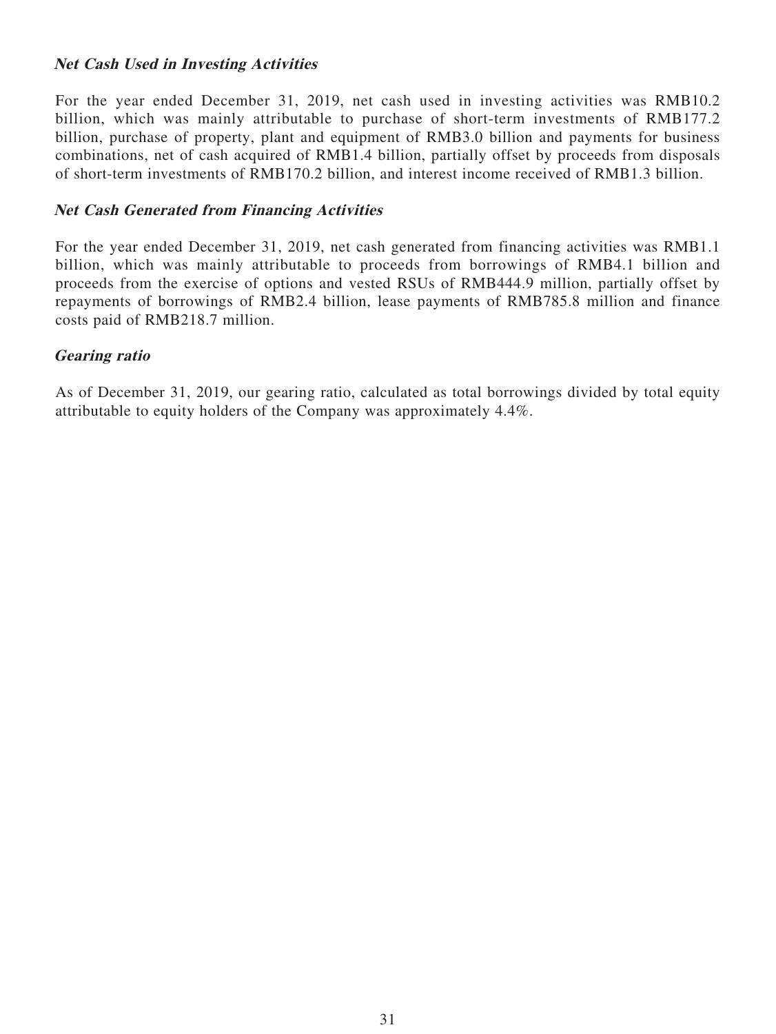***Net Cash Used in Investing Activities***

For the year ended December 31, 2019, net cash used in investing activities was RMB10.2 billion, which was mainly attributable to purchase of short-term investments of RMB177.2 billion, purchase of property, plant and equipment of RMB3.0 billion and payments for business combinations, net of cash acquired of RMB1.4 billion, partially offset by proceeds from disposals of short-term investments of RMB170.2 billion, and interest income received of RMB1.3 billion.

***Net Cash Generated from Financing Activities***

For the year ended December 31, 2019, net cash generated from financing activities was RMB1.1 billion, which was mainly attributable to proceeds from borrowings of RMB4.1 billion and proceeds from the exercise of options and vested RSUs of RMB444.9 million, partially offset by repayments of borrowings of RMB2.4 billion, lease payments of RMB785.8 million and finance costs paid of RMB218.7 million.

***Gearing ratio***

As of December 31, 2019, our gearing ratio, calculated as total borrowings divided by total equity attributable to equity holders of the Company was approximately 4.4%.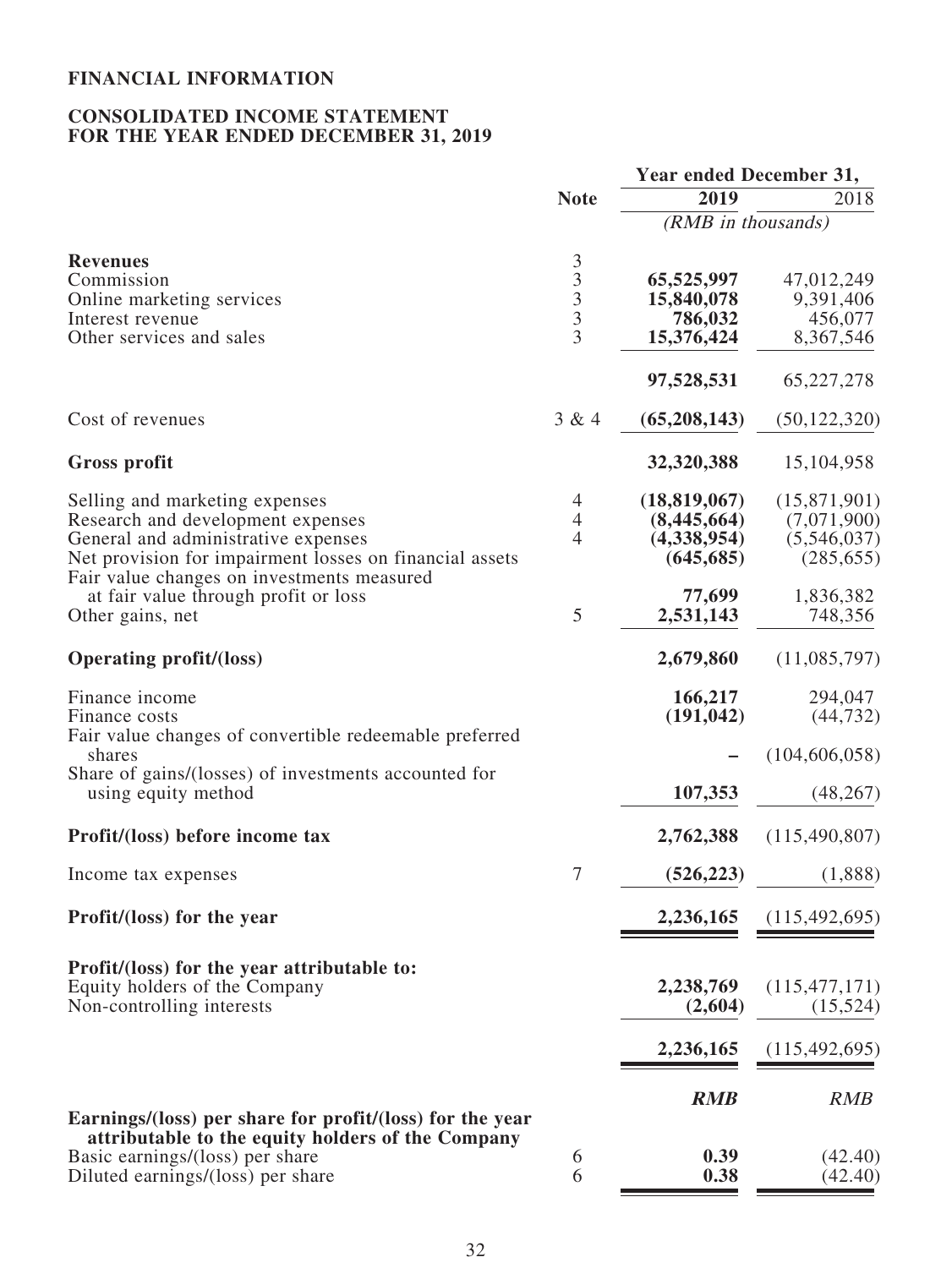# FINANCIAL INFORMATION

## CONSOLIDATED INCOME STATEMENT FOR THE YEAR ENDED DECEMBER 31, 2019

| | Note | Year ended December 31, | |
|---|---|---|---|
| | | **2019** | 2018 |
| | | *(RMB in thousands)* | |
| **Revenues** | 3 | | |
| Commission | 3 | **65,525,997** | 47,012,249 |
| Online marketing services | 3 | **15,840,078** | 9,391,406 |
| Interest revenue | 3 | **786,032** | 456,077 |
| Other services and sales | 3 | **15,376,424** | 8,367,546 |
| | | **97,528,531** | 65,227,278 |
| Cost of revenues | 3 & 4 | **(65,208,143)** | (50,122,320) |
| **Gross profit** | | **32,320,388** | 15,104,958 |
| Selling and marketing expenses | 4 | **(18,819,067)** | (15,871,901) |
| Research and development expenses | 4 | **(8,445,664)** | (7,071,900) |
| General and administrative expenses | 4 | **(4,338,954)** | (5,546,037) |
| Net provision for impairment losses on financial assets | | **(645,685)** | (285,655) |
| Fair value changes on investments measured at fair value through profit or loss | | **77,699** | 1,836,382 |
| Other gains, net | 5 | **2,531,143** | 748,356 |
| **Operating profit/(loss)** | | **2,679,860** | (11,085,797) |
| Finance income | | **166,217** | 294,047 |
| Finance costs | | **(191,042)** | (44,732) |
| Fair value changes of convertible redeemable preferred shares | | **–** | (104,606,058) |
| Share of gains/(losses) of investments accounted for using equity method | | **107,353** | (48,267) |
| **Profit/(loss) before income tax** | | **2,762,388** | (115,490,807) |
| Income tax expenses | 7 | **(526,223)** | (1,888) |
| **Profit/(loss) for the year** | | **2,236,165** | (115,492,695) |
| **Profit/(loss) for the year attributable to:** | | | |
| Equity holders of the Company | | **2,238,769** | (115,477,171) |
| Non-controlling interests | | **(2,604)** | (15,524) |
| | | **2,236,165** | (115,492,695) |
| | | ***RMB*** | *RMB* |
| **Earnings/(loss) per share for profit/(loss) for the year attributable to the equity holders of the Company** | | | |
| Basic earnings/(loss) per share | 6 | **0.39** | (42.40) |
| Diluted earnings/(loss) per share | 6 | **0.38** | (42.40) |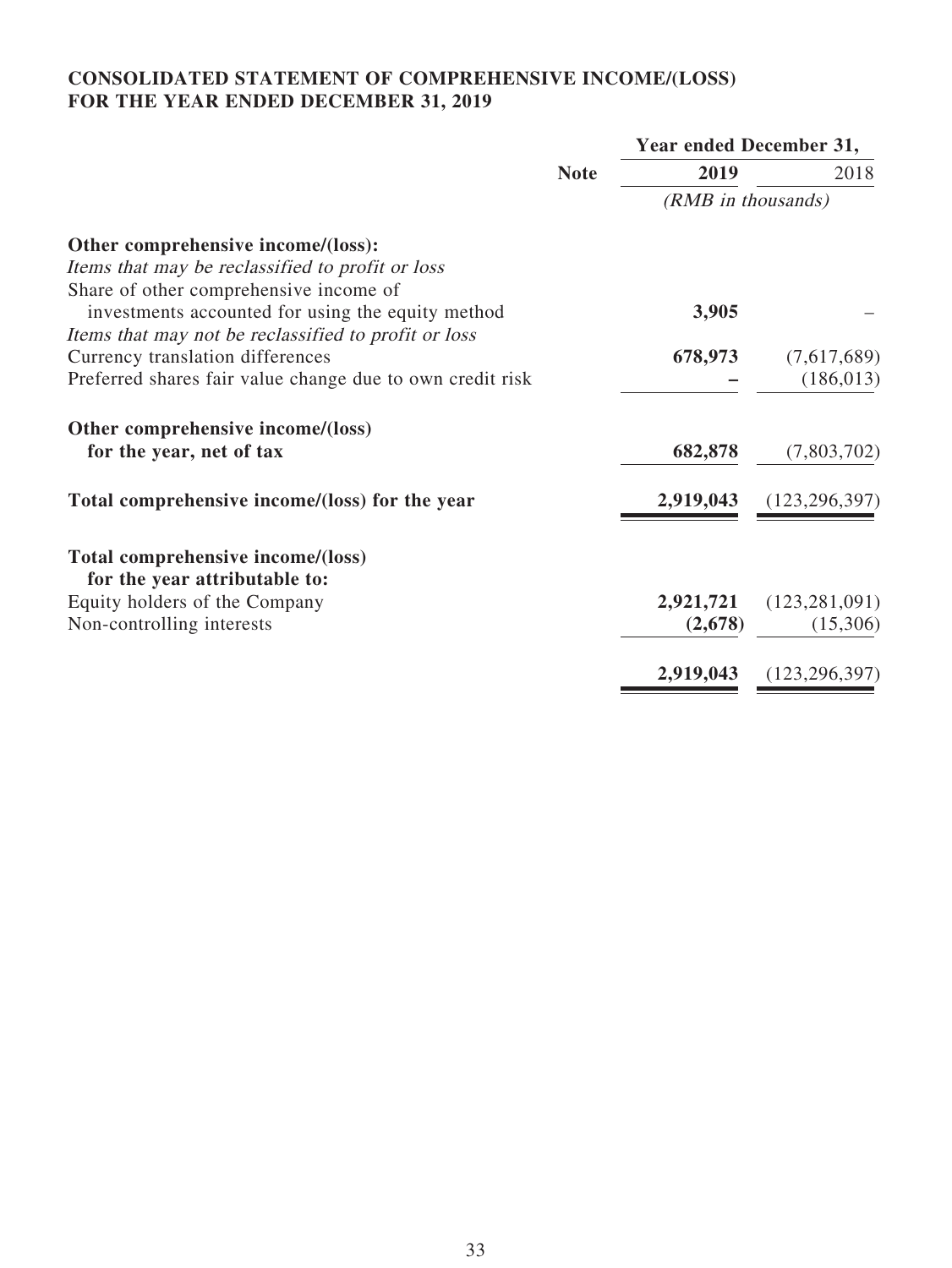**CONSOLIDATED STATEMENT OF COMPREHENSIVE INCOME/(LOSS)**
**FOR THE YEAR ENDED DECEMBER 31, 2019**

| | Note | Year ended December 31, | |
|---|---|---|---|
| | | **2019** | 2018 |
| | | *(RMB in thousands)* | |
| **Other comprehensive income/(loss):** | | | |
| *Items that may be reclassified to profit or loss* | | | |
| Share of other comprehensive income of investments accounted for using the equity method | | **3,905** | – |
| *Items that may not be reclassified to profit or loss* | | | |
| Currency translation differences | | **678,973** | (7,617,689) |
| Preferred shares fair value change due to own credit risk | | **–** | (186,013) |
| **Other comprehensive income/(loss) for the year, net of tax** | | **682,878** | (7,803,702) |
| **Total comprehensive income/(loss) for the year** | | **2,919,043** | (123,296,397) |
| **Total comprehensive income/(loss) for the year attributable to:** | | | |
| Equity holders of the Company | | **2,921,721** | (123,281,091) |
| Non-controlling interests | | **(2,678)** | (15,306) |
| | | **2,919,043** | (123,296,397) |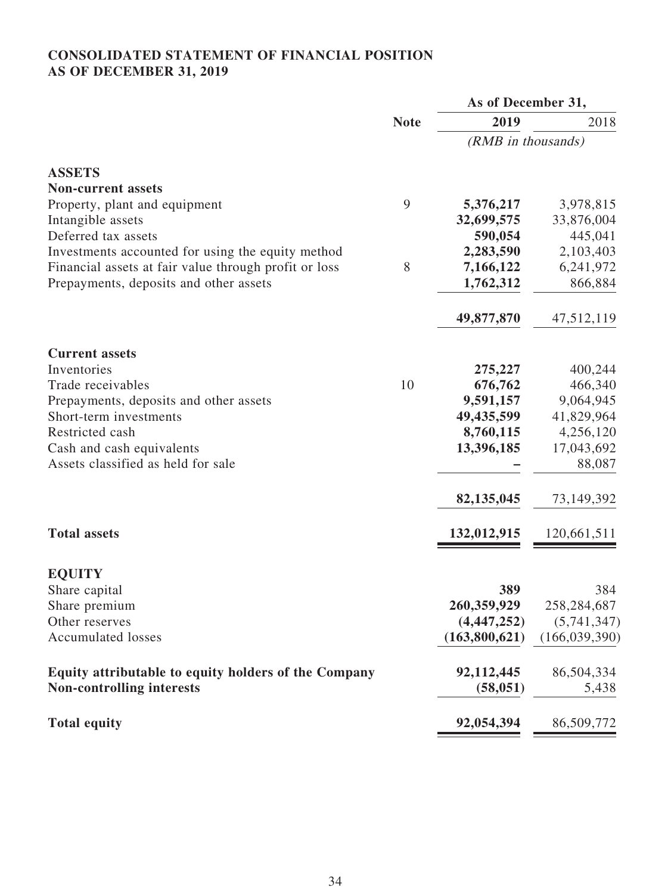**CONSOLIDATED STATEMENT OF FINANCIAL POSITION**
**AS OF DECEMBER 31, 2019**

| | Note | As of December 31, | |
|---|---|---|---|
| | | **2019** | 2018 |
| | | *(RMB in thousands)* | |
| **ASSETS** | | | |
| **Non-current assets** | | | |
| Property, plant and equipment | 9 | **5,376,217** | 3,978,815 |
| Intangible assets | | **32,699,575** | 33,876,004 |
| Deferred tax assets | | **590,054** | 445,041 |
| Investments accounted for using the equity method | | **2,283,590** | 2,103,403 |
| Financial assets at fair value through profit or loss | 8 | **7,166,122** | 6,241,972 |
| Prepayments, deposits and other assets | | **1,762,312** | 866,884 |
| | | **49,877,870** | 47,512,119 |
| **Current assets** | | | |
| Inventories | | **275,227** | 400,244 |
| Trade receivables | 10 | **676,762** | 466,340 |
| Prepayments, deposits and other assets | | **9,591,157** | 9,064,945 |
| Short-term investments | | **49,435,599** | 41,829,964 |
| Restricted cash | | **8,760,115** | 4,256,120 |
| Cash and cash equivalents | | **13,396,185** | 17,043,692 |
| Assets classified as held for sale | | **–** | 88,087 |
| | | **82,135,045** | 73,149,392 |
| **Total assets** | | **132,012,915** | 120,661,511 |
| **EQUITY** | | | |
| Share capital | | **389** | 384 |
| Share premium | | **260,359,929** | 258,284,687 |
| Other reserves | | **(4,447,252)** | (5,741,347) |
| Accumulated losses | | **(163,800,621)** | (166,039,390) |
| **Equity attributable to equity holders of the Company** | | **92,112,445** | 86,504,334 |
| **Non-controlling interests** | | **(58,051)** | 5,438 |
| **Total equity** | | **92,054,394** | 86,509,772 |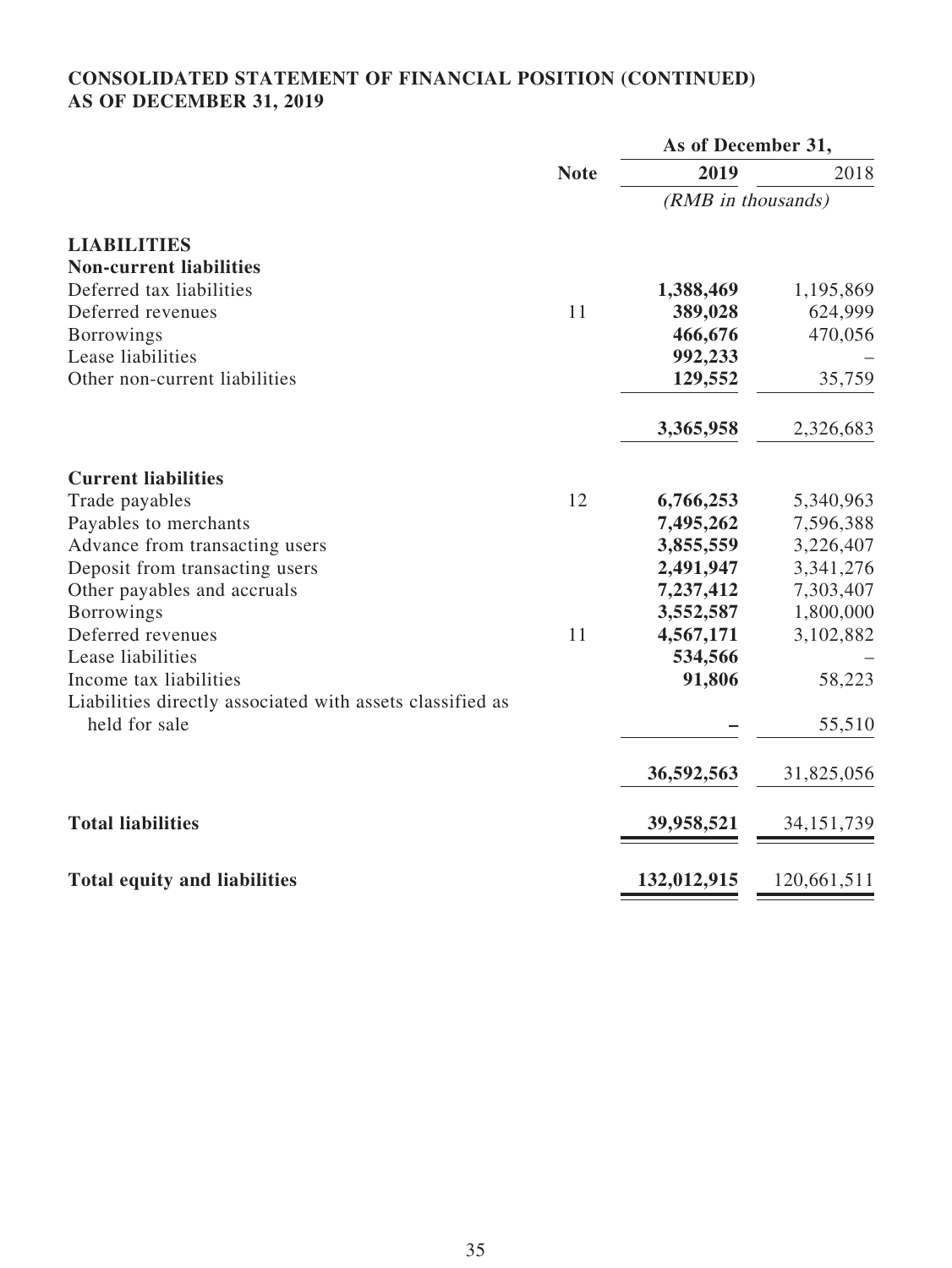**CONSOLIDATED STATEMENT OF FINANCIAL POSITION (CONTINUED)**
**AS OF DECEMBER 31, 2019**

| | Note | As of December 31, | |
|---|---|---|---|
| | | **2019** | 2018 |
| | | *(RMB in thousands)* | |
| **LIABILITIES** | | | |
| **Non-current liabilities** | | | |
| Deferred tax liabilities | | **1,388,469** | 1,195,869 |
| Deferred revenues | 11 | **389,028** | 624,999 |
| Borrowings | | **466,676** | 470,056 |
| Lease liabilities | | **992,233** | – |
| Other non-current liabilities | | **129,552** | 35,759 |
| | | **3,365,958** | 2,326,683 |
| **Current liabilities** | | | |
| Trade payables | 12 | **6,766,253** | 5,340,963 |
| Payables to merchants | | **7,495,262** | 7,596,388 |
| Advance from transacting users | | **3,855,559** | 3,226,407 |
| Deposit from transacting users | | **2,491,947** | 3,341,276 |
| Other payables and accruals | | **7,237,412** | 7,303,407 |
| Borrowings | | **3,552,587** | 1,800,000 |
| Deferred revenues | 11 | **4,567,171** | 3,102,882 |
| Lease liabilities | | **534,566** | – |
| Income tax liabilities | | **91,806** | 58,223 |
| Liabilities directly associated with assets classified as held for sale | | **–** | 55,510 |
| | | **36,592,563** | 31,825,056 |
| **Total liabilities** | | **39,958,521** | 34,151,739 |
| **Total equity and liabilities** | | **132,012,915** | 120,661,511 |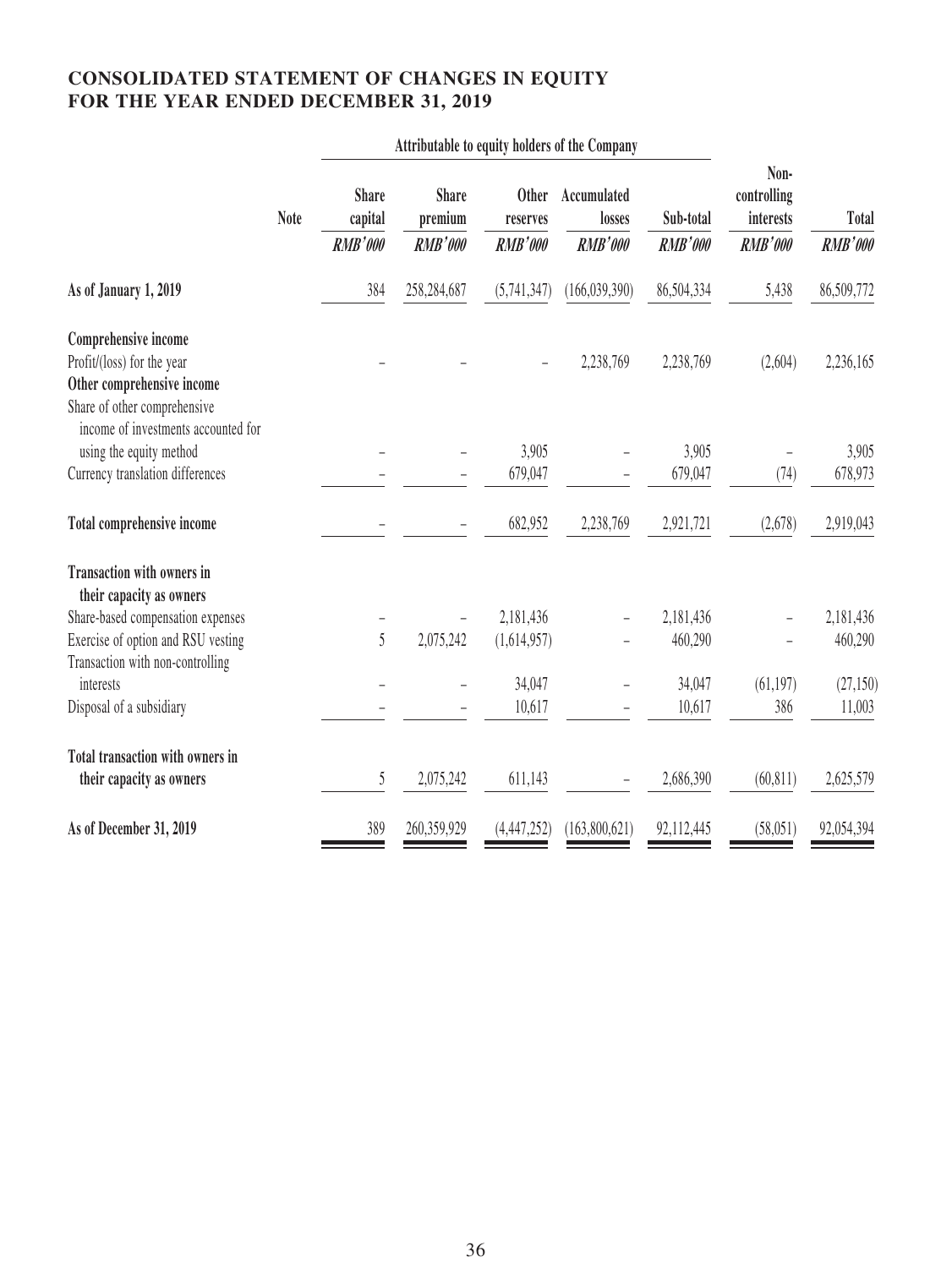## CONSOLIDATED STATEMENT OF CHANGES IN EQUITY FOR THE YEAR ENDED DECEMBER 31, 2019

| | Note | Attributable to equity holders of the Company | | | | | | |
|---|---|---|---|---|---|---|---|---|
| | | Share capital | Share premium | Other reserves | Accumulated losses | Sub-total | Non-controlling interests | Total |
| | | *RMB'000* | *RMB'000* | *RMB'000* | *RMB'000* | *RMB'000* | *RMB'000* | *RMB'000* |
| **As of January 1, 2019** | | 384 | 258,284,687 | (5,741,347) | (166,039,390) | 86,504,334 | 5,438 | 86,509,772 |
| **Comprehensive income** | | | | | | | | |
| Profit/(loss) for the year | | – | – | – | 2,238,769 | 2,238,769 | (2,604) | 2,236,165 |
| **Other comprehensive income** | | | | | | | | |
| Share of other comprehensive income of investments accounted for using the equity method | | – | – | 3,905 | – | 3,905 | – | 3,905 |
| Currency translation differences | | – | – | 679,047 | – | 679,047 | (74) | 678,973 |
| **Total comprehensive income** | | – | – | 682,952 | 2,238,769 | 2,921,721 | (2,678) | 2,919,043 |
| **Transaction with owners in their capacity as owners** | | | | | | | | |
| Share-based compensation expenses | | – | – | 2,181,436 | – | 2,181,436 | – | 2,181,436 |
| Exercise of option and RSU vesting | | 5 | 2,075,242 | (1,614,957) | – | 460,290 | – | 460,290 |
| Transaction with non-controlling interests | | – | – | 34,047 | – | 34,047 | (61,197) | (27,150) |
| Disposal of a subsidiary | | – | – | 10,617 | – | 10,617 | 386 | 11,003 |
| **Total transaction with owners in their capacity as owners** | | 5 | 2,075,242 | 611,143 | – | 2,686,390 | (60,811) | 2,625,579 |
| **As of December 31, 2019** | | 389 | 260,359,929 | (4,447,252) | (163,800,621) | 92,112,445 | (58,051) | 92,054,394 |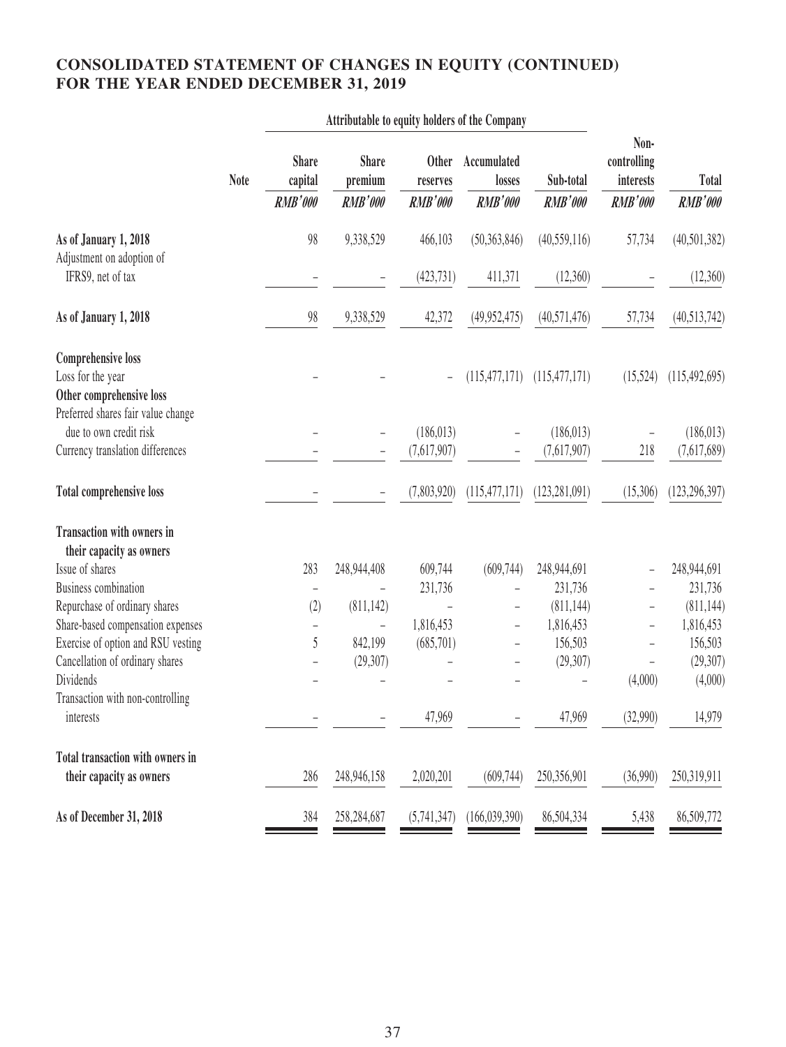# CONSOLIDATED STATEMENT OF CHANGES IN EQUITY (CONTINUED) FOR THE YEAR ENDED DECEMBER 31, 2019

| | Note | Attributable to equity holders of the Company | | | | | | |
|---|---|---|---|---|---|---|---|---|
| | | Share capital | Share premium | Other reserves | Accumulated losses | Sub-total | Non-controlling interests | Total |
| | | *RMB'000* | *RMB'000* | *RMB'000* | *RMB'000* | *RMB'000* | *RMB'000* | *RMB'000* |
| **As of January 1, 2018** | | 98 | 9,338,529 | 466,103 | (50,363,846) | (40,559,116) | 57,734 | (40,501,382) |
| Adjustment on adoption of IFRS9, net of tax | | – | – | (423,731) | 411,371 | (12,360) | – | (12,360) |
| **As of January 1, 2018** | | 98 | 9,338,529 | 42,372 | (49,952,475) | (40,571,476) | 57,734 | (40,513,742) |
| **Comprehensive loss** | | | | | | | | |
| Loss for the year | | – | – | – | (115,477,171) | (115,477,171) | (15,524) | (115,492,695) |
| **Other comprehensive loss** | | | | | | | | |
| Preferred shares fair value change due to own credit risk | | – | – | (186,013) | – | (186,013) | – | (186,013) |
| Currency translation differences | | – | – | (7,617,907) | – | (7,617,907) | 218 | (7,617,689) |
| **Total comprehensive loss** | | – | – | (7,803,920) | (115,477,171) | (123,281,091) | (15,306) | (123,296,397) |
| **Transaction with owners in their capacity as owners** | | | | | | | | |
| Issue of shares | | 283 | 248,944,408 | 609,744 | (609,744) | 248,944,691 | – | 248,944,691 |
| Business combination | | – | – | 231,736 | – | 231,736 | – | 231,736 |
| Repurchase of ordinary shares | | (2) | (811,142) | – | – | (811,144) | – | (811,144) |
| Share-based compensation expenses | | – | – | 1,816,453 | – | 1,816,453 | – | 1,816,453 |
| Exercise of option and RSU vesting | | 5 | 842,199 | (685,701) | – | 156,503 | – | 156,503 |
| Cancellation of ordinary shares | | – | (29,307) | – | – | (29,307) | – | (29,307) |
| Dividends | | – | – | – | – | – | (4,000) | (4,000) |
| Transaction with non-controlling interests | | – | – | 47,969 | – | 47,969 | (32,990) | 14,979 |
| **Total transaction with owners in their capacity as owners** | | 286 | 248,946,158 | 2,020,201 | (609,744) | 250,356,901 | (36,990) | 250,319,911 |
| **As of December 31, 2018** | | 384 | 258,284,687 | (5,741,347) | (166,039,390) | 86,504,334 | 5,438 | 86,509,772 |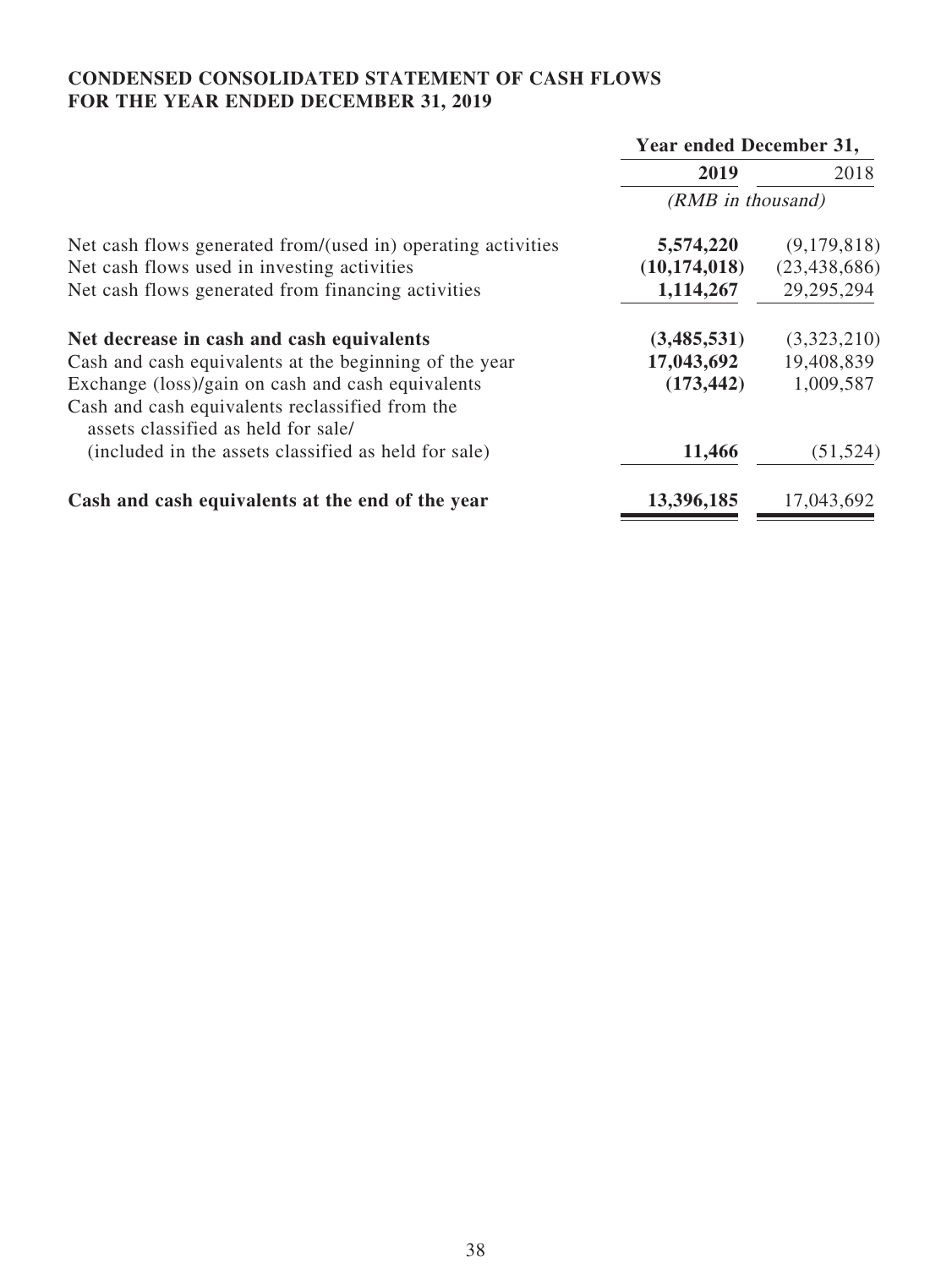## CONDENSED CONSOLIDATED STATEMENT OF CASH FLOWS
## FOR THE YEAR ENDED DECEMBER 31, 2019

| | Year ended December 31, | |
|---|---|---|
| | **2019** | 2018 |
| | *(RMB in thousand)* | |
| Net cash flows generated from/(used in) operating activities | **5,574,220** | (9,179,818) |
| Net cash flows used in investing activities | **(10,174,018)** | (23,438,686) |
| Net cash flows generated from financing activities | **1,114,267** | 29,295,294 |
| **Net decrease in cash and cash equivalents** | **(3,485,531)** | (3,323,210) |
| Cash and cash equivalents at the beginning of the year | **17,043,692** | 19,408,839 |
| Exchange (loss)/gain on cash and cash equivalents | **(173,442)** | 1,009,587 |
| Cash and cash equivalents reclassified from the assets classified as held for sale/ (included in the assets classified as held for sale) | **11,466** | (51,524) |
| **Cash and cash equivalents at the end of the year** | **13,396,185** | 17,043,692 |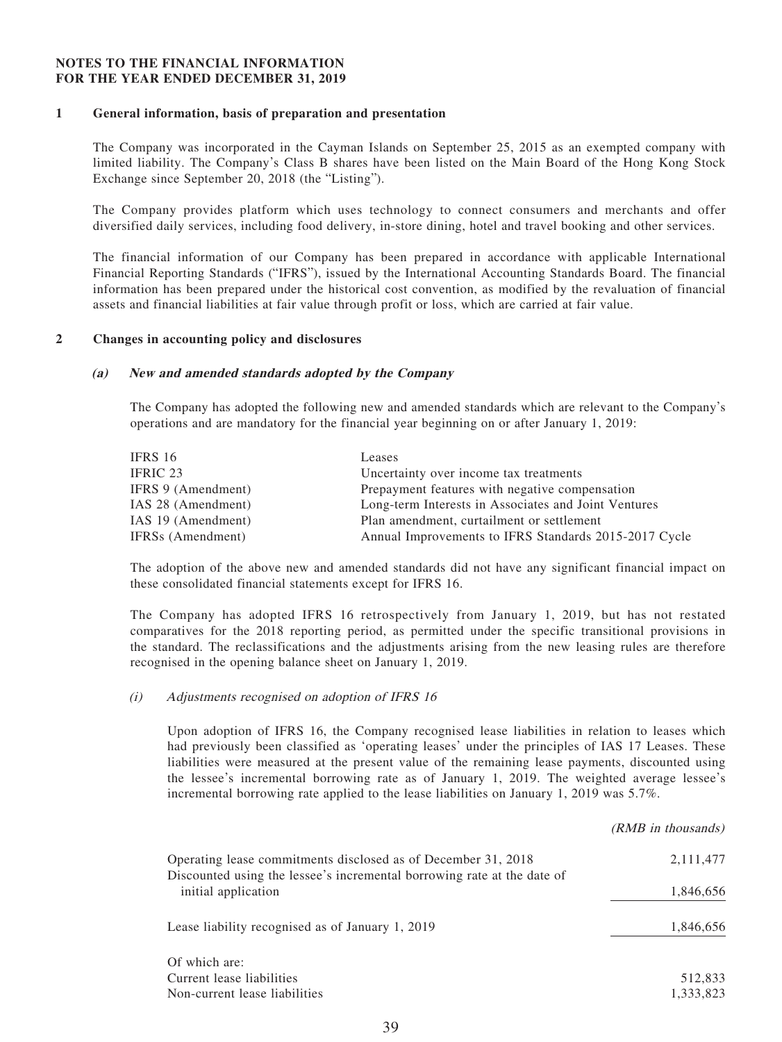**NOTES TO THE FINANCIAL INFORMATION**
**FOR THE YEAR ENDED DECEMBER 31, 2019**

## 1 General information, basis of preparation and presentation

The Company was incorporated in the Cayman Islands on September 25, 2015 as an exempted company with limited liability. The Company's Class B shares have been listed on the Main Board of the Hong Kong Stock Exchange since September 20, 2018 (the "Listing").

The Company provides platform which uses technology to connect consumers and merchants and offer diversified daily services, including food delivery, in-store dining, hotel and travel booking and other services.

The financial information of our Company has been prepared in accordance with applicable International Financial Reporting Standards ("IFRS"), issued by the International Accounting Standards Board. The financial information has been prepared under the historical cost convention, as modified by the revaluation of financial assets and financial liabilities at fair value through profit or loss, which are carried at fair value.

## 2 Changes in accounting policy and disclosures

### *(a) New and amended standards adopted by the Company*

The Company has adopted the following new and amended standards which are relevant to the Company's operations and are mandatory for the financial year beginning on or after January 1, 2019:

| | |
|---|---|
| IFRS 16 | Leases |
| IFRIC 23 | Uncertainty over income tax treatments |
| IFRS 9 (Amendment) | Prepayment features with negative compensation |
| IAS 28 (Amendment) | Long-term Interests in Associates and Joint Ventures |
| IAS 19 (Amendment) | Plan amendment, curtailment or settlement |
| IFRSs (Amendment) | Annual Improvements to IFRS Standards 2015-2017 Cycle |

The adoption of the above new and amended standards did not have any significant financial impact on these consolidated financial statements except for IFRS 16.

The Company has adopted IFRS 16 retrospectively from January 1, 2019, but has not restated comparatives for the 2018 reporting period, as permitted under the specific transitional provisions in the standard. The reclassifications and the adjustments arising from the new leasing rules are therefore recognised in the opening balance sheet on January 1, 2019.

#### *(i) Adjustments recognised on adoption of IFRS 16*

Upon adoption of IFRS 16, the Company recognised lease liabilities in relation to leases which had previously been classified as 'operating leases' under the principles of IAS 17 Leases. These liabilities were measured at the present value of the remaining lease payments, discounted using the lessee's incremental borrowing rate as of January 1, 2019. The weighted average lessee's incremental borrowing rate applied to the lease liabilities on January 1, 2019 was 5.7%.

| | *(RMB in thousands)* |
|---|---:|
| Operating lease commitments disclosed as of December 31, 2018 | 2,111,477 |
| Discounted using the lessee's incremental borrowing rate at the date of initial application | 1,846,656 |
| Lease liability recognised as of January 1, 2019 | 1,846,656 |
| Of which are: | |
| Current lease liabilities | 512,833 |
| Non-current lease liabilities | 1,333,823 |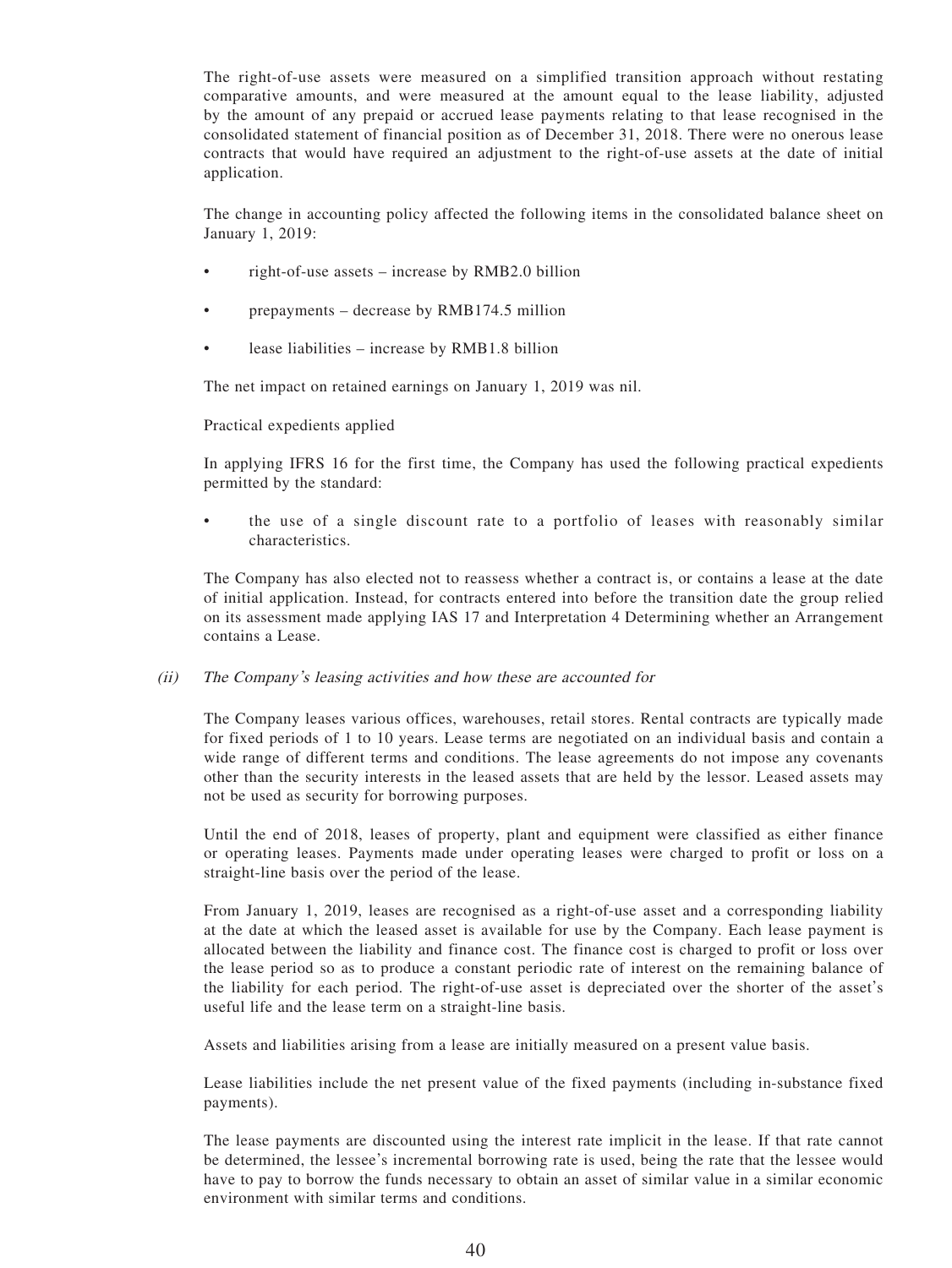The right-of-use assets were measured on a simplified transition approach without restating comparative amounts, and were measured at the amount equal to the lease liability, adjusted by the amount of any prepaid or accrued lease payments relating to that lease recognised in the consolidated statement of financial position as of December 31, 2018. There were no onerous lease contracts that would have required an adjustment to the right-of-use assets at the date of initial application.

The change in accounting policy affected the following items in the consolidated balance sheet on January 1, 2019:

- right-of-use assets – increase by RMB2.0 billion
- prepayments – decrease by RMB174.5 million
- lease liabilities – increase by RMB1.8 billion

The net impact on retained earnings on January 1, 2019 was nil.

Practical expedients applied

In applying IFRS 16 for the first time, the Company has used the following practical expedients permitted by the standard:

- the use of a single discount rate to a portfolio of leases with reasonably similar characteristics.

The Company has also elected not to reassess whether a contract is, or contains a lease at the date of initial application. Instead, for contracts entered into before the transition date the group relied on its assessment made applying IAS 17 and Interpretation 4 Determining whether an Arrangement contains a Lease.

*(ii) The Company's leasing activities and how these are accounted for*

The Company leases various offices, warehouses, retail stores. Rental contracts are typically made for fixed periods of 1 to 10 years. Lease terms are negotiated on an individual basis and contain a wide range of different terms and conditions. The lease agreements do not impose any covenants other than the security interests in the leased assets that are held by the lessor. Leased assets may not be used as security for borrowing purposes.

Until the end of 2018, leases of property, plant and equipment were classified as either finance or operating leases. Payments made under operating leases were charged to profit or loss on a straight-line basis over the period of the lease.

From January 1, 2019, leases are recognised as a right-of-use asset and a corresponding liability at the date at which the leased asset is available for use by the Company. Each lease payment is allocated between the liability and finance cost. The finance cost is charged to profit or loss over the lease period so as to produce a constant periodic rate of interest on the remaining balance of the liability for each period. The right-of-use asset is depreciated over the shorter of the asset's useful life and the lease term on a straight-line basis.

Assets and liabilities arising from a lease are initially measured on a present value basis.

Lease liabilities include the net present value of the fixed payments (including in-substance fixed payments).

The lease payments are discounted using the interest rate implicit in the lease. If that rate cannot be determined, the lessee's incremental borrowing rate is used, being the rate that the lessee would have to pay to borrow the funds necessary to obtain an asset of similar value in a similar economic environment with similar terms and conditions.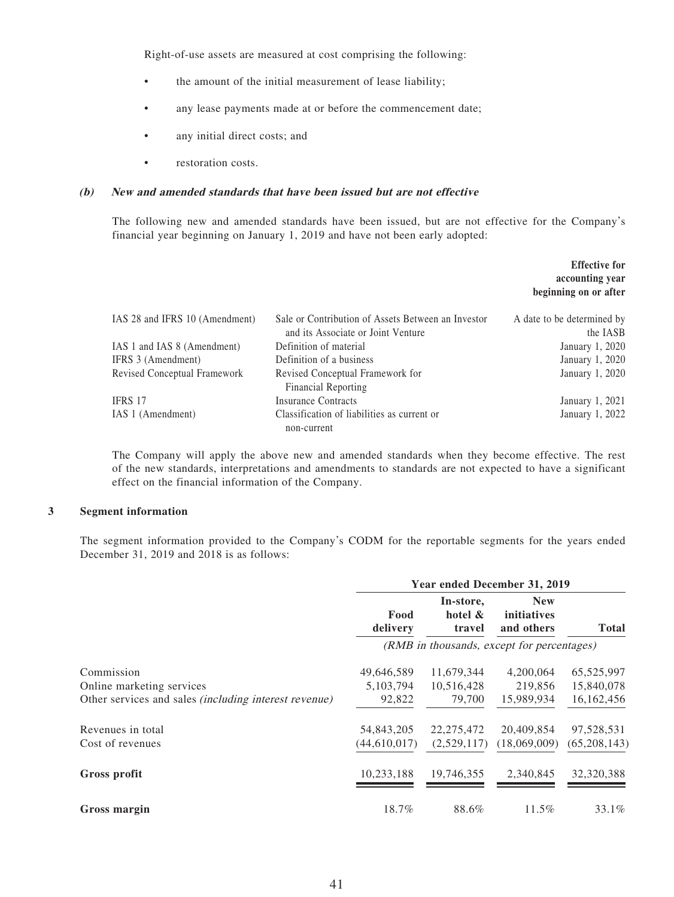Right-of-use assets are measured at cost comprising the following:

- the amount of the initial measurement of lease liability;
- any lease payments made at or before the commencement date;
- any initial direct costs; and
- restoration costs.

#### *(b) New and amended standards that have been issued but are not effective*

The following new and amended standards have been issued, but are not effective for the Company's financial year beginning on January 1, 2019 and have not been early adopted:

| | | **Effective for accounting year beginning on or after** |
|---|---|---|
| IAS 28 and IFRS 10 (Amendment) | Sale or Contribution of Assets Between an Investor and its Associate or Joint Venture | A date to be determined by the IASB |
| IAS 1 and IAS 8 (Amendment) | Definition of material | January 1, 2020 |
| IFRS 3 (Amendment) | Definition of a business | January 1, 2020 |
| Revised Conceptual Framework | Revised Conceptual Framework for Financial Reporting | January 1, 2020 |
| IFRS 17 | Insurance Contracts | January 1, 2021 |
| IAS 1 (Amendment) | Classification of liabilities as current or non-current | January 1, 2022 |

The Company will apply the above new and amended standards when they become effective. The rest of the new standards, interpretations and amendments to standards are not expected to have a significant effect on the financial information of the Company.

## 3 Segment information

The segment information provided to the Company's CODM for the reportable segments for the years ended December 31, 2019 and 2018 is as follows:

| | **Year ended December 31, 2019** | | | |
|---|---|---|---|---|
| | **Food delivery** | **In-store, hotel & travel** | **New initiatives and others** | **Total** |
| | *(RMB in thousands, except for percentages)* | | | |
| Commission | 49,646,589 | 11,679,344 | 4,200,064 | 65,525,997 |
| Online marketing services | 5,103,794 | 10,516,428 | 219,856 | 15,840,078 |
| Other services and sales *(including interest revenue)* | 92,822 | 79,700 | 15,989,934 | 16,162,456 |
| Revenues in total | 54,843,205 | 22,275,472 | 20,409,854 | 97,528,531 |
| Cost of revenues | (44,610,017) | (2,529,117) | (18,069,009) | (65,208,143) |
| **Gross profit** | 10,233,188 | 19,746,355 | 2,340,845 | 32,320,388 |
| **Gross margin** | 18.7% | 88.6% | 11.5% | 33.1% |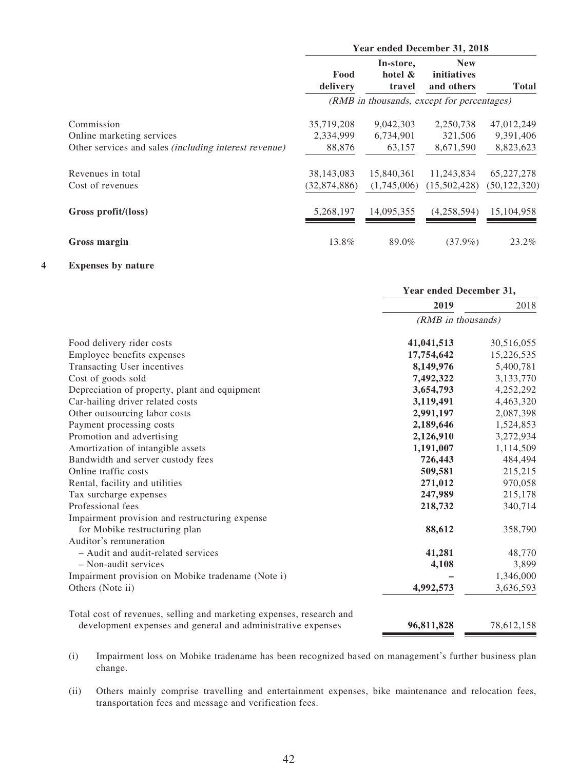| | Year ended December 31, 2018 | | | |
|---|---|---|---|---|
| | **Food delivery** | **In-store, hotel & travel** | **New initiatives and others** | **Total** |
| | *(RMB in thousands, except for percentages)* | | | |
| Commission | 35,719,208 | 9,042,303 | 2,250,738 | 47,012,249 |
| Online marketing services | 2,334,999 | 6,734,901 | 321,506 | 9,391,406 |
| Other services and sales *(including interest revenue)* | 88,876 | 63,157 | 8,671,590 | 8,823,623 |
| Revenues in total | 38,143,083 | 15,840,361 | 11,243,834 | 65,227,278 |
| Cost of revenues | (32,874,886) | (1,745,006) | (15,502,428) | (50,122,320) |
| **Gross profit/(loss)** | 5,268,197 | 14,095,355 | (4,258,594) | 15,104,958 |
| **Gross margin** | 13.8% | 89.0% | (37.9%) | 23.2% |

## 4 Expenses by nature

| | Year ended December 31, | |
|---|---|---|
| | **2019** | 2018 |
| | *(RMB in thousands)* | |
| Food delivery rider costs | **41,041,513** | 30,516,055 |
| Employee benefits expenses | **17,754,642** | 15,226,535 |
| Transacting User incentives | **8,149,976** | 5,400,781 |
| Cost of goods sold | **7,492,322** | 3,133,770 |
| Depreciation of property, plant and equipment | **3,654,793** | 4,252,292 |
| Car-hailing driver related costs | **3,119,491** | 4,463,320 |
| Other outsourcing labor costs | **2,991,197** | 2,087,398 |
| Payment processing costs | **2,189,646** | 1,524,853 |
| Promotion and advertising | **2,126,910** | 3,272,934 |
| Amortization of intangible assets | **1,191,007** | 1,114,509 |
| Bandwidth and server custody fees | **726,443** | 484,494 |
| Online traffic costs | **509,581** | 215,215 |
| Rental, facility and utilities | **271,012** | 970,058 |
| Tax surcharge expenses | **247,989** | 215,178 |
| Professional fees | **218,732** | 340,714 |
| Impairment provision and restructuring expense for Mobike restructuring plan | **88,612** | 358,790 |
| Auditor's remuneration | | |
| – Audit and audit-related services | **41,281** | 48,770 |
| – Non-audit services | **4,108** | 3,899 |
| Impairment provision on Mobike tradename (Note i) | **–** | 1,346,000 |
| Others (Note ii) | **4,992,573** | 3,636,593 |
| Total cost of revenues, selling and marketing expenses, research and development expenses and general and administrative expenses | **96,811,828** | 78,612,158 |

(i) Impairment loss on Mobike tradename has been recognized based on management's further business plan change.

(ii) Others mainly comprise travelling and entertainment expenses, bike maintenance and relocation fees, transportation fees and message and verification fees.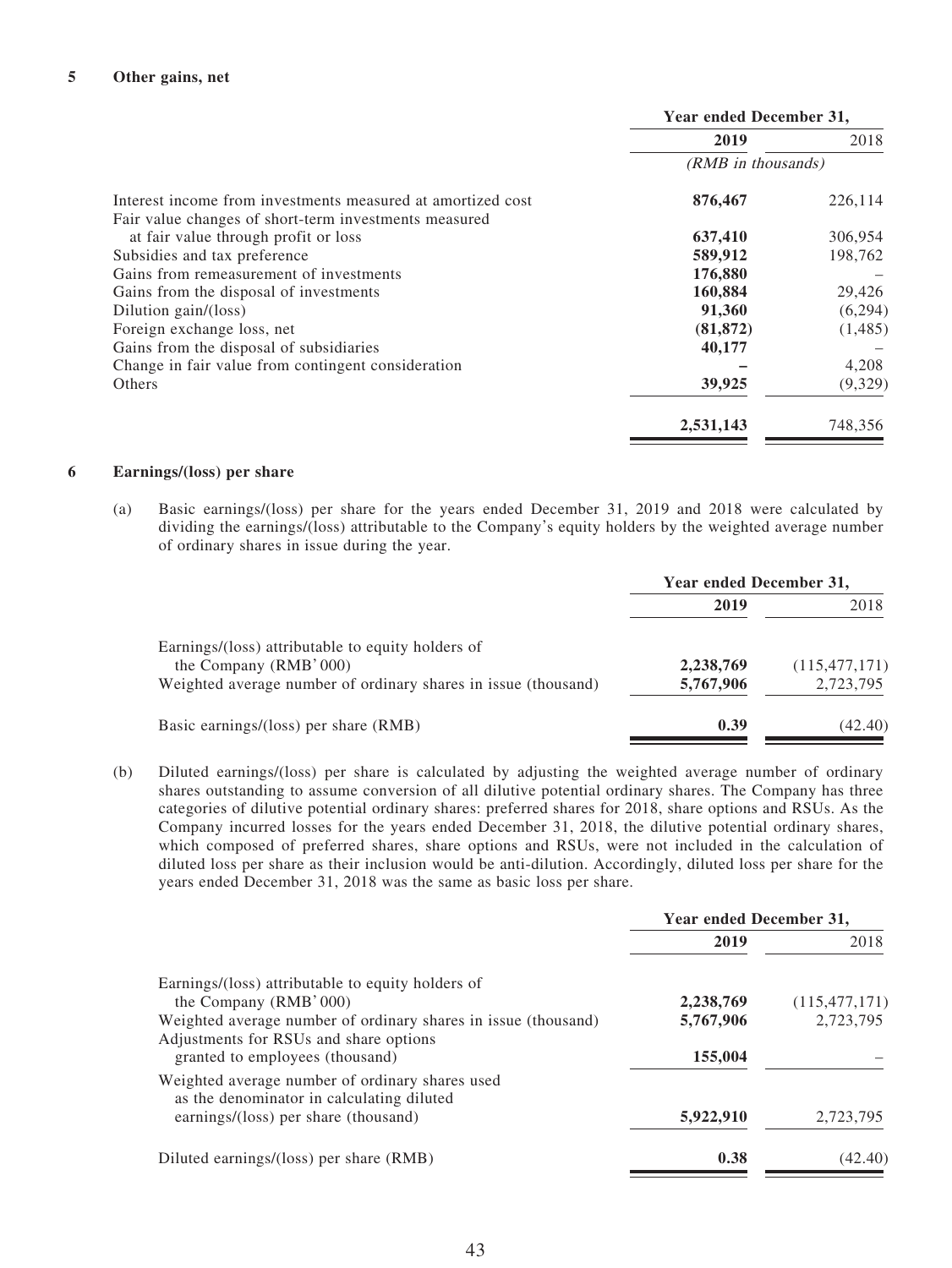## 5 Other gains, net

| | Year ended December 31, | |
|---|---|---|
| | **2019** | 2018 |
| | *(RMB in thousands)* | |
| Interest income from investments measured at amortized cost | **876,467** | 226,114 |
| Fair value changes of short-term investments measured at fair value through profit or loss | **637,410** | 306,954 |
| Subsidies and tax preference | **589,912** | 198,762 |
| Gains from remeasurement of investments | **176,880** | – |
| Gains from the disposal of investments | **160,884** | 29,426 |
| Dilution gain/(loss) | **91,360** | (6,294) |
| Foreign exchange loss, net | **(81,872)** | (1,485) |
| Gains from the disposal of subsidiaries | **40,177** | – |
| Change in fair value from contingent consideration | **–** | 4,208 |
| Others | **39,925** | (9,329) |
| | **2,531,143** | 748,356 |

## 6 Earnings/(loss) per share

(a) Basic earnings/(loss) per share for the years ended December 31, 2019 and 2018 were calculated by dividing the earnings/(loss) attributable to the Company's equity holders by the weighted average number of ordinary shares in issue during the year.

| | Year ended December 31, | |
|---|---|---|
| | **2019** | 2018 |
| Earnings/(loss) attributable to equity holders of the Company (RMB'000) | **2,238,769** | (115,477,171) |
| Weighted average number of ordinary shares in issue (thousand) | **5,767,906** | 2,723,795 |
| Basic earnings/(loss) per share (RMB) | **0.39** | (42.40) |

(b) Diluted earnings/(loss) per share is calculated by adjusting the weighted average number of ordinary shares outstanding to assume conversion of all dilutive potential ordinary shares. The Company has three categories of dilutive potential ordinary shares: preferred shares for 2018, share options and RSUs. As the Company incurred losses for the years ended December 31, 2018, the dilutive potential ordinary shares, which composed of preferred shares, share options and RSUs, were not included in the calculation of diluted loss per share as their inclusion would be anti-dilution. Accordingly, diluted loss per share for the years ended December 31, 2018 was the same as basic loss per share.

| | Year ended December 31, | |
|---|---|---|
| | **2019** | 2018 |
| Earnings/(loss) attributable to equity holders of the Company (RMB'000) | **2,238,769** | (115,477,171) |
| Weighted average number of ordinary shares in issue (thousand) | **5,767,906** | 2,723,795 |
| Adjustments for RSUs and share options granted to employees (thousand) | **155,004** | – |
| Weighted average number of ordinary shares used as the denominator in calculating diluted earnings/(loss) per share (thousand) | **5,922,910** | 2,723,795 |
| Diluted earnings/(loss) per share (RMB) | **0.38** | (42.40) |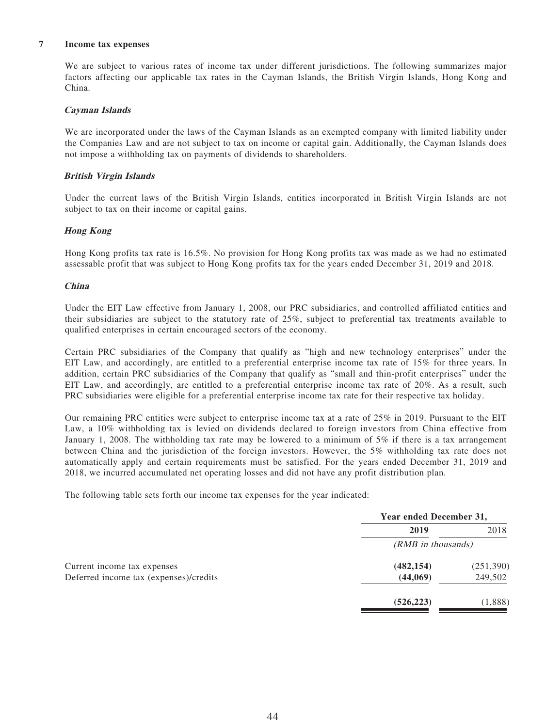## 7 Income tax expenses

We are subject to various rates of income tax under different jurisdictions. The following summarizes major factors affecting our applicable tax rates in the Cayman Islands, the British Virgin Islands, Hong Kong and China.

***Cayman Islands***

We are incorporated under the laws of the Cayman Islands as an exempted company with limited liability under the Companies Law and are not subject to tax on income or capital gain. Additionally, the Cayman Islands does not impose a withholding tax on payments of dividends to shareholders.

***British Virgin Islands***

Under the current laws of the British Virgin Islands, entities incorporated in British Virgin Islands are not subject to tax on their income or capital gains.

***Hong Kong***

Hong Kong profits tax rate is 16.5%. No provision for Hong Kong profits tax was made as we had no estimated assessable profit that was subject to Hong Kong profits tax for the years ended December 31, 2019 and 2018.

***China***

Under the EIT Law effective from January 1, 2008, our PRC subsidiaries, and controlled affiliated entities and their subsidiaries are subject to the statutory rate of 25%, subject to preferential tax treatments available to qualified enterprises in certain encouraged sectors of the economy.

Certain PRC subsidiaries of the Company that qualify as "high and new technology enterprises" under the EIT Law, and accordingly, are entitled to a preferential enterprise income tax rate of 15% for three years. In addition, certain PRC subsidiaries of the Company that qualify as "small and thin-profit enterprises" under the EIT Law, and accordingly, are entitled to a preferential enterprise income tax rate of 20%. As a result, such PRC subsidiaries were eligible for a preferential enterprise income tax rate for their respective tax holiday.

Our remaining PRC entities were subject to enterprise income tax at a rate of 25% in 2019. Pursuant to the EIT Law, a 10% withholding tax is levied on dividends declared to foreign investors from China effective from January 1, 2008. The withholding tax rate may be lowered to a minimum of 5% if there is a tax arrangement between China and the jurisdiction of the foreign investors. However, the 5% withholding tax rate does not automatically apply and certain requirements must be satisfied. For the years ended December 31, 2019 and 2018, we incurred accumulated net operating losses and did not have any profit distribution plan.

The following table sets forth our income tax expenses for the year indicated:

| | Year ended December 31, | |
|---|---|---|
| | **2019** | 2018 |
| | *(RMB in thousands)* | |
| Current income tax expenses | **(482,154)** | (251,390) |
| Deferred income tax (expenses)/credits | **(44,069)** | 249,502 |
| | **(526,223)** | (1,888) |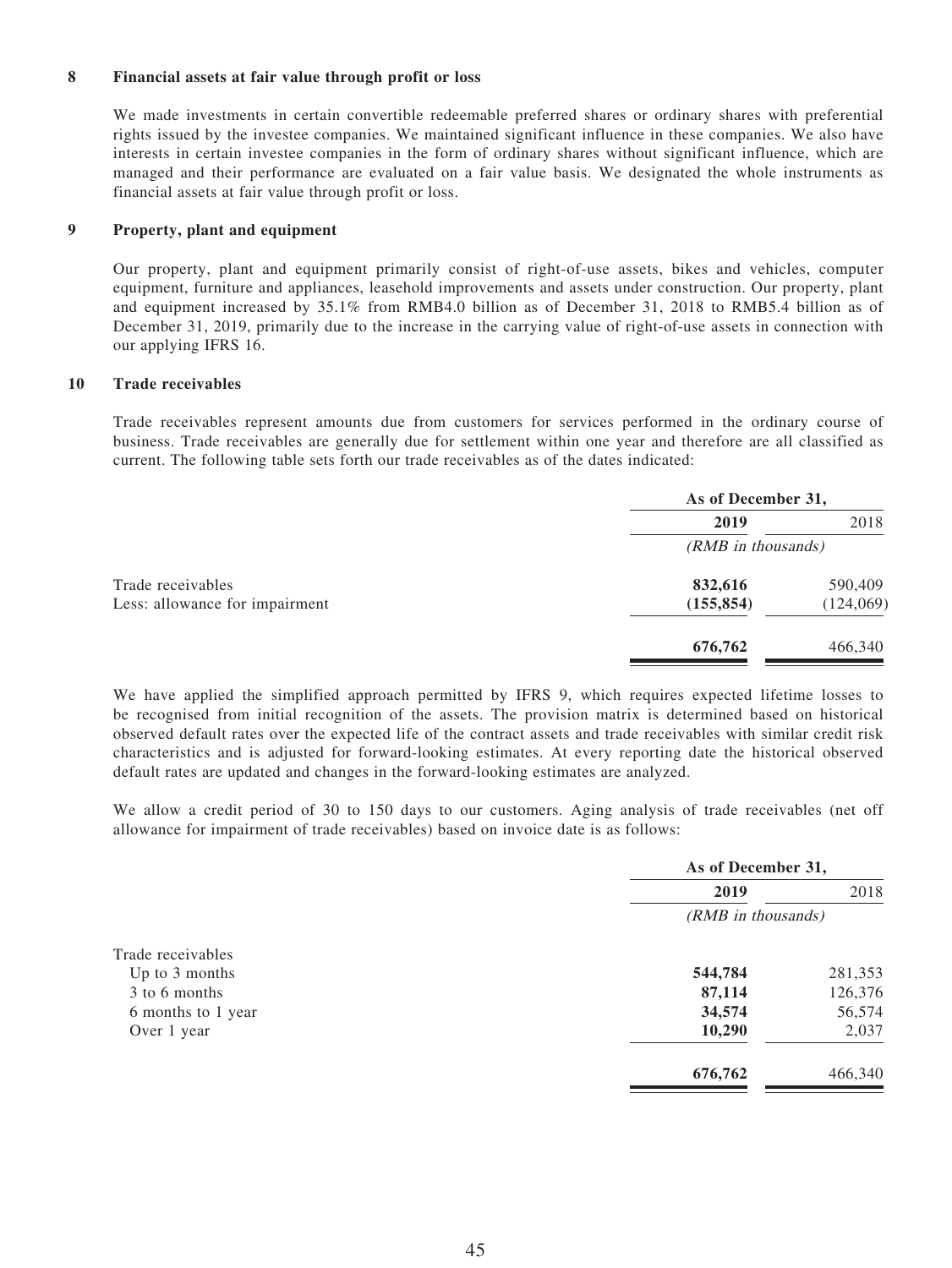### 8 Financial assets at fair value through profit or loss

We made investments in certain convertible redeemable preferred shares or ordinary shares with preferential rights issued by the investee companies. We maintained significant influence in these companies. We also have interests in certain investee companies in the form of ordinary shares without significant influence, which are managed and their performance are evaluated on a fair value basis. We designated the whole instruments as financial assets at fair value through profit or loss.

### 9 Property, plant and equipment

Our property, plant and equipment primarily consist of right-of-use assets, bikes and vehicles, computer equipment, furniture and appliances, leasehold improvements and assets under construction. Our property, plant and equipment increased by 35.1% from RMB4.0 billion as of December 31, 2018 to RMB5.4 billion as of December 31, 2019, primarily due to the increase in the carrying value of right-of-use assets in connection with our applying IFRS 16.

### 10 Trade receivables

Trade receivables represent amounts due from customers for services performed in the ordinary course of business. Trade receivables are generally due for settlement within one year and therefore are all classified as current. The following table sets forth our trade receivables as of the dates indicated:

| | As of December 31, | |
|---|---|---|
| | **2019** | 2018 |
| | *(RMB in thousands)* | |
| Trade receivables | **832,616** | 590,409 |
| Less: allowance for impairment | **(155,854)** | (124,069) |
| | **676,762** | 466,340 |

We have applied the simplified approach permitted by IFRS 9, which requires expected lifetime losses to be recognised from initial recognition of the assets. The provision matrix is determined based on historical observed default rates over the expected life of the contract assets and trade receivables with similar credit risk characteristics and is adjusted for forward-looking estimates. At every reporting date the historical observed default rates are updated and changes in the forward-looking estimates are analyzed.

We allow a credit period of 30 to 150 days to our customers. Aging analysis of trade receivables (net off allowance for impairment of trade receivables) based on invoice date is as follows:

| | As of December 31, | |
|---|---|---|
| | **2019** | 2018 |
| | *(RMB in thousands)* | |
| Trade receivables | | |
| Up to 3 months | **544,784** | 281,353 |
| 3 to 6 months | **87,114** | 126,376 |
| 6 months to 1 year | **34,574** | 56,574 |
| Over 1 year | **10,290** | 2,037 |
| | **676,762** | 466,340 |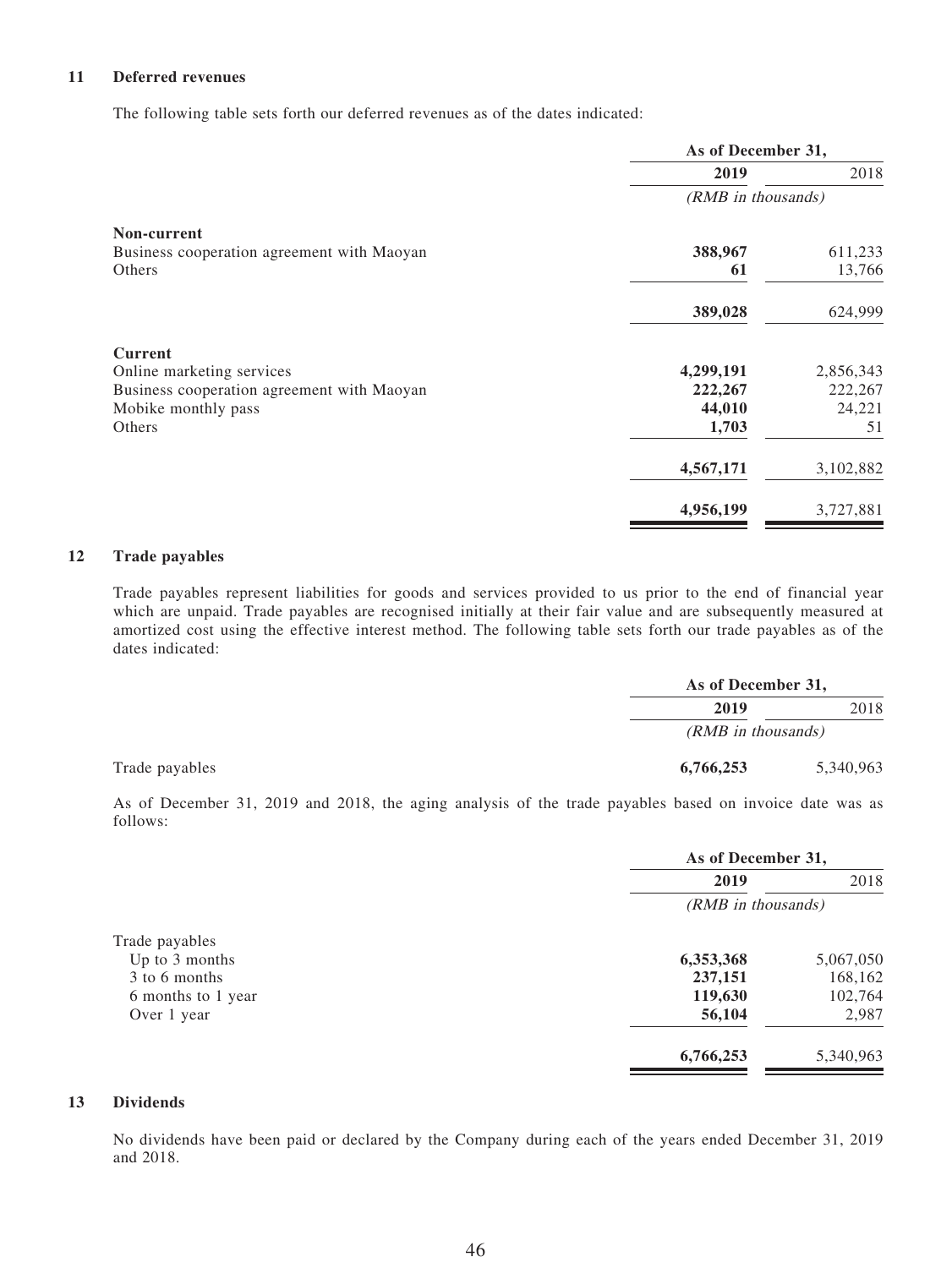## 11 Deferred revenues

The following table sets forth our deferred revenues as of the dates indicated:

| | As of December 31, | |
|---|---|---|
| | **2019** | 2018 |
| | *(RMB in thousands)* | |
| **Non-current** | | |
| Business cooperation agreement with Maoyan | **388,967** | 611,233 |
| Others | **61** | 13,766 |
| | **389,028** | 624,999 |
| **Current** | | |
| Online marketing services | **4,299,191** | 2,856,343 |
| Business cooperation agreement with Maoyan | **222,267** | 222,267 |
| Mobike monthly pass | **44,010** | 24,221 |
| Others | **1,703** | 51 |
| | **4,567,171** | 3,102,882 |
| | **4,956,199** | 3,727,881 |

## 12 Trade payables

Trade payables represent liabilities for goods and services provided to us prior to the end of financial year which are unpaid. Trade payables are recognised initially at their fair value and are subsequently measured at amortized cost using the effective interest method. The following table sets forth our trade payables as of the dates indicated:

| | As of December 31, | |
|---|---|---|
| | **2019** | 2018 |
| | *(RMB in thousands)* | |
| Trade payables | **6,766,253** | 5,340,963 |

As of December 31, 2019 and 2018, the aging analysis of the trade payables based on invoice date was as follows:

| | As of December 31, | |
|---|---|---|
| | **2019** | 2018 |
| | *(RMB in thousands)* | |
| Trade payables | | |
| Up to 3 months | **6,353,368** | 5,067,050 |
| 3 to 6 months | **237,151** | 168,162 |
| 6 months to 1 year | **119,630** | 102,764 |
| Over 1 year | **56,104** | 2,987 |
| | **6,766,253** | 5,340,963 |

## 13 Dividends

No dividends have been paid or declared by the Company during each of the years ended December 31, 2019 and 2018.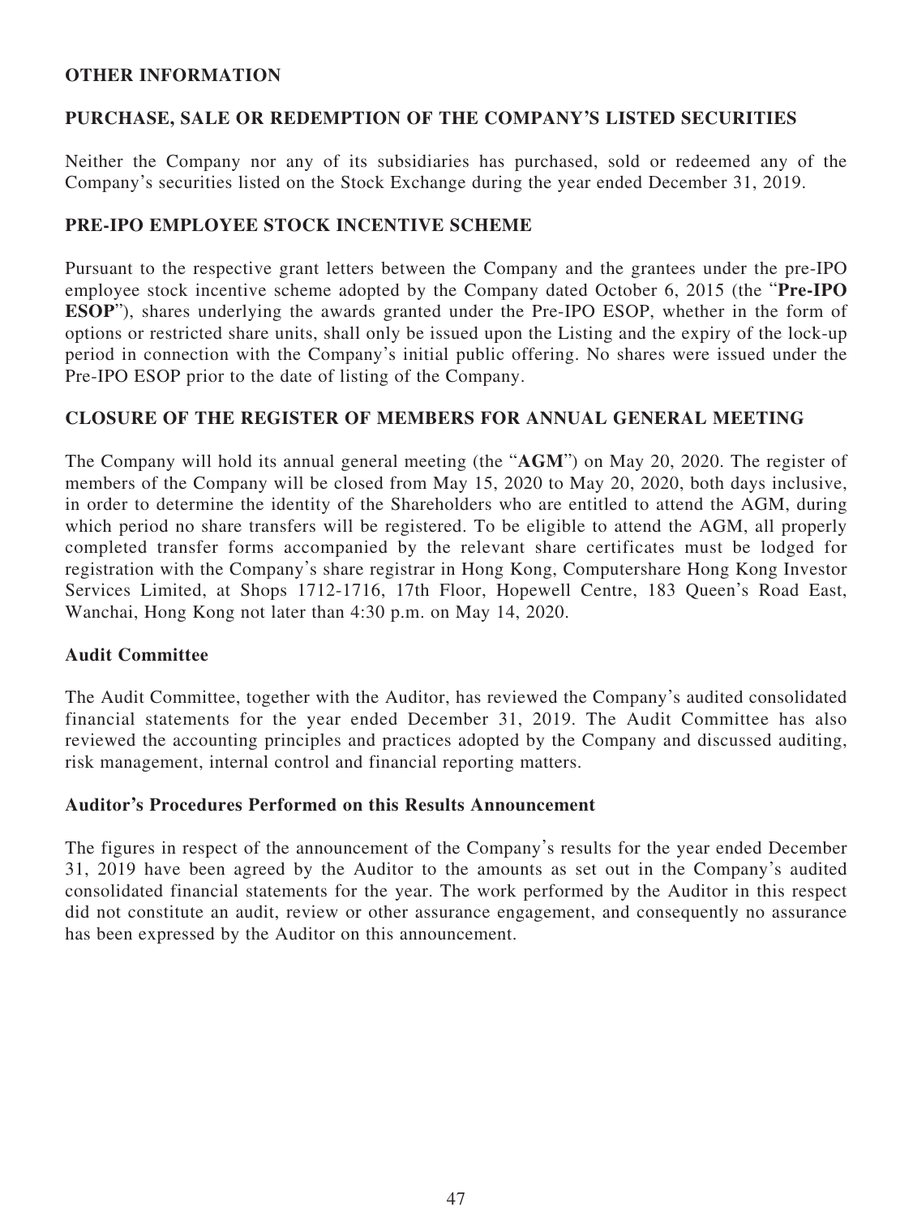## OTHER INFORMATION

## PURCHASE, SALE OR REDEMPTION OF THE COMPANY'S LISTED SECURITIES

Neither the Company nor any of its subsidiaries has purchased, sold or redeemed any of the Company's securities listed on the Stock Exchange during the year ended December 31, 2019.

## PRE-IPO EMPLOYEE STOCK INCENTIVE SCHEME

Pursuant to the respective grant letters between the Company and the grantees under the pre-IPO employee stock incentive scheme adopted by the Company dated October 6, 2015 (the "**Pre-IPO ESOP**"), shares underlying the awards granted under the Pre-IPO ESOP, whether in the form of options or restricted share units, shall only be issued upon the Listing and the expiry of the lock-up period in connection with the Company's initial public offering. No shares were issued under the Pre-IPO ESOP prior to the date of listing of the Company.

## CLOSURE OF THE REGISTER OF MEMBERS FOR ANNUAL GENERAL MEETING

The Company will hold its annual general meeting (the "**AGM**") on May 20, 2020. The register of members of the Company will be closed from May 15, 2020 to May 20, 2020, both days inclusive, in order to determine the identity of the Shareholders who are entitled to attend the AGM, during which period no share transfers will be registered. To be eligible to attend the AGM, all properly completed transfer forms accompanied by the relevant share certificates must be lodged for registration with the Company's share registrar in Hong Kong, Computershare Hong Kong Investor Services Limited, at Shops 1712-1716, 17th Floor, Hopewell Centre, 183 Queen's Road East, Wanchai, Hong Kong not later than 4:30 p.m. on May 14, 2020.

### Audit Committee

The Audit Committee, together with the Auditor, has reviewed the Company's audited consolidated financial statements for the year ended December 31, 2019. The Audit Committee has also reviewed the accounting principles and practices adopted by the Company and discussed auditing, risk management, internal control and financial reporting matters.

### Auditor's Procedures Performed on this Results Announcement

The figures in respect of the announcement of the Company's results for the year ended December 31, 2019 have been agreed by the Auditor to the amounts as set out in the Company's audited consolidated financial statements for the year. The work performed by the Auditor in this respect did not constitute an audit, review or other assurance engagement, and consequently no assurance has been expressed by the Auditor on this announcement.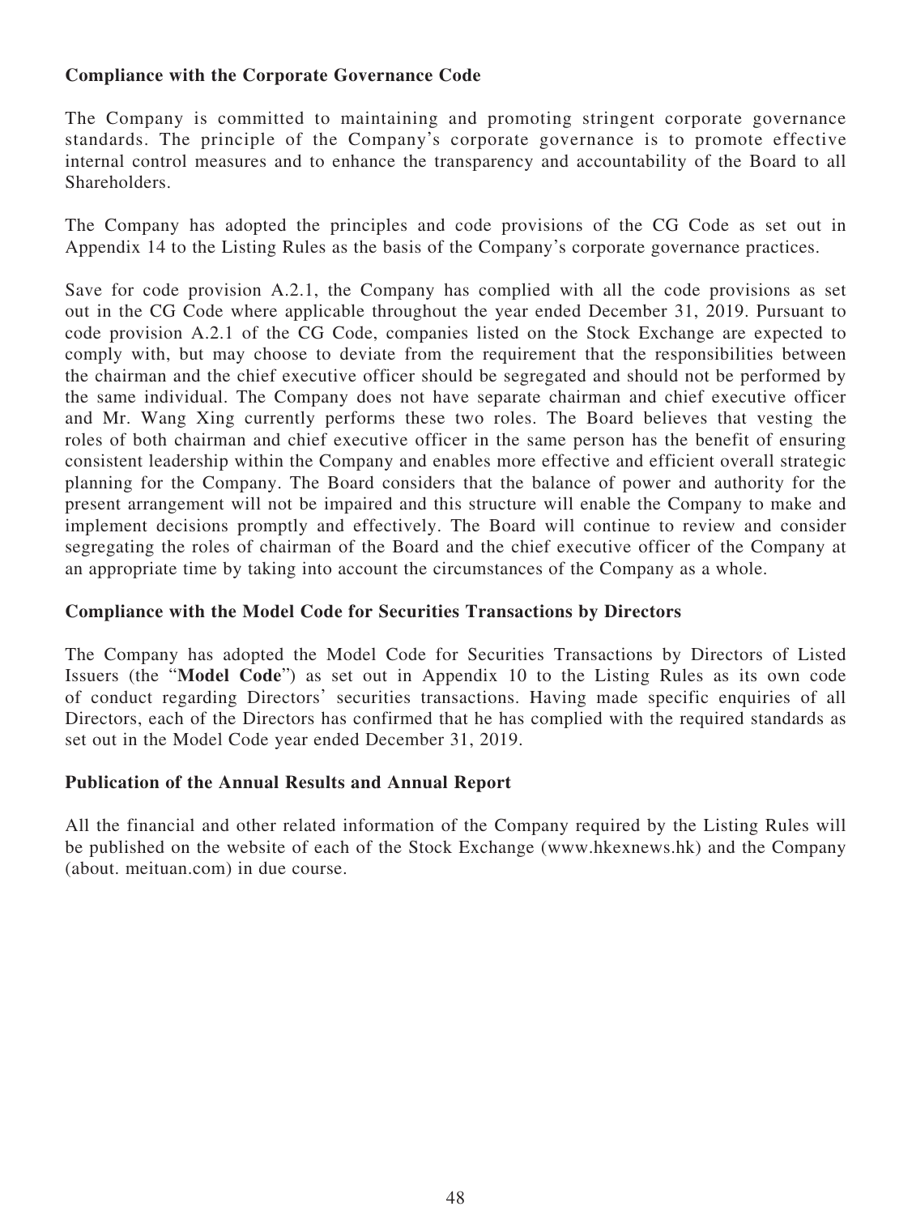**Compliance with the Corporate Governance Code**

The Company is committed to maintaining and promoting stringent corporate governance standards. The principle of the Company's corporate governance is to promote effective internal control measures and to enhance the transparency and accountability of the Board to all Shareholders.

The Company has adopted the principles and code provisions of the CG Code as set out in Appendix 14 to the Listing Rules as the basis of the Company's corporate governance practices.

Save for code provision A.2.1, the Company has complied with all the code provisions as set out in the CG Code where applicable throughout the year ended December 31, 2019. Pursuant to code provision A.2.1 of the CG Code, companies listed on the Stock Exchange are expected to comply with, but may choose to deviate from the requirement that the responsibilities between the chairman and the chief executive officer should be segregated and should not be performed by the same individual. The Company does not have separate chairman and chief executive officer and Mr. Wang Xing currently performs these two roles. The Board believes that vesting the roles of both chairman and chief executive officer in the same person has the benefit of ensuring consistent leadership within the Company and enables more effective and efficient overall strategic planning for the Company. The Board considers that the balance of power and authority for the present arrangement will not be impaired and this structure will enable the Company to make and implement decisions promptly and effectively. The Board will continue to review and consider segregating the roles of chairman of the Board and the chief executive officer of the Company at an appropriate time by taking into account the circumstances of the Company as a whole.

**Compliance with the Model Code for Securities Transactions by Directors**

The Company has adopted the Model Code for Securities Transactions by Directors of Listed Issuers (the "**Model Code**") as set out in Appendix 10 to the Listing Rules as its own code of conduct regarding Directors' securities transactions. Having made specific enquiries of all Directors, each of the Directors has confirmed that he has complied with the required standards as set out in the Model Code year ended December 31, 2019.

**Publication of the Annual Results and Annual Report**

All the financial and other related information of the Company required by the Listing Rules will be published on the website of each of the Stock Exchange (www.hkexnews.hk) and the Company (about. meituan.com) in due course.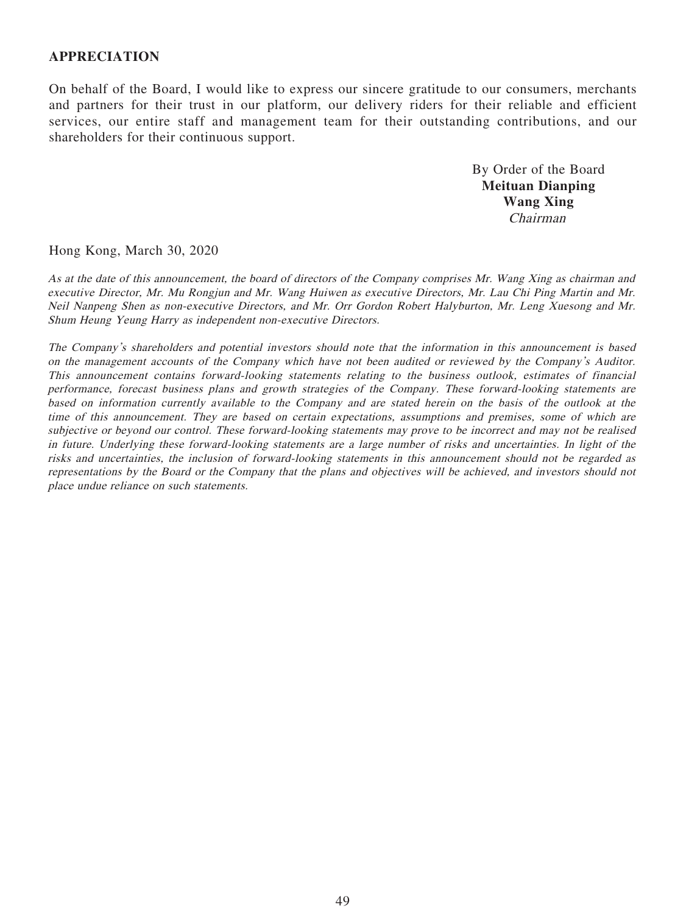## APPRECIATION

On behalf of the Board, I would like to express our sincere gratitude to our consumers, merchants and partners for their trust in our platform, our delivery riders for their reliable and efficient services, our entire staff and management team for their outstanding contributions, and our shareholders for their continuous support.

By Order of the Board
**Meituan Dianping**
**Wang Xing**
*Chairman*

Hong Kong, March 30, 2020

*As at the date of this announcement, the board of directors of the Company comprises Mr. Wang Xing as chairman and executive Director, Mr. Mu Rongjun and Mr. Wang Huiwen as executive Directors, Mr. Lau Chi Ping Martin and Mr. Neil Nanpeng Shen as non-executive Directors, and Mr. Orr Gordon Robert Halyburton, Mr. Leng Xuesong and Mr. Shum Heung Yeung Harry as independent non-executive Directors.*

*The Company's shareholders and potential investors should note that the information in this announcement is based on the management accounts of the Company which have not been audited or reviewed by the Company's Auditor. This announcement contains forward-looking statements relating to the business outlook, estimates of financial performance, forecast business plans and growth strategies of the Company. These forward-looking statements are based on information currently available to the Company and are stated herein on the basis of the outlook at the time of this announcement. They are based on certain expectations, assumptions and premises, some of which are subjective or beyond our control. These forward-looking statements may prove to be incorrect and may not be realised in future. Underlying these forward-looking statements are a large number of risks and uncertainties. In light of the risks and uncertainties, the inclusion of forward-looking statements in this announcement should not be regarded as representations by the Board or the Company that the plans and objectives will be achieved, and investors should not place undue reliance on such statements.*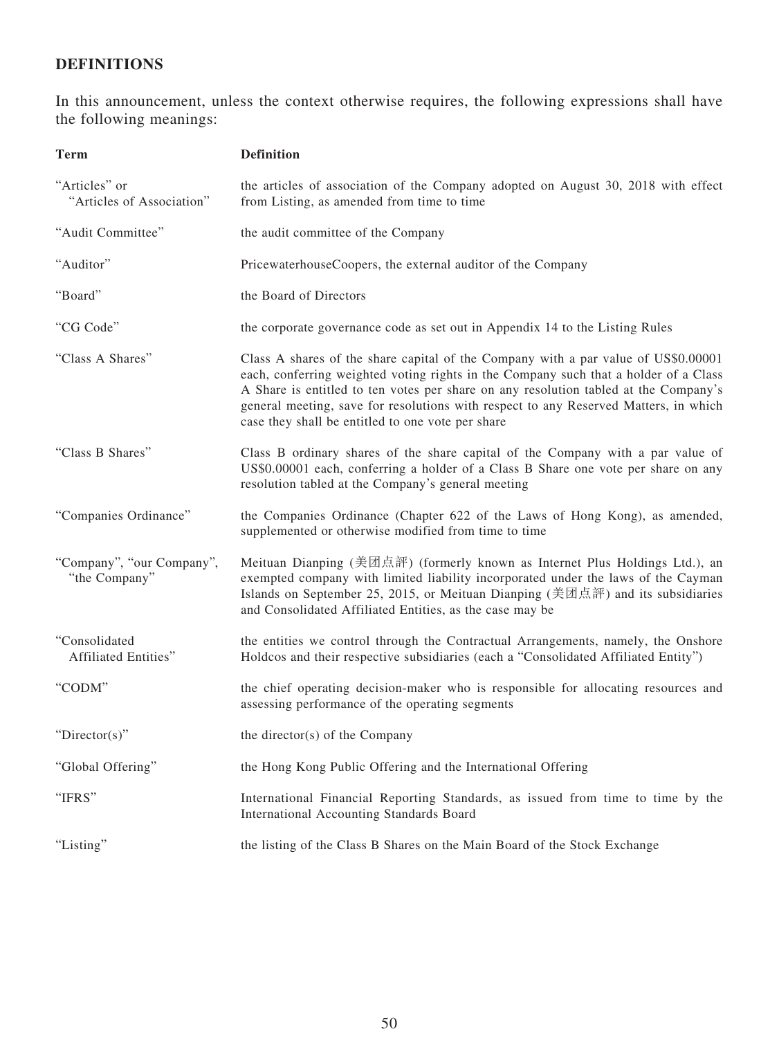## DEFINITIONS

In this announcement, unless the context otherwise requires, the following expressions shall have the following meanings:

| Term | Definition |
| --- | --- |
| "Articles" or "Articles of Association" | the articles of association of the Company adopted on August 30, 2018 with effect from Listing, as amended from time to time |
| "Audit Committee" | the audit committee of the Company |
| "Auditor" | PricewaterhouseCoopers, the external auditor of the Company |
| "Board" | the Board of Directors |
| "CG Code" | the corporate governance code as set out in Appendix 14 to the Listing Rules |
| "Class A Shares" | Class A shares of the share capital of the Company with a par value of US$0.00001 each, conferring weighted voting rights in the Company such that a holder of a Class A Share is entitled to ten votes per share on any resolution tabled at the Company's general meeting, save for resolutions with respect to any Reserved Matters, in which case they shall be entitled to one vote per share |
| "Class B Shares" | Class B ordinary shares of the share capital of the Company with a par value of US$0.00001 each, conferring a holder of a Class B Share one vote per share on any resolution tabled at the Company's general meeting |
| "Companies Ordinance" | the Companies Ordinance (Chapter 622 of the Laws of Hong Kong), as amended, supplemented or otherwise modified from time to time |
| "Company", "our Company", "the Company" | Meituan Dianping (美团点評) (formerly known as Internet Plus Holdings Ltd.), an exempted company with limited liability incorporated under the laws of the Cayman Islands on September 25, 2015, or Meituan Dianping (美团点評) and its subsidiaries and Consolidated Affiliated Entities, as the case may be |
| "Consolidated Affiliated Entities" | the entities we control through the Contractual Arrangements, namely, the Onshore Holdcos and their respective subsidiaries (each a "Consolidated Affiliated Entity") |
| "CODM" | the chief operating decision-maker who is responsible for allocating resources and assessing performance of the operating segments |
| "Director(s)" | the director(s) of the Company |
| "Global Offering" | the Hong Kong Public Offering and the International Offering |
| "IFRS" | International Financial Reporting Standards, as issued from time to time by the International Accounting Standards Board |
| "Listing" | the listing of the Class B Shares on the Main Board of the Stock Exchange |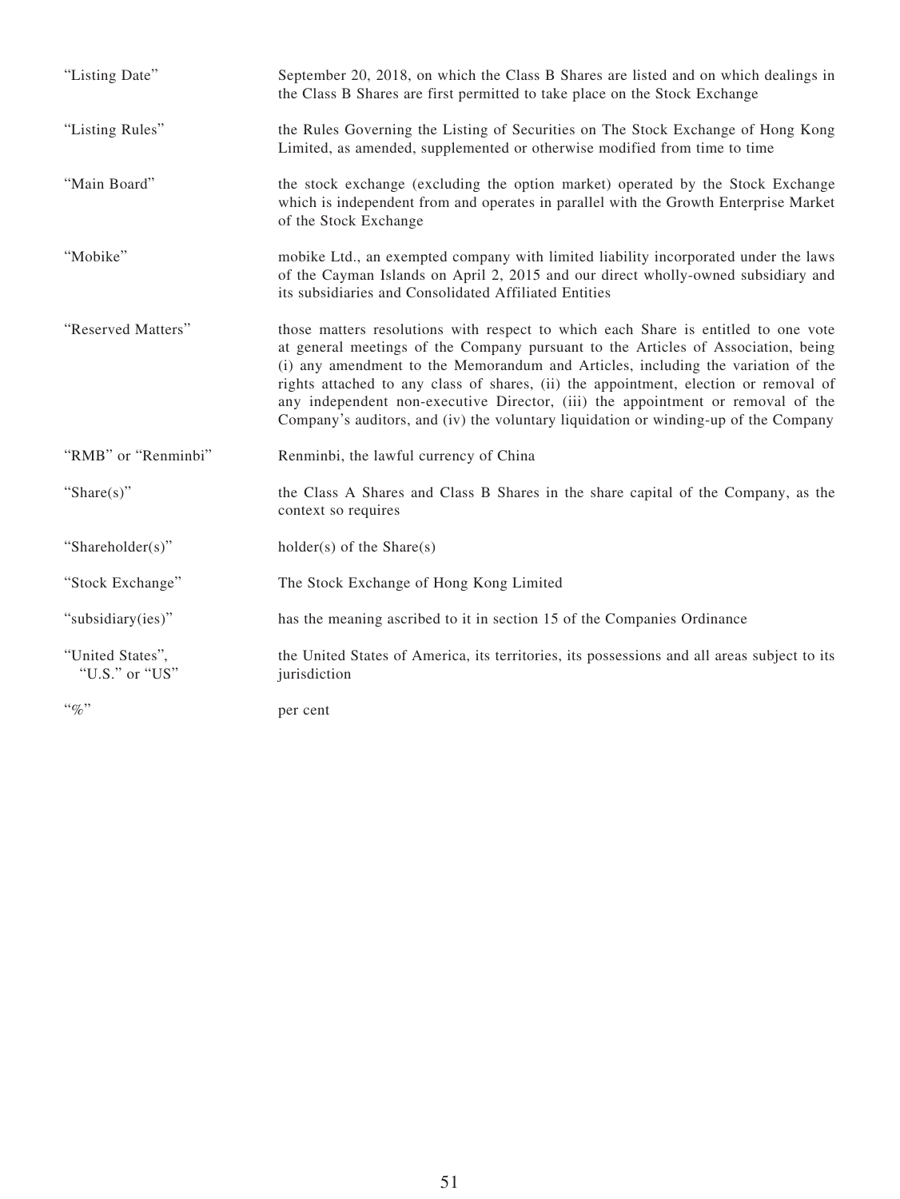| | |
|---|---|
| "Listing Date" | September 20, 2018, on which the Class B Shares are listed and on which dealings in the Class B Shares are first permitted to take place on the Stock Exchange |
| "Listing Rules" | the Rules Governing the Listing of Securities on The Stock Exchange of Hong Kong Limited, as amended, supplemented or otherwise modified from time to time |
| "Main Board" | the stock exchange (excluding the option market) operated by the Stock Exchange which is independent from and operates in parallel with the Growth Enterprise Market of the Stock Exchange |
| "Mobike" | mobike Ltd., an exempted company with limited liability incorporated under the laws of the Cayman Islands on April 2, 2015 and our direct wholly-owned subsidiary and its subsidiaries and Consolidated Affiliated Entities |
| "Reserved Matters" | those matters resolutions with respect to which each Share is entitled to one vote at general meetings of the Company pursuant to the Articles of Association, being (i) any amendment to the Memorandum and Articles, including the variation of the rights attached to any class of shares, (ii) the appointment, election or removal of any independent non-executive Director, (iii) the appointment or removal of the Company's auditors, and (iv) the voluntary liquidation or winding-up of the Company |
| "RMB" or "Renminbi" | Renminbi, the lawful currency of China |
| "Share(s)" | the Class A Shares and Class B Shares in the share capital of the Company, as the context so requires |
| "Shareholder(s)" | holder(s) of the Share(s) |
| "Stock Exchange" | The Stock Exchange of Hong Kong Limited |
| "subsidiary(ies)" | has the meaning ascribed to it in section 15 of the Companies Ordinance |
| "United States", "U.S." or "US" | the United States of America, its territories, its possessions and all areas subject to its jurisdiction |
| "%" | per cent |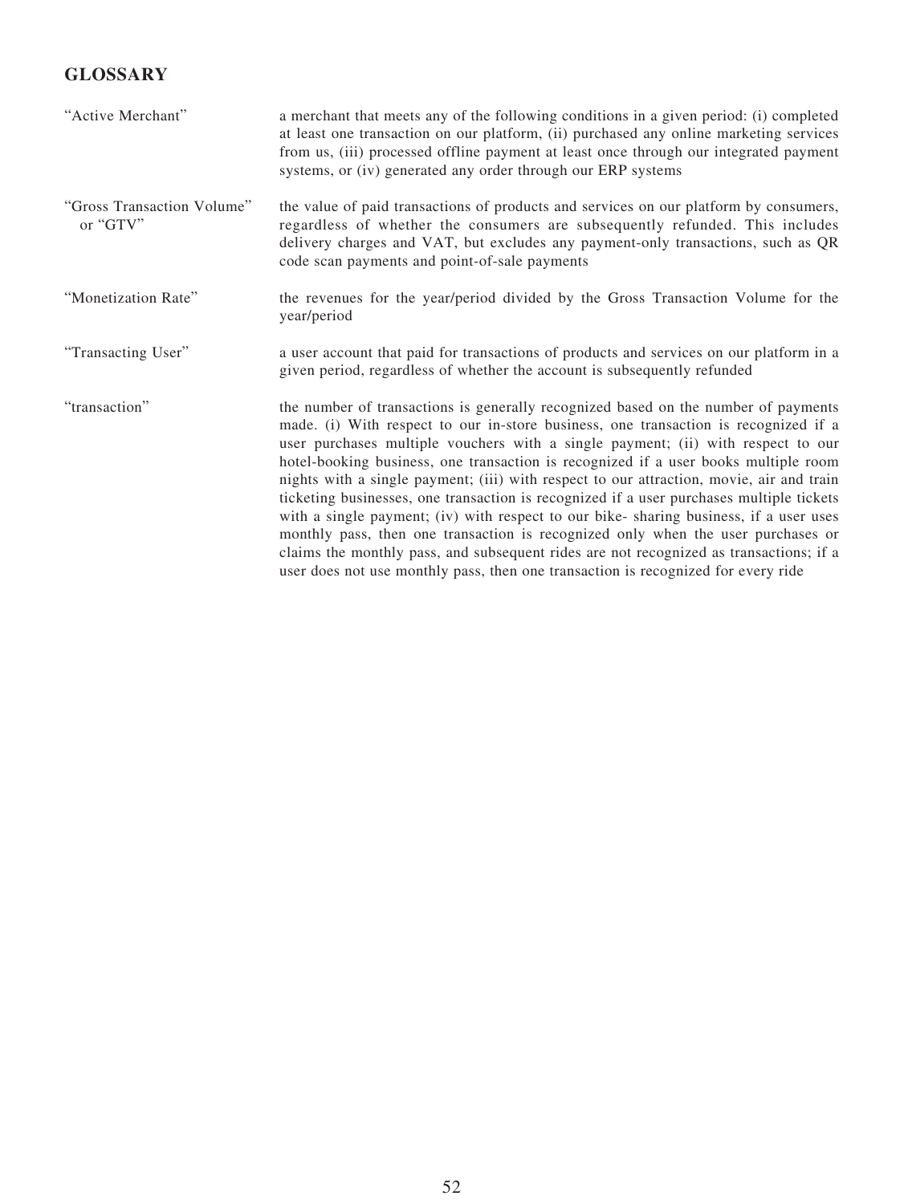## GLOSSARY

| | |
|---|---|
| "Active Merchant" | a merchant that meets any of the following conditions in a given period: (i) completed at least one transaction on our platform, (ii) purchased any online marketing services from us, (iii) processed offline payment at least once through our integrated payment systems, or (iv) generated any order through our ERP systems |
| "Gross Transaction Volume" or "GTV" | the value of paid transactions of products and services on our platform by consumers, regardless of whether the consumers are subsequently refunded. This includes delivery charges and VAT, but excludes any payment-only transactions, such as QR code scan payments and point-of-sale payments |
| "Monetization Rate" | the revenues for the year/period divided by the Gross Transaction Volume for the year/period |
| "Transacting User" | a user account that paid for transactions of products and services on our platform in a given period, regardless of whether the account is subsequently refunded |
| "transaction" | the number of transactions is generally recognized based on the number of payments made. (i) With respect to our in-store business, one transaction is recognized if a user purchases multiple vouchers with a single payment; (ii) with respect to our hotel-booking business, one transaction is recognized if a user books multiple room nights with a single payment; (iii) with respect to our attraction, movie, air and train ticketing businesses, one transaction is recognized if a user purchases multiple tickets with a single payment; (iv) with respect to our bike- sharing business, if a user uses monthly pass, then one transaction is recognized only when the user purchases or claims the monthly pass, and subsequent rides are not recognized as transactions; if a user does not use monthly pass, then one transaction is recognized for every ride |